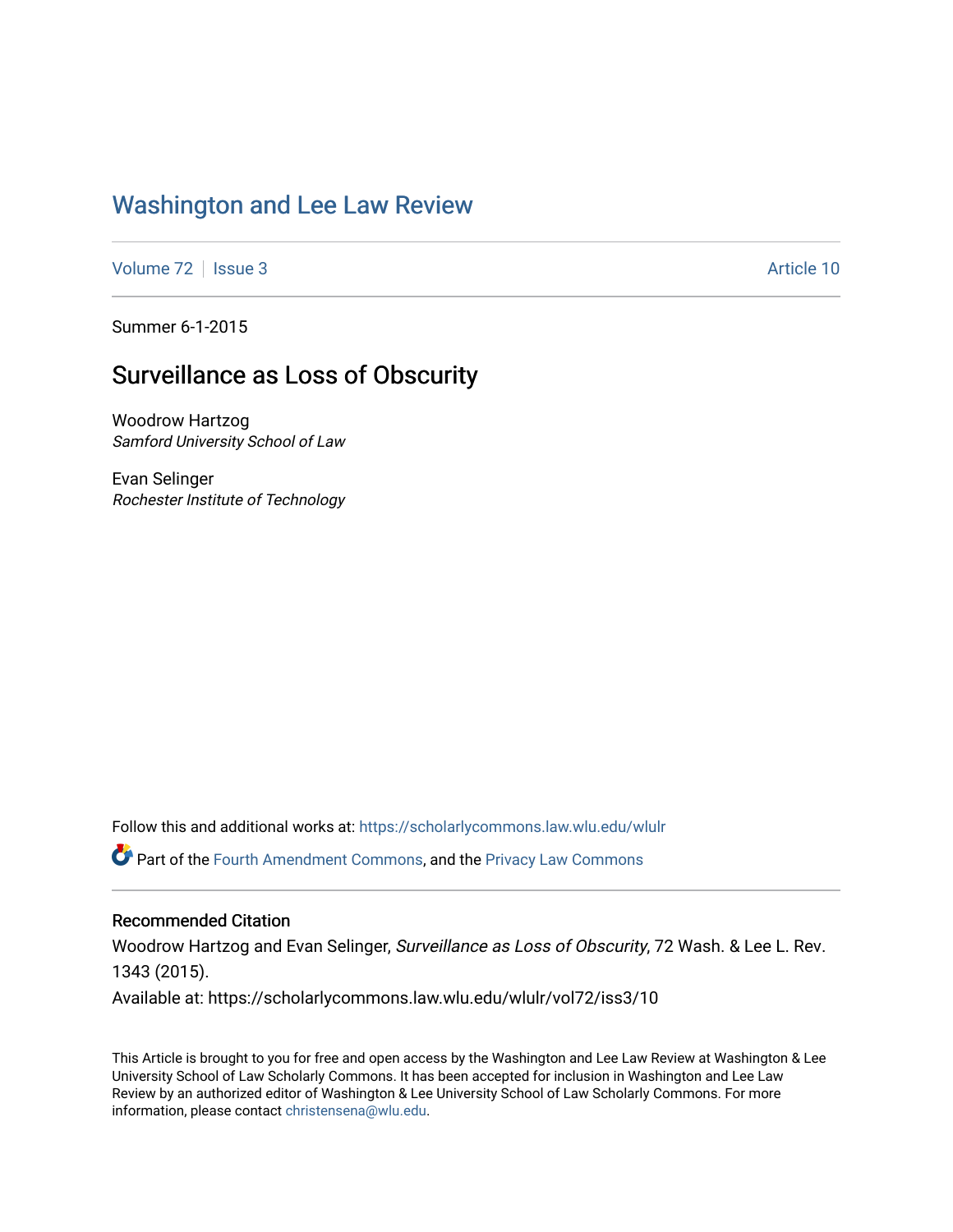# Washington and Lee Law Review

Volume 72 | Issue 3 Article 10

Summer 6-1-2015

## Surveillance as Loss of Obscurity

Woodrow Hartzog
*Samford University School of Law*

Evan Selinger
*Rochester Institute of Technology*

Follow this and additional works at: https://scholarlycommons.law.wlu.edu/wlulr

Part of the Fourth Amendment Commons, and the Privacy Law Commons

### Recommended Citation

Woodrow Hartzog and Evan Selinger, *Surveillance as Loss of Obscurity*, 72 Wash. & Lee L. Rev. 1343 (2015).

Available at: https://scholarlycommons.law.wlu.edu/wlulr/vol72/iss3/10

This Article is brought to you for free and open access by the Washington and Lee Law Review at Washington & Lee University School of Law Scholarly Commons. It has been accepted for inclusion in Washington and Lee Law Review by an authorized editor of Washington & Lee University School of Law Scholarly Commons. For more information, please contact christensena@wlu.edu.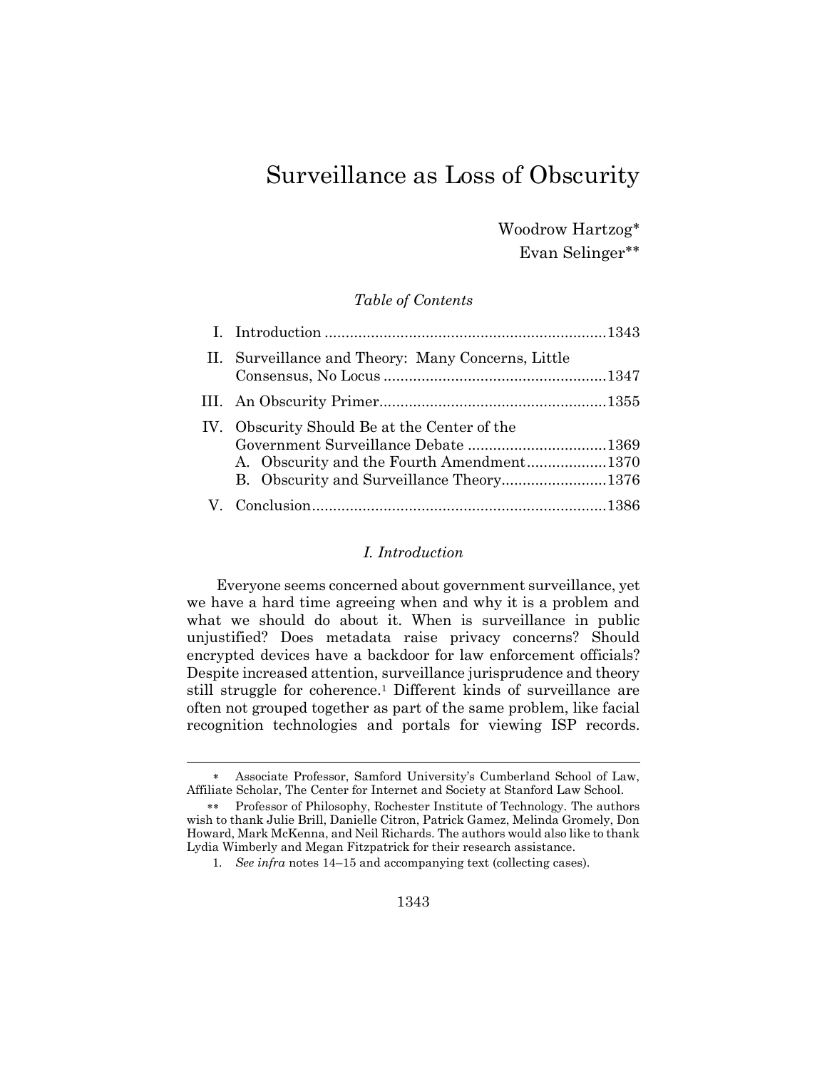# Surveillance as Loss of Obscurity

Woodrow Hartzog*

Evan Selinger**

*Table of Contents*

I. Introduction ........................................................................1343

II. Surveillance and Theory: Many Concerns, Little Consensus, No Locus ..........................................................1347

III. An Obscurity Primer...........................................................1355

IV. Obscurity Should Be at the Center of the Government Surveillance Debate ..................................1369
   A. Obscurity and the Fourth Amendment...................1370
   B. Obscurity and Surveillance Theory.........................1376

V. Conclusion..........................................................................1386

## *I. Introduction*

Everyone seems concerned about government surveillance, yet we have a hard time agreeing when and why it is a problem and what we should do about it. When is surveillance in public unjustified? Does metadata raise privacy concerns? Should encrypted devices have a backdoor for law enforcement officials? Despite increased attention, surveillance jurisprudence and theory still struggle for coherence.[1] Different kinds of surveillance are often not grouped together as part of the same problem, like facial recognition technologies and portals for viewing ISP records.

---

* Associate Professor, Samford University's Cumberland School of Law, Affiliate Scholar, The Center for Internet and Society at Stanford Law School.

** Professor of Philosophy, Rochester Institute of Technology. The authors wish to thank Julie Brill, Danielle Citron, Patrick Gamez, Melinda Gromely, Don Howard, Mark McKenna, and Neil Richards. The authors would also like to thank Lydia Wimberly and Megan Fitzpatrick for their research assistance.

1. *See infra* notes 14–15 and accompanying text (collecting cases).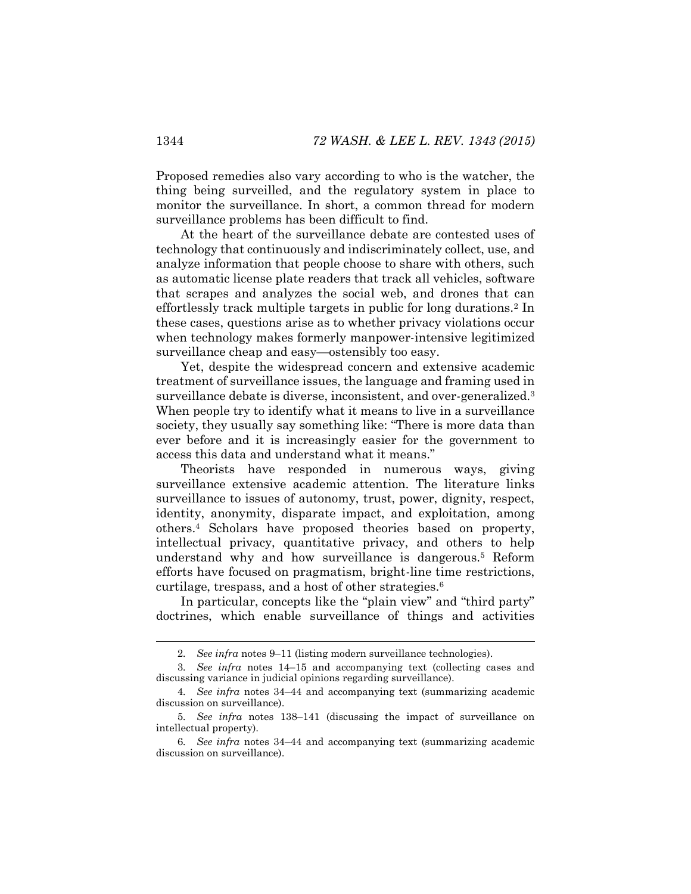Proposed remedies also vary according to who is the watcher, the thing being surveilled, and the regulatory system in place to monitor the surveillance. In short, a common thread for modern surveillance problems has been difficult to find.

At the heart of the surveillance debate are contested uses of technology that continuously and indiscriminately collect, use, and analyze information that people choose to share with others, such as automatic license plate readers that track all vehicles, software that scrapes and analyzes the social web, and drones that can effortlessly track multiple targets in public for long durations.[2] In these cases, questions arise as to whether privacy violations occur when technology makes formerly manpower-intensive legitimized surveillance cheap and easy—ostensibly too easy.

Yet, despite the widespread concern and extensive academic treatment of surveillance issues, the language and framing used in surveillance debate is diverse, inconsistent, and over-generalized.[3] When people try to identify what it means to live in a surveillance society, they usually say something like: "There is more data than ever before and it is increasingly easier for the government to access this data and understand what it means."

Theorists have responded in numerous ways, giving surveillance extensive academic attention. The literature links surveillance to issues of autonomy, trust, power, dignity, respect, identity, anonymity, disparate impact, and exploitation, among others.[4] Scholars have proposed theories based on property, intellectual privacy, quantitative privacy, and others to help understand why and how surveillance is dangerous.[5] Reform efforts have focused on pragmatism, bright-line time restrictions, curtilage, trespass, and a host of other strategies.[6]

In particular, concepts like the "plain view" and "third party" doctrines, which enable surveillance of things and activities

---

2. *See infra* notes 9–11 (listing modern surveillance technologies).

3. *See infra* notes 14–15 and accompanying text (collecting cases and discussing variance in judicial opinions regarding surveillance).

4. *See infra* notes 34–44 and accompanying text (summarizing academic discussion on surveillance).

5. *See infra* notes 138–141 (discussing the impact of surveillance on intellectual property).

6. *See infra* notes 34–44 and accompanying text (summarizing academic discussion on surveillance).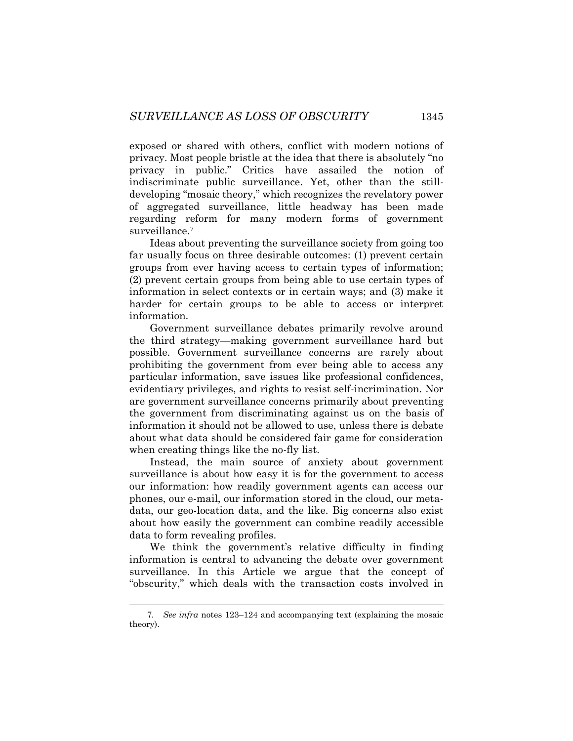exposed or shared with others, conflict with modern notions of privacy. Most people bristle at the idea that there is absolutely "no privacy in public." Critics have assailed the notion of indiscriminate public surveillance. Yet, other than the still-developing "mosaic theory," which recognizes the revelatory power of aggregated surveillance, little headway has been made regarding reform for many modern forms of government surveillance.[7]

Ideas about preventing the surveillance society from going too far usually focus on three desirable outcomes: (1) prevent certain groups from ever having access to certain types of information; (2) prevent certain groups from being able to use certain types of information in select contexts or in certain ways; and (3) make it harder for certain groups to be able to access or interpret information.

Government surveillance debates primarily revolve around the third strategy—making government surveillance hard but possible. Government surveillance concerns are rarely about prohibiting the government from ever being able to access any particular information, save issues like professional confidences, evidentiary privileges, and rights to resist self-incrimination. Nor are government surveillance concerns primarily about preventing the government from discriminating against us on the basis of information it should not be allowed to use, unless there is debate about what data should be considered fair game for consideration when creating things like the no-fly list.

Instead, the main source of anxiety about government surveillance is about how easy it is for the government to access our information: how readily government agents can access our phones, our e-mail, our information stored in the cloud, our meta-data, our geo-location data, and the like. Big concerns also exist about how easily the government can combine readily accessible data to form revealing profiles.

We think the government's relative difficulty in finding information is central to advancing the debate over government surveillance. In this Article we argue that the concept of "obscurity," which deals with the transaction costs involved in

---

7. *See infra* notes 123–124 and accompanying text (explaining the mosaic theory).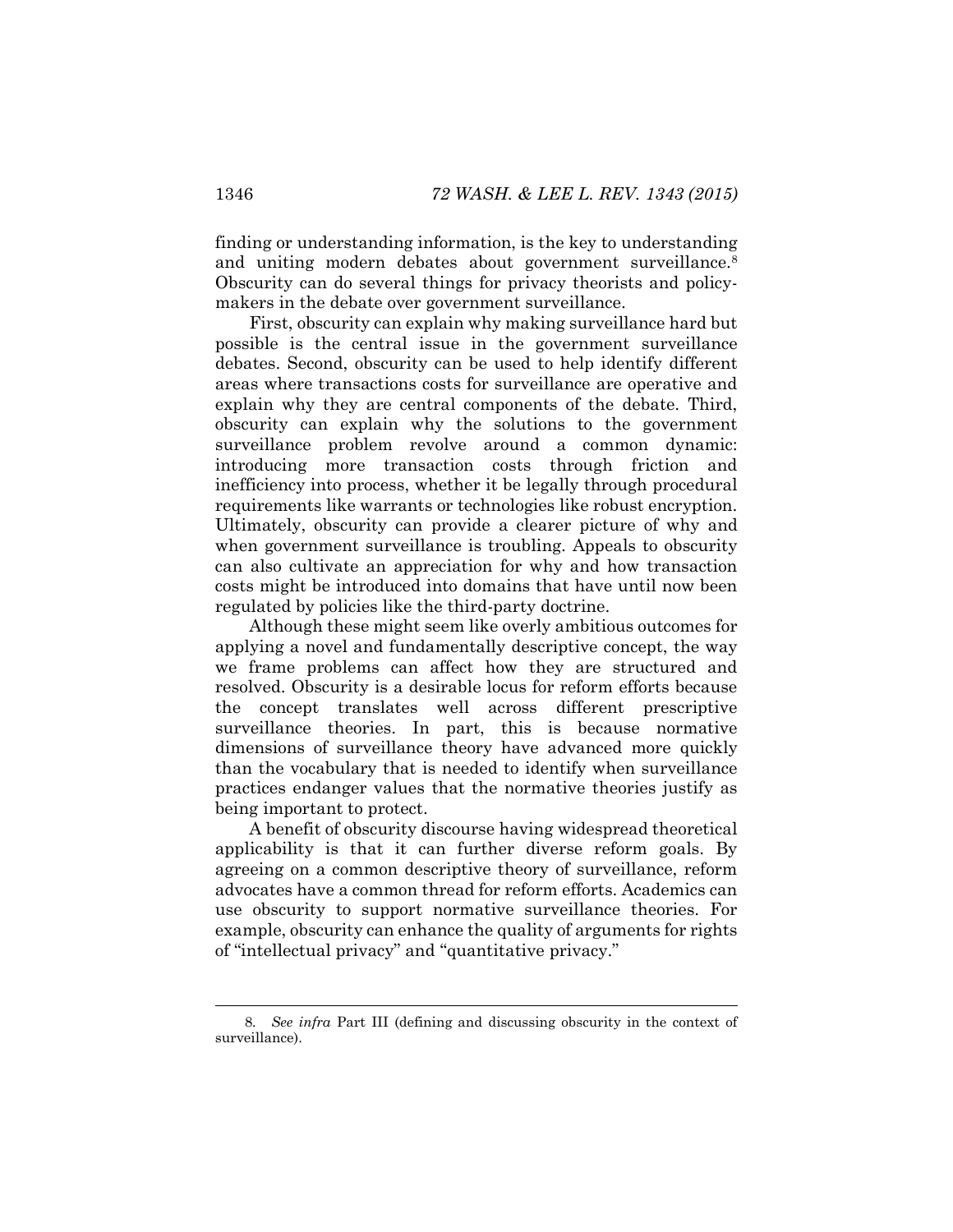finding or understanding information, is the key to understanding and uniting modern debates about government surveillance.[8] Obscurity can do several things for privacy theorists and policy-makers in the debate over government surveillance.

First, obscurity can explain why making surveillance hard but possible is the central issue in the government surveillance debates. Second, obscurity can be used to help identify different areas where transactions costs for surveillance are operative and explain why they are central components of the debate. Third, obscurity can explain why the solutions to the government surveillance problem revolve around a common dynamic: introducing more transaction costs through friction and inefficiency into process, whether it be legally through procedural requirements like warrants or technologies like robust encryption. Ultimately, obscurity can provide a clearer picture of why and when government surveillance is troubling. Appeals to obscurity can also cultivate an appreciation for why and how transaction costs might be introduced into domains that have until now been regulated by policies like the third-party doctrine.

Although these might seem like overly ambitious outcomes for applying a novel and fundamentally descriptive concept, the way we frame problems can affect how they are structured and resolved. Obscurity is a desirable locus for reform efforts because the concept translates well across different prescriptive surveillance theories. In part, this is because normative dimensions of surveillance theory have advanced more quickly than the vocabulary that is needed to identify when surveillance practices endanger values that the normative theories justify as being important to protect.

A benefit of obscurity discourse having widespread theoretical applicability is that it can further diverse reform goals. By agreeing on a common descriptive theory of surveillance, reform advocates have a common thread for reform efforts. Academics can use obscurity to support normative surveillance theories. For example, obscurity can enhance the quality of arguments for rights of "intellectual privacy" and "quantitative privacy."

---

8. *See infra* Part III (defining and discussing obscurity in the context of surveillance).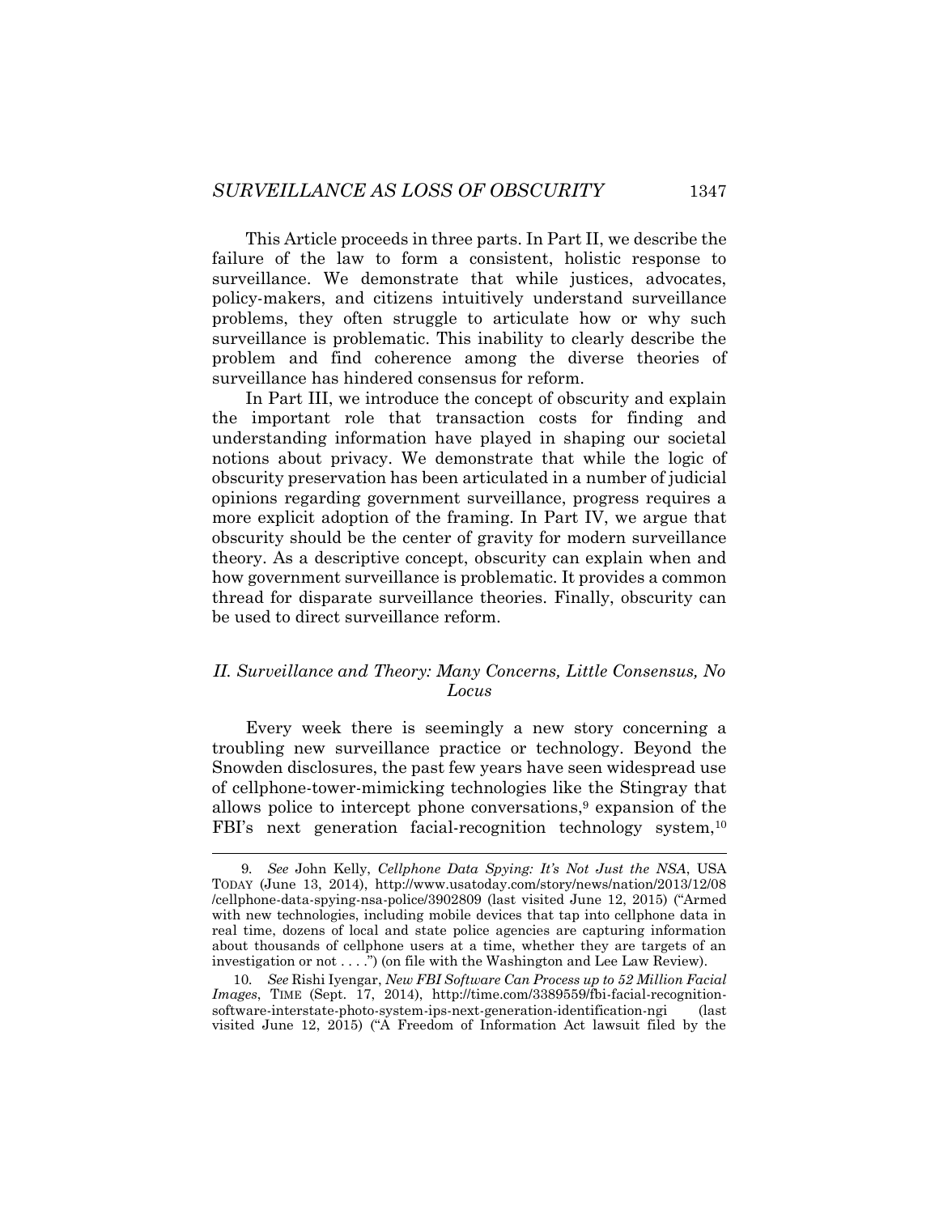This Article proceeds in three parts. In Part II, we describe the failure of the law to form a consistent, holistic response to surveillance. We demonstrate that while justices, advocates, policy-makers, and citizens intuitively understand surveillance problems, they often struggle to articulate how or why such surveillance is problematic. This inability to clearly describe the problem and find coherence among the diverse theories of surveillance has hindered consensus for reform.

In Part III, we introduce the concept of obscurity and explain the important role that transaction costs for finding and understanding information have played in shaping our societal notions about privacy. We demonstrate that while the logic of obscurity preservation has been articulated in a number of judicial opinions regarding government surveillance, progress requires a more explicit adoption of the framing. In Part IV, we argue that obscurity should be the center of gravity for modern surveillance theory. As a descriptive concept, obscurity can explain when and how government surveillance is problematic. It provides a common thread for disparate surveillance theories. Finally, obscurity can be used to direct surveillance reform.

## *II. Surveillance and Theory: Many Concerns, Little Consensus, No Locus*

Every week there is seemingly a new story concerning a troubling new surveillance practice or technology. Beyond the Snowden disclosures, the past few years have seen widespread use of cellphone-tower-mimicking technologies like the Stingray that allows police to intercept phone conversations,[9] expansion of the FBI's next generation facial-recognition technology system,[10]

---

9. *See* John Kelly, *Cellphone Data Spying: It's Not Just the NSA*, USA TODAY (June 13, 2014), http://www.usatoday.com/story/news/nation/2013/12/08/cellphone-data-spying-nsa-police/3902809 (last visited June 12, 2015) ("Armed with new technologies, including mobile devices that tap into cellphone data in real time, dozens of local and state police agencies are capturing information about thousands of cellphone users at a time, whether they are targets of an investigation or not . . . .") (on file with the Washington and Lee Law Review).

10. *See* Rishi Iyengar, *New FBI Software Can Process up to 52 Million Facial Images*, TIME (Sept. 17, 2014), http://time.com/3389559/fbi-facial-recognition-software-interstate-photo-system-ips-next-generation-identification-ngi (last visited June 12, 2015) ("A Freedom of Information Act lawsuit filed by the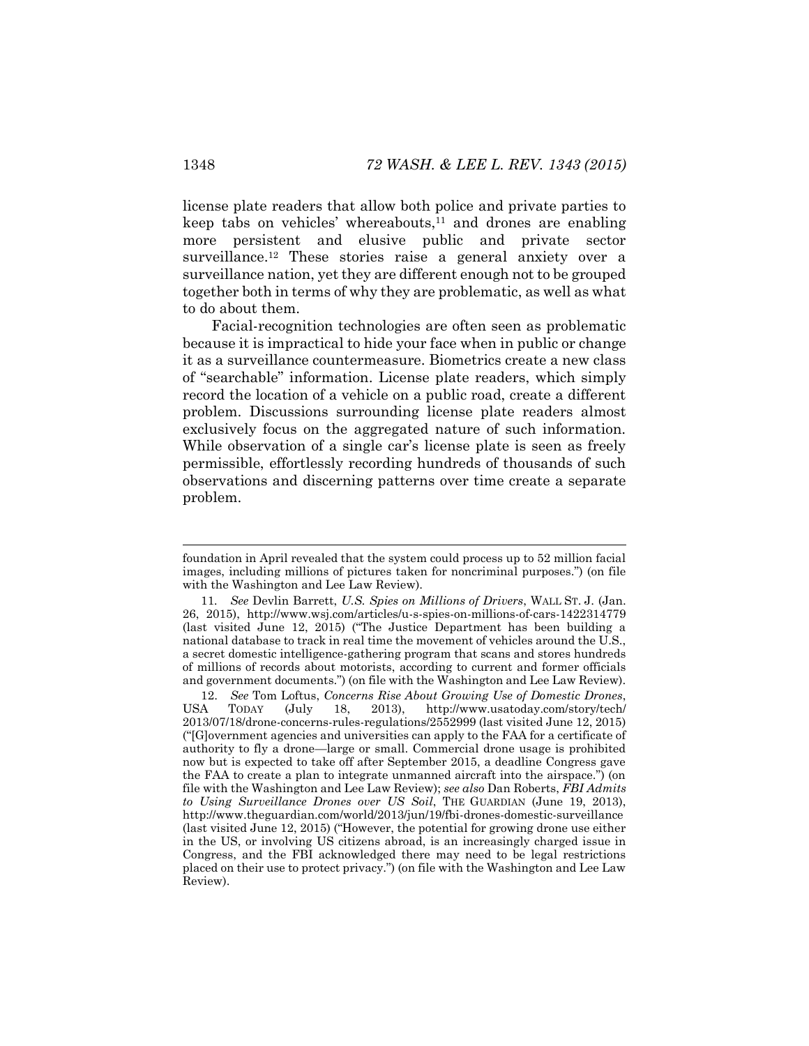license plate readers that allow both police and private parties to keep tabs on vehicles' whereabouts,[11] and drones are enabling more persistent and elusive public and private sector surveillance.[12] These stories raise a general anxiety over a surveillance nation, yet they are different enough not to be grouped together both in terms of why they are problematic, as well as what to do about them.

Facial-recognition technologies are often seen as problematic because it is impractical to hide your face when in public or change it as a surveillance countermeasure. Biometrics create a new class of "searchable" information. License plate readers, which simply record the location of a vehicle on a public road, create a different problem. Discussions surrounding license plate readers almost exclusively focus on the aggregated nature of such information. While observation of a single car's license plate is seen as freely permissible, effortlessly recording hundreds of thousands of such observations and discerning patterns over time create a separate problem.

---

foundation in April revealed that the system could process up to 52 million facial images, including millions of pictures taken for noncriminal purposes.") (on file with the Washington and Lee Law Review).

11. *See* Devlin Barrett, *U.S. Spies on Millions of Drivers*, WALL ST. J. (Jan. 26, 2015), http://www.wsj.com/articles/u-s-spies-on-millions-of-cars-1422314779 (last visited June 12, 2015) ("The Justice Department has been building a national database to track in real time the movement of vehicles around the U.S., a secret domestic intelligence-gathering program that scans and stores hundreds of millions of records about motorists, according to current and former officials and government documents.") (on file with the Washington and Lee Law Review).

12. *See* Tom Loftus, *Concerns Rise About Growing Use of Domestic Drones*, USA TODAY (July 18, 2013), http://www.usatoday.com/story/tech/2013/07/18/drone-concerns-rules-regulations/2552999 (last visited June 12, 2015) ("[G]overnment agencies and universities can apply to the FAA for a certificate of authority to fly a drone—large or small. Commercial drone usage is prohibited now but is expected to take off after September 2015, a deadline Congress gave the FAA to create a plan to integrate unmanned aircraft into the airspace.") (on file with the Washington and Lee Law Review); *see also* Dan Roberts, *FBI Admits to Using Surveillance Drones over US Soil*, THE GUARDIAN (June 19, 2013), http://www.theguardian.com/world/2013/jun/19/fbi-drones-domestic-surveillance (last visited June 12, 2015) ("However, the potential for growing drone use either in the US, or involving US citizens abroad, is an increasingly charged issue in Congress, and the FBI acknowledged there may need to be legal restrictions placed on their use to protect privacy.") (on file with the Washington and Lee Law Review).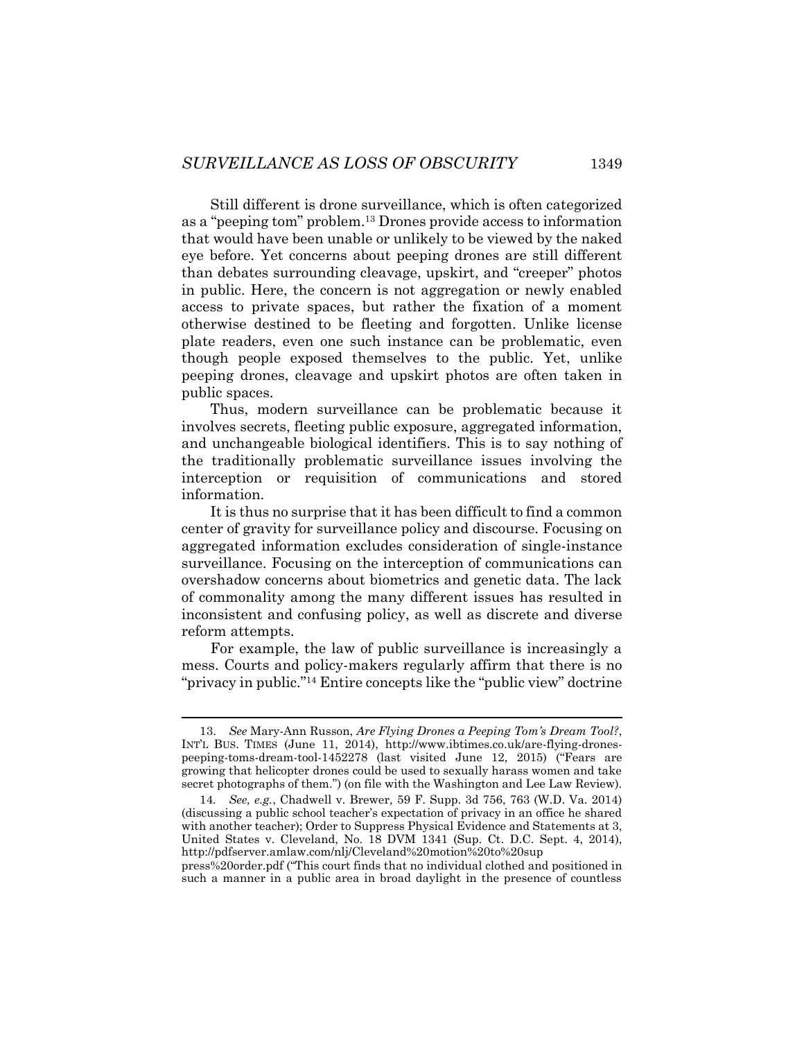Still different is drone surveillance, which is often categorized as a "peeping tom" problem.[13] Drones provide access to information that would have been unable or unlikely to be viewed by the naked eye before. Yet concerns about peeping drones are still different than debates surrounding cleavage, upskirt, and "creeper" photos in public. Here, the concern is not aggregation or newly enabled access to private spaces, but rather the fixation of a moment otherwise destined to be fleeting and forgotten. Unlike license plate readers, even one such instance can be problematic, even though people exposed themselves to the public. Yet, unlike peeping drones, cleavage and upskirt photos are often taken in public spaces.

Thus, modern surveillance can be problematic because it involves secrets, fleeting public exposure, aggregated information, and unchangeable biological identifiers. This is to say nothing of the traditionally problematic surveillance issues involving the interception or requisition of communications and stored information.

It is thus no surprise that it has been difficult to find a common center of gravity for surveillance policy and discourse. Focusing on aggregated information excludes consideration of single-instance surveillance. Focusing on the interception of communications can overshadow concerns about biometrics and genetic data. The lack of commonality among the many different issues has resulted in inconsistent and confusing policy, as well as discrete and diverse reform attempts.

For example, the law of public surveillance is increasingly a mess. Courts and policy-makers regularly affirm that there is no "privacy in public."[14] Entire concepts like the "public view" doctrine

---

13. *See* Mary-Ann Russon, *Are Flying Drones a Peeping Tom's Dream Tool?*, INT'L BUS. TIMES (June 11, 2014), http://www.ibtimes.co.uk/are-flying-drones-peeping-toms-dream-tool-1452278 (last visited June 12, 2015) ("Fears are growing that helicopter drones could be used to sexually harass women and take secret photographs of them.") (on file with the Washington and Lee Law Review).

14. *See, e.g.*, Chadwell v. Brewer, 59 F. Supp. 3d 756, 763 (W.D. Va. 2014) (discussing a public school teacher's expectation of privacy in an office he shared with another teacher); Order to Suppress Physical Evidence and Statements at 3, United States v. Cleveland, No. 18 DVM 1341 (Sup. Ct. D.C. Sept. 4, 2014), http://pdfserver.amlaw.com/nlj/Cleveland%20motion%20to%20sup press%20order.pdf ("This court finds that no individual clothed and positioned in such a manner in a public area in broad daylight in the presence of countless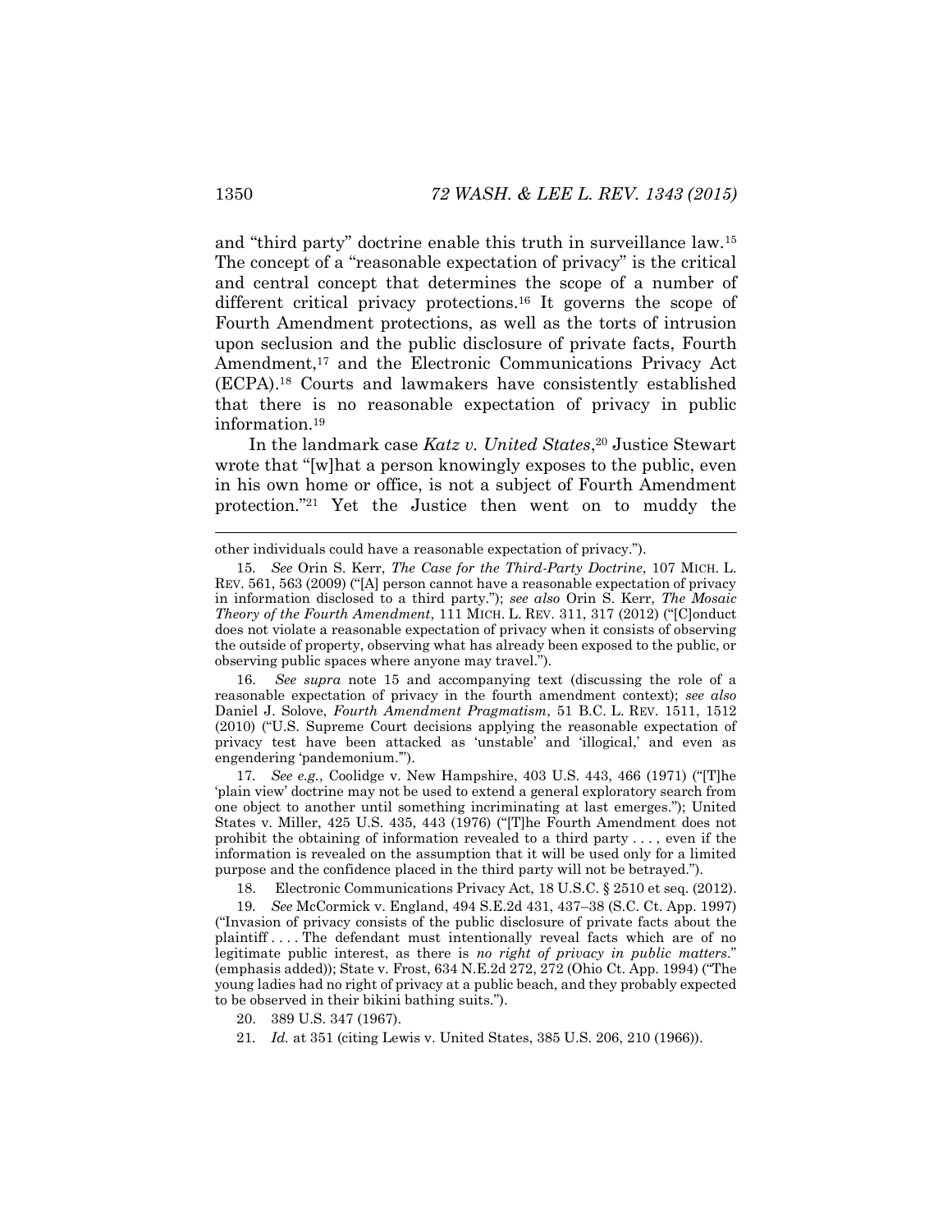and "third party" doctrine enable this truth in surveillance law.[15] The concept of a "reasonable expectation of privacy" is the critical and central concept that determines the scope of a number of different critical privacy protections.[16] It governs the scope of Fourth Amendment protections, as well as the torts of intrusion upon seclusion and the public disclosure of private facts, Fourth Amendment,[17] and the Electronic Communications Privacy Act (ECPA).[18] Courts and lawmakers have consistently established that there is no reasonable expectation of privacy in public information.[19]

In the landmark case *Katz v. United States*,[20] Justice Stewart wrote that "[w]hat a person knowingly exposes to the public, even in his own home or office, is not a subject of Fourth Amendment protection."[21] Yet the Justice then went on to muddy the

---

other individuals could have a reasonable expectation of privacy.").

15. *See* Orin S. Kerr, *The Case for the Third-Party Doctrine*, 107 MICH. L. REV. 561, 563 (2009) ("[A] person cannot have a reasonable expectation of privacy in information disclosed to a third party."); *see also* Orin S. Kerr, *The Mosaic Theory of the Fourth Amendment*, 111 MICH. L. REV. 311, 317 (2012) ("[C]onduct does not violate a reasonable expectation of privacy when it consists of observing the outside of property, observing what has already been exposed to the public, or observing public spaces where anyone may travel.").

16. *See supra* note 15 and accompanying text (discussing the role of a reasonable expectation of privacy in the fourth amendment context); *see also* Daniel J. Solove, *Fourth Amendment Pragmatism*, 51 B.C. L. REV. 1511, 1512 (2010) ("U.S. Supreme Court decisions applying the reasonable expectation of privacy test have been attacked as 'unstable' and 'illogical,' and even as engendering 'pandemonium.'").

17. *See e.g.*, Coolidge v. New Hampshire, 403 U.S. 443, 466 (1971) ("[T]he 'plain view' doctrine may not be used to extend a general exploratory search from one object to another until something incriminating at last emerges."); United States v. Miller, 425 U.S. 435, 443 (1976) ("[T]he Fourth Amendment does not prohibit the obtaining of information revealed to a third party . . . , even if the information is revealed on the assumption that it will be used only for a limited purpose and the confidence placed in the third party will not be betrayed.").

18. Electronic Communications Privacy Act, 18 U.S.C. § 2510 et seq. (2012).

19. *See* McCormick v. England, 494 S.E.2d 431, 437–38 (S.C. Ct. App. 1997) ("Invasion of privacy consists of the public disclosure of private facts about the plaintiff . . . . The defendant must intentionally reveal facts which are of no legitimate public interest, as there is *no right of privacy in public matters*." (emphasis added)); State v. Frost, 634 N.E.2d 272, 272 (Ohio Ct. App. 1994) ("The young ladies had no right of privacy at a public beach, and they probably expected to be observed in their bikini bathing suits.").

20. 389 U.S. 347 (1967).

21. *Id.* at 351 (citing Lewis v. United States, 385 U.S. 206, 210 (1966)).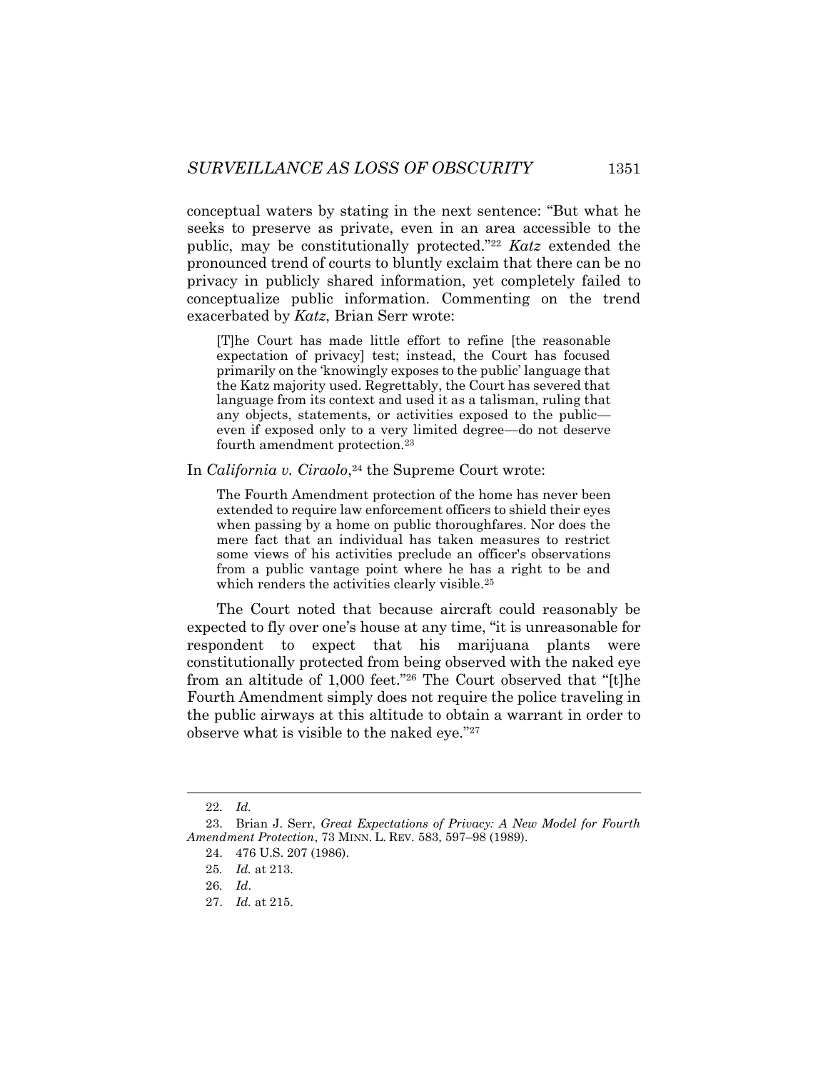conceptual waters by stating in the next sentence: "But what he seeks to preserve as private, even in an area accessible to the public, may be constitutionally protected."[22] *Katz* extended the pronounced trend of courts to bluntly exclaim that there can be no privacy in publicly shared information, yet completely failed to conceptualize public information. Commenting on the trend exacerbated by *Katz*, Brian Serr wrote:

> [T]he Court has made little effort to refine [the reasonable expectation of privacy] test; instead, the Court has focused primarily on the 'knowingly exposes to the public' language that the Katz majority used. Regrettably, the Court has severed that language from its context and used it as a talisman, ruling that any objects, statements, or activities exposed to the public—even if exposed only to a very limited degree—do not deserve fourth amendment protection.[23]

In *California v. Ciraolo*,[24] the Supreme Court wrote:

> The Fourth Amendment protection of the home has never been extended to require law enforcement officers to shield their eyes when passing by a home on public thoroughfares. Nor does the mere fact that an individual has taken measures to restrict some views of his activities preclude an officer's observations from a public vantage point where he has a right to be and which renders the activities clearly visible.[25]

The Court noted that because aircraft could reasonably be expected to fly over one's house at any time, "it is unreasonable for respondent to expect that his marijuana plants were constitutionally protected from being observed with the naked eye from an altitude of 1,000 feet."[26] The Court observed that "[t]he Fourth Amendment simply does not require the police traveling in the public airways at this altitude to obtain a warrant in order to observe what is visible to the naked eye."[27]

---

22. *Id.*

23. Brian J. Serr, *Great Expectations of Privacy: A New Model for Fourth Amendment Protection*, 73 MINN. L. REV. 583, 597–98 (1989).

24. 476 U.S. 207 (1986).

25. *Id.* at 213.

26. *Id*.

27. *Id.* at 215.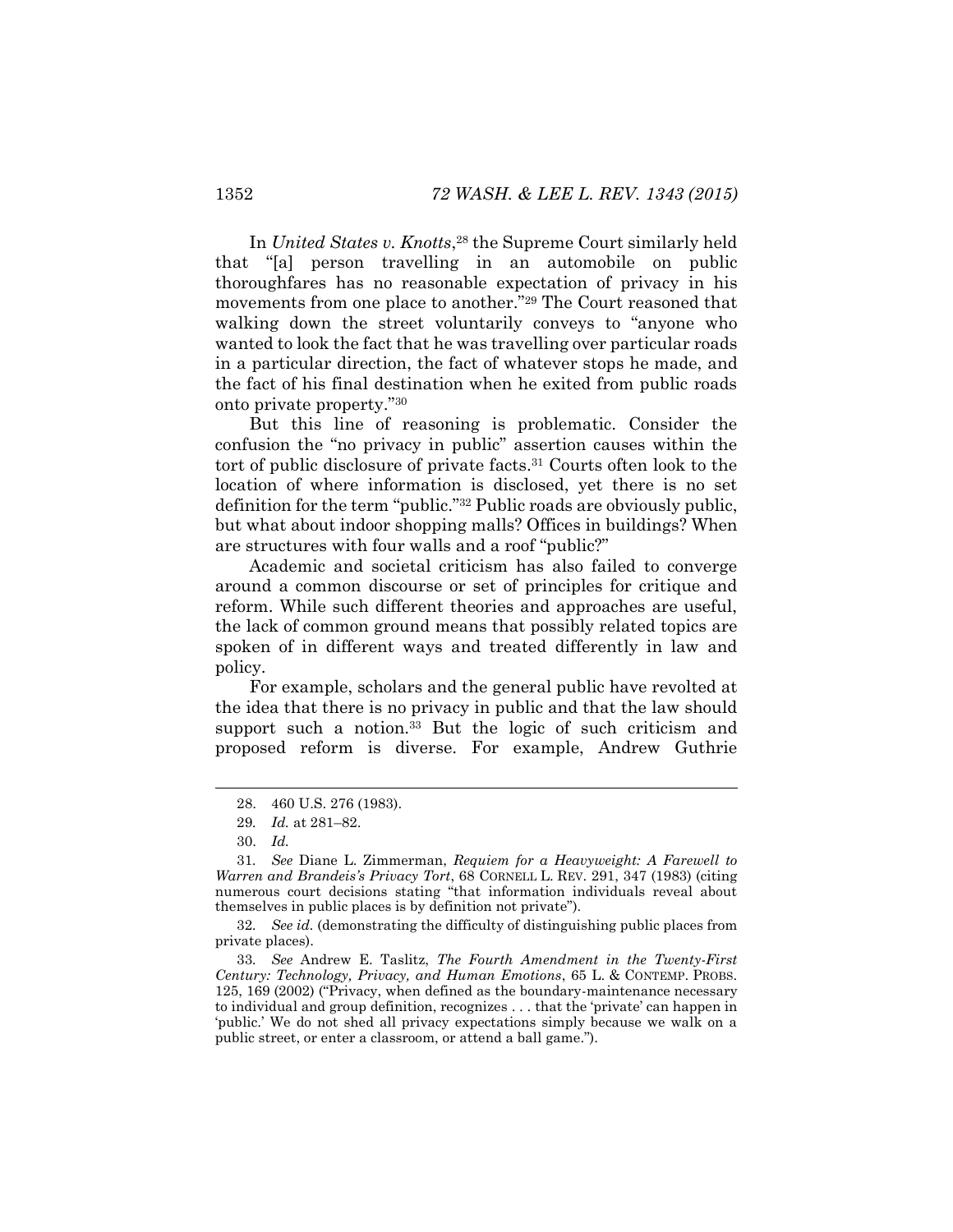In *United States v. Knotts*,[28] the Supreme Court similarly held that "[a] person travelling in an automobile on public thoroughfares has no reasonable expectation of privacy in his movements from one place to another."[29] The Court reasoned that walking down the street voluntarily conveys to "anyone who wanted to look the fact that he was travelling over particular roads in a particular direction, the fact of whatever stops he made, and the fact of his final destination when he exited from public roads onto private property."[30]

But this line of reasoning is problematic. Consider the confusion the "no privacy in public" assertion causes within the tort of public disclosure of private facts.[31] Courts often look to the location of where information is disclosed, yet there is no set definition for the term "public."[32] Public roads are obviously public, but what about indoor shopping malls? Offices in buildings? When are structures with four walls and a roof "public?"

Academic and societal criticism has also failed to converge around a common discourse or set of principles for critique and reform. While such different theories and approaches are useful, the lack of common ground means that possibly related topics are spoken of in different ways and treated differently in law and policy.

For example, scholars and the general public have revolted at the idea that there is no privacy in public and that the law should support such a notion.[33] But the logic of such criticism and proposed reform is diverse. For example, Andrew Guthrie

---

28. 460 U.S. 276 (1983).

29. *Id.* at 281–82.

30. *Id.*

31. *See* Diane L. Zimmerman, *Requiem for a Heavyweight: A Farewell to Warren and Brandeis's Privacy Tort*, 68 CORNELL L. REV. 291, 347 (1983) (citing numerous court decisions stating "that information individuals reveal about themselves in public places is by definition not private").

32. *See id.* (demonstrating the difficulty of distinguishing public places from private places).

33. *See* Andrew E. Taslitz, *The Fourth Amendment in the Twenty-First Century: Technology, Privacy, and Human Emotions*, 65 L. & CONTEMP. PROBS. 125, 169 (2002) ("Privacy, when defined as the boundary-maintenance necessary to individual and group definition, recognizes . . . that the 'private' can happen in 'public.' We do not shed all privacy expectations simply because we walk on a public street, or enter a classroom, or attend a ball game.").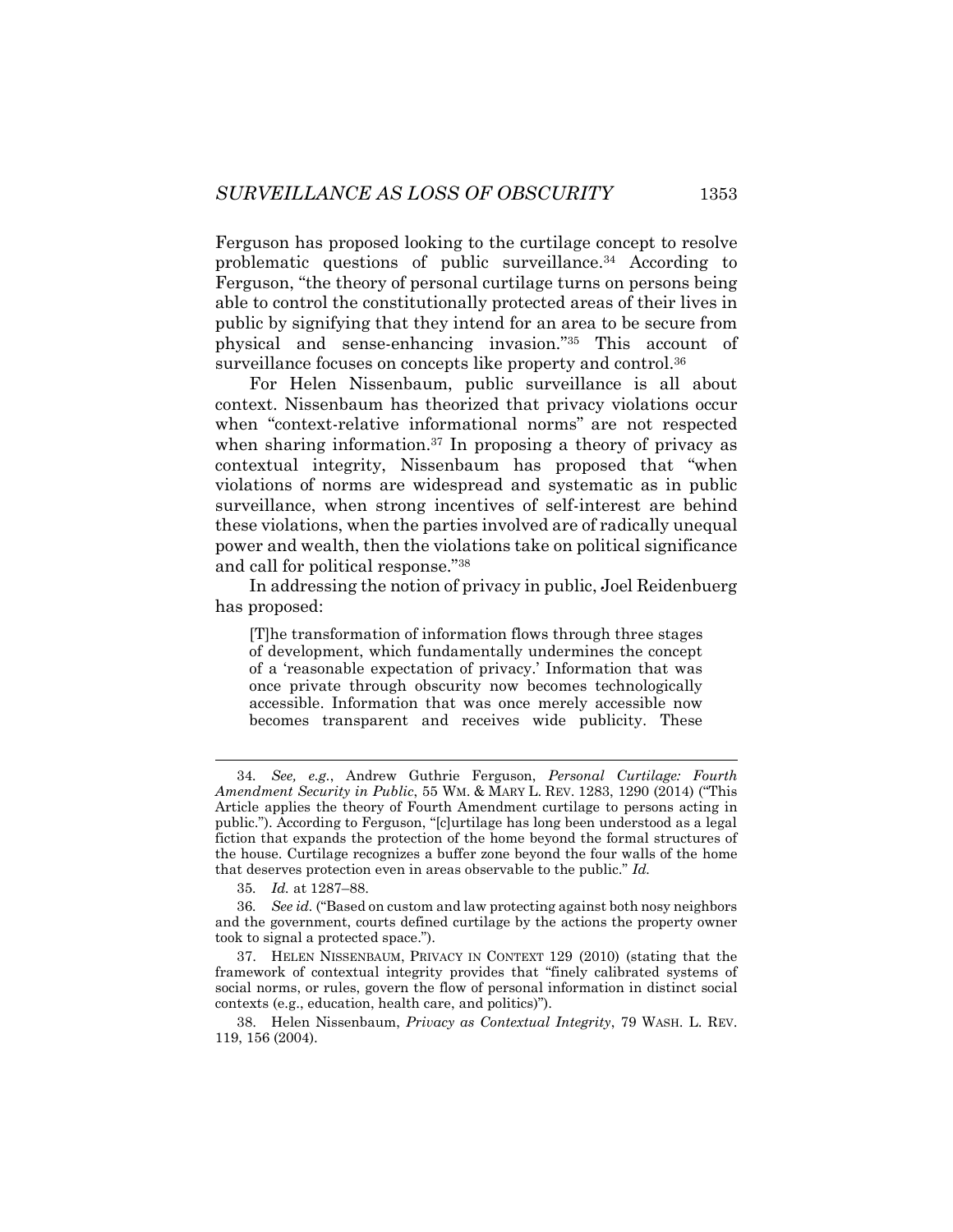Ferguson has proposed looking to the curtilage concept to resolve problematic questions of public surveillance.[34] According to Ferguson, "the theory of personal curtilage turns on persons being able to control the constitutionally protected areas of their lives in public by signifying that they intend for an area to be secure from physical and sense-enhancing invasion."[35] This account of surveillance focuses on concepts like property and control.[36]

For Helen Nissenbaum, public surveillance is all about context. Nissenbaum has theorized that privacy violations occur when "context-relative informational norms" are not respected when sharing information.[37] In proposing a theory of privacy as contextual integrity, Nissenbaum has proposed that "when violations of norms are widespread and systematic as in public surveillance, when strong incentives of self-interest are behind these violations, when the parties involved are of radically unequal power and wealth, then the violations take on political significance and call for political response."[38]

In addressing the notion of privacy in public, Joel Reidenbuerg has proposed:

> [T]he transformation of information flows through three stages of development, which fundamentally undermines the concept of a 'reasonable expectation of privacy.' Information that was once private through obscurity now becomes technologically accessible. Information that was once merely accessible now becomes transparent and receives wide publicity. These

---

34. *See, e.g.*, Andrew Guthrie Ferguson, *Personal Curtilage: Fourth Amendment Security in Public*, 55 WM. & MARY L. REV. 1283, 1290 (2014) ("This Article applies the theory of Fourth Amendment curtilage to persons acting in public."). According to Ferguson, "[c]urtilage has long been understood as a legal fiction that expands the protection of the home beyond the formal structures of the house. Curtilage recognizes a buffer zone beyond the four walls of the home that deserves protection even in areas observable to the public." *Id.*

35. *Id.* at 1287–88.

36. *See id.* ("Based on custom and law protecting against both nosy neighbors and the government, courts defined curtilage by the actions the property owner took to signal a protected space.").

37. HELEN NISSENBAUM, PRIVACY IN CONTEXT 129 (2010) (stating that the framework of contextual integrity provides that "finely calibrated systems of social norms, or rules, govern the flow of personal information in distinct social contexts (e.g., education, health care, and politics)").

38. Helen Nissenbaum, *Privacy as Contextual Integrity*, 79 WASH. L. REV. 119, 156 (2004).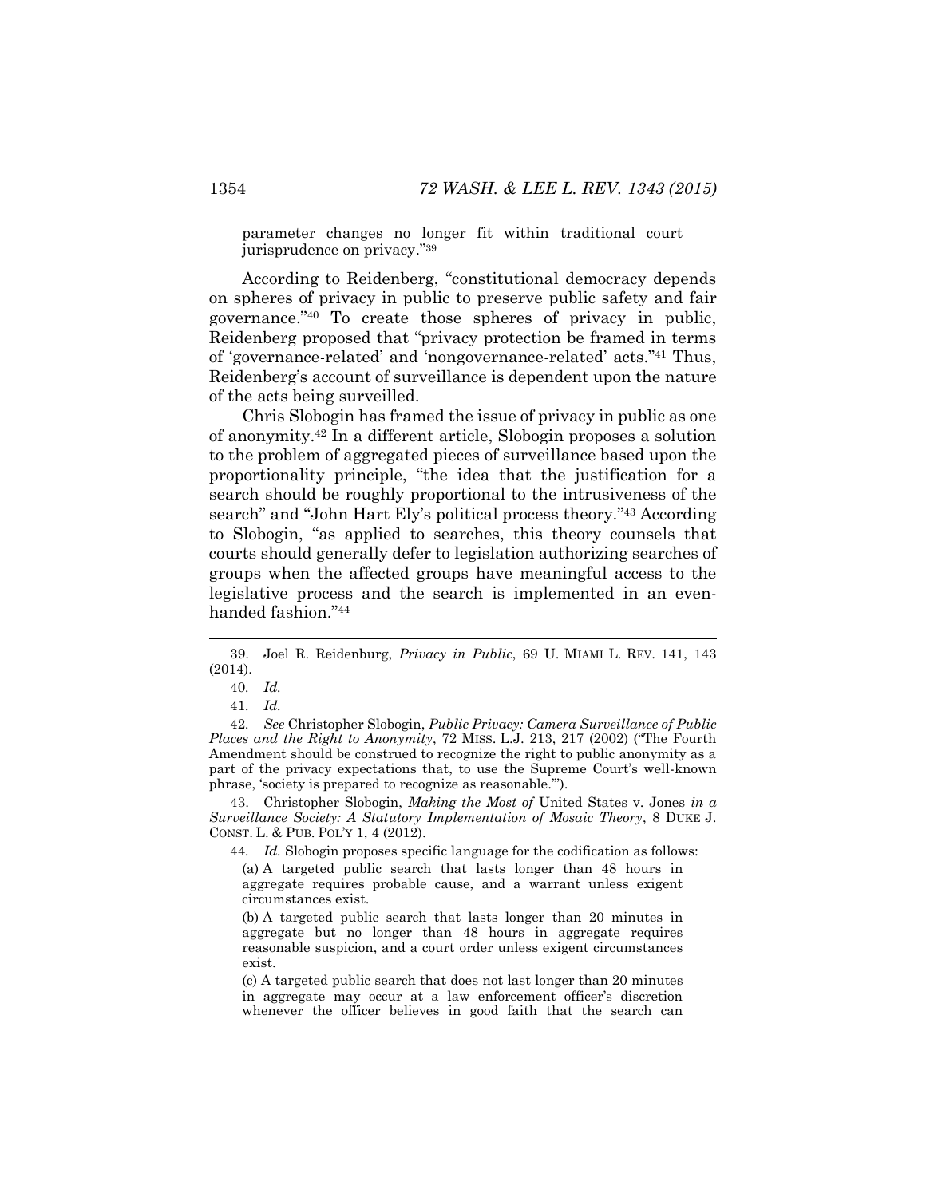parameter changes no longer fit within traditional court jurisprudence on privacy."[39]

According to Reidenberg, "constitutional democracy depends on spheres of privacy in public to preserve public safety and fair governance."[40] To create those spheres of privacy in public, Reidenberg proposed that "privacy protection be framed in terms of 'governance-related' and 'nongovernance-related' acts."[41] Thus, Reidenberg's account of surveillance is dependent upon the nature of the acts being surveilled.

Chris Slobogin has framed the issue of privacy in public as one of anonymity.[42] In a different article, Slobogin proposes a solution to the problem of aggregated pieces of surveillance based upon the proportionality principle, "the idea that the justification for a search should be roughly proportional to the intrusiveness of the search" and "John Hart Ely's political process theory."[43] According to Slobogin, "as applied to searches, this theory counsels that courts should generally defer to legislation authorizing searches of groups when the affected groups have meaningful access to the legislative process and the search is implemented in an even-handed fashion."[44]

---

39. Joel R. Reidenburg, *Privacy in Public*, 69 U. MIAMI L. REV. 141, 143 (2014).

40. *Id.*

41. *Id.*

42. *See* Christopher Slobogin, *Public Privacy: Camera Surveillance of Public Places and the Right to Anonymity*, 72 MISS. L.J. 213, 217 (2002) ("The Fourth Amendment should be construed to recognize the right to public anonymity as a part of the privacy expectations that, to use the Supreme Court's well-known phrase, 'society is prepared to recognize as reasonable.'").

43. Christopher Slobogin, *Making the Most of* United States v. Jones *in a Surveillance Society: A Statutory Implementation of Mosaic Theory*, 8 DUKE J. CONST. L. & PUB. POL'Y 1, 4 (2012).

44. *Id.* Slobogin proposes specific language for the codification as follows:

> (a) A targeted public search that lasts longer than 48 hours in aggregate requires probable cause, and a warrant unless exigent circumstances exist.
>
> (b) A targeted public search that lasts longer than 20 minutes in aggregate but no longer than 48 hours in aggregate requires reasonable suspicion, and a court order unless exigent circumstances exist.
>
> (c) A targeted public search that does not last longer than 20 minutes in aggregate may occur at a law enforcement officer's discretion whenever the officer believes in good faith that the search can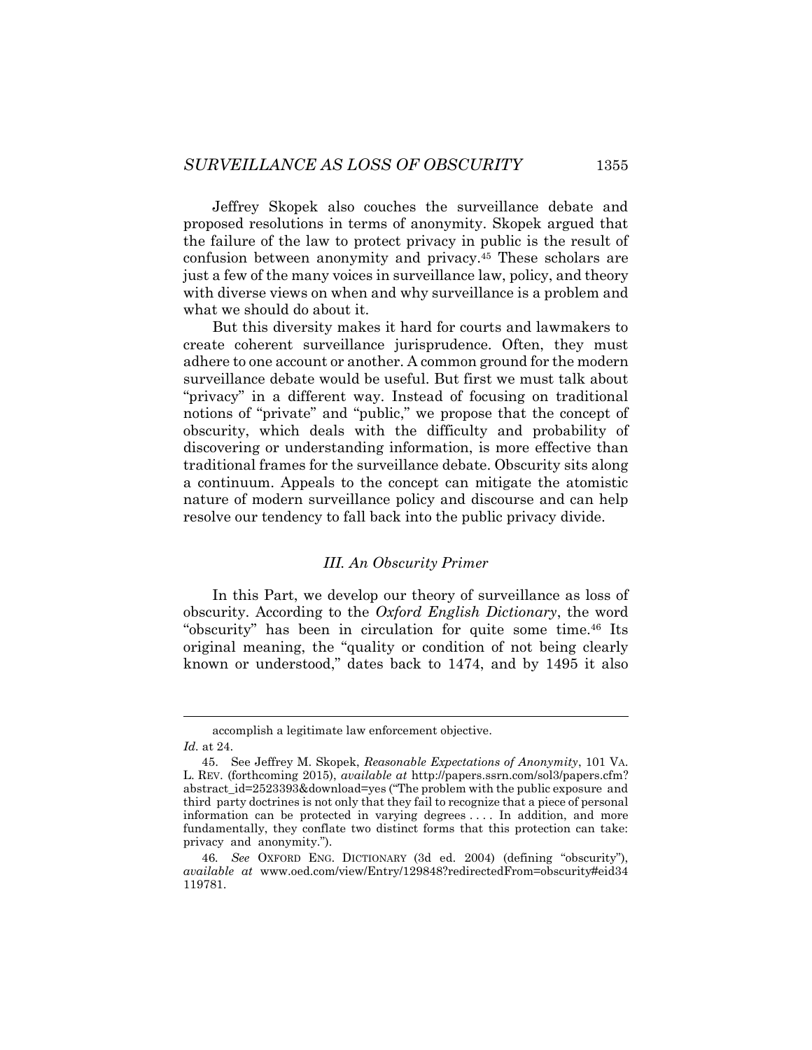Jeffrey Skopek also couches the surveillance debate and proposed resolutions in terms of anonymity. Skopek argued that the failure of the law to protect privacy in public is the result of confusion between anonymity and privacy.[45] These scholars are just a few of the many voices in surveillance law, policy, and theory with diverse views on when and why surveillance is a problem and what we should do about it.

But this diversity makes it hard for courts and lawmakers to create coherent surveillance jurisprudence. Often, they must adhere to one account or another. A common ground for the modern surveillance debate would be useful. But first we must talk about "privacy" in a different way. Instead of focusing on traditional notions of "private" and "public," we propose that the concept of obscurity, which deals with the difficulty and probability of discovering or understanding information, is more effective than traditional frames for the surveillance debate. Obscurity sits along a continuum. Appeals to the concept can mitigate the atomistic nature of modern surveillance policy and discourse and can help resolve our tendency to fall back into the public privacy divide.

### *III. An Obscurity Primer*

In this Part, we develop our theory of surveillance as loss of obscurity. According to the *Oxford English Dictionary*, the word "obscurity" has been in circulation for quite some time.[46] Its original meaning, the "quality or condition of not being clearly known or understood," dates back to 1474, and by 1495 it also

---

accomplish a legitimate law enforcement objective.

*Id.* at 24.

45. See Jeffrey M. Skopek, *Reasonable Expectations of Anonymity*, 101 VA. L. REV. (forthcoming 2015), *available at* http://papers.ssrn.com/sol3/papers.cfm?abstract_id=2523393&download=yes ("The problem with the public exposure and third party doctrines is not only that they fail to recognize that a piece of personal information can be protected in varying degrees . . . . In addition, and more fundamentally, they conflate two distinct forms that this protection can take: privacy and anonymity.").

46. *See* OXFORD ENG. DICTIONARY (3d ed. 2004) (defining "obscurity"), *available at* www.oed.com/view/Entry/129848?redirectedFrom=obscurity#eid34119781.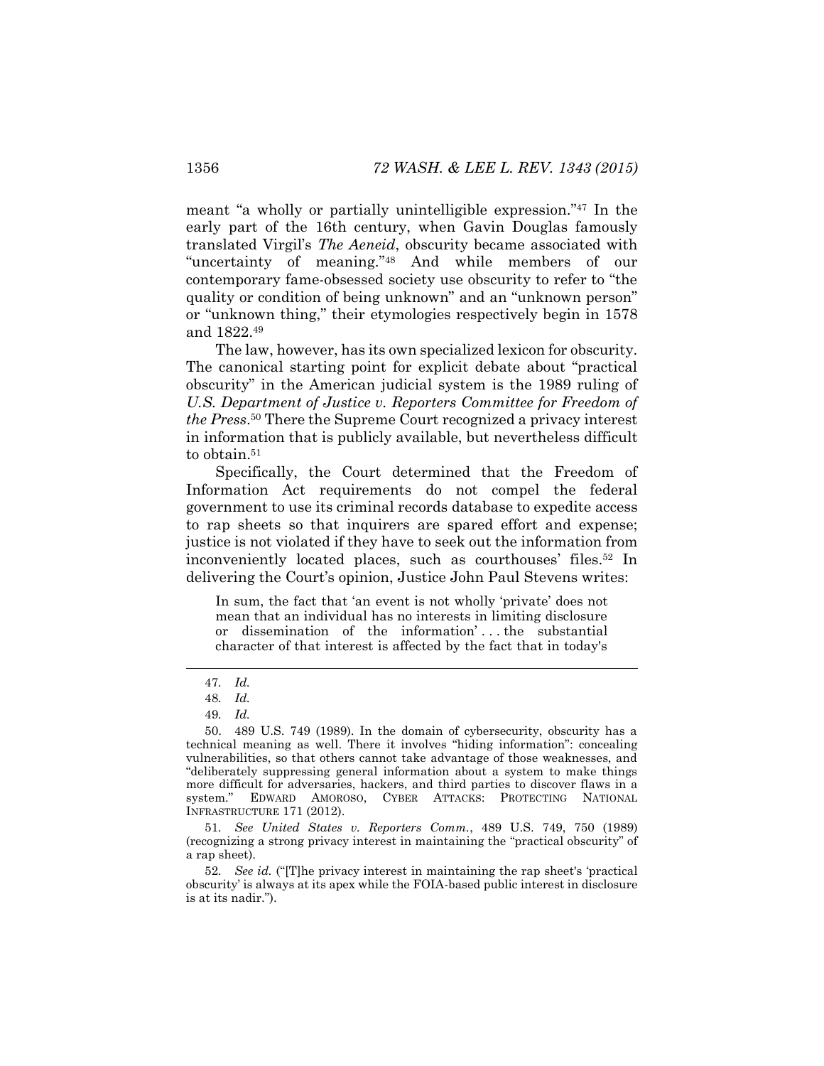meant "a wholly or partially unintelligible expression."[47] In the early part of the 16th century, when Gavin Douglas famously translated Virgil's *The Aeneid*, obscurity became associated with "uncertainty of meaning."[48] And while members of our contemporary fame-obsessed society use obscurity to refer to "the quality or condition of being unknown" and an "unknown person" or "unknown thing," their etymologies respectively begin in 1578 and 1822.[49]

The law, however, has its own specialized lexicon for obscurity. The canonical starting point for explicit debate about "practical obscurity" in the American judicial system is the 1989 ruling of *U.S. Department of Justice v. Reporters Committee for Freedom of the Press*.[50] There the Supreme Court recognized a privacy interest in information that is publicly available, but nevertheless difficult to obtain.[51]

Specifically, the Court determined that the Freedom of Information Act requirements do not compel the federal government to use its criminal records database to expedite access to rap sheets so that inquirers are spared effort and expense; justice is not violated if they have to seek out the information from inconveniently located places, such as courthouses' files.[52] In delivering the Court's opinion, Justice John Paul Stevens writes:

> In sum, the fact that 'an event is not wholly 'private' does not mean that an individual has no interests in limiting disclosure or dissemination of the information' . . . the substantial character of that interest is affected by the fact that in today's

---

47. *Id.*

48. *Id.*

49. *Id.*

50. 489 U.S. 749 (1989). In the domain of cybersecurity, obscurity has a technical meaning as well. There it involves "hiding information": concealing vulnerabilities, so that others cannot take advantage of those weaknesses, and "deliberately suppressing general information about a system to make things more difficult for adversaries, hackers, and third parties to discover flaws in a system." EDWARD AMOROSO, CYBER ATTACKS: PROTECTING NATIONAL INFRASTRUCTURE 171 (2012).

51. *See United States v. Reporters Comm.*, 489 U.S. 749, 750 (1989) (recognizing a strong privacy interest in maintaining the "practical obscurity" of a rap sheet).

52. *See id.* ("[T]he privacy interest in maintaining the rap sheet's 'practical obscurity' is always at its apex while the FOIA-based public interest in disclosure is at its nadir.").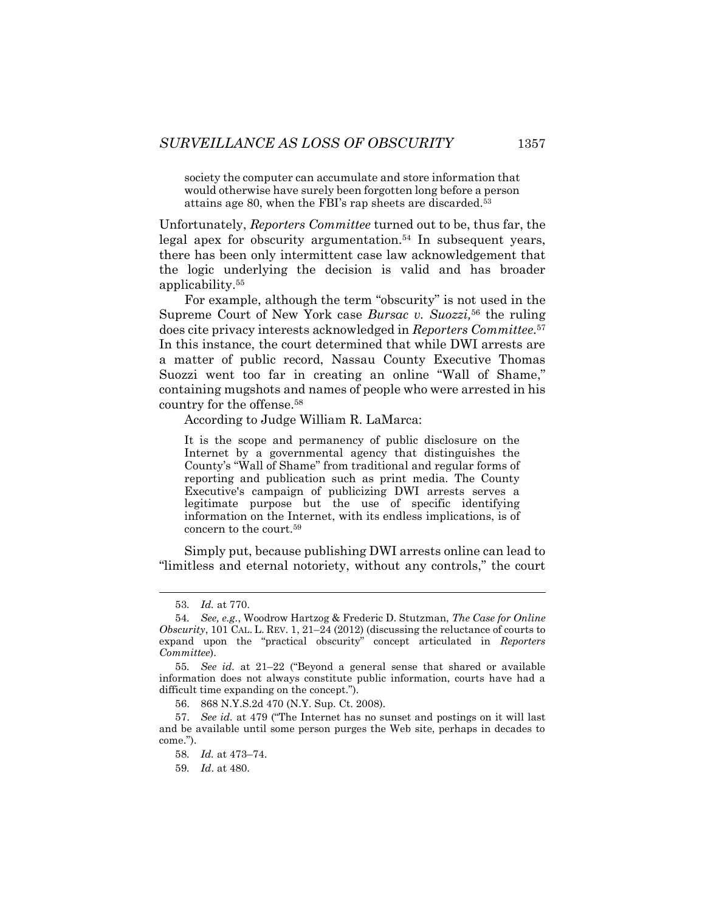> society the computer can accumulate and store information that would otherwise have surely been forgotten long before a person attains age 80, when the FBI's rap sheets are discarded.[53]

Unfortunately, *Reporters Committee* turned out to be, thus far, the legal apex for obscurity argumentation.[54] In subsequent years, there has been only intermittent case law acknowledgement that the logic underlying the decision is valid and has broader applicability.[55]

For example, although the term "obscurity" is not used in the Supreme Court of New York case *Bursac v. Suozzi,*[56] the ruling does cite privacy interests acknowledged in *Reporters Committee*.[57] In this instance, the court determined that while DWI arrests are a matter of public record, Nassau County Executive Thomas Suozzi went too far in creating an online "Wall of Shame," containing mugshots and names of people who were arrested in his country for the offense.[58]

According to Judge William R. LaMarca:

> It is the scope and permanency of public disclosure on the Internet by a governmental agency that distinguishes the County's "Wall of Shame" from traditional and regular forms of reporting and publication such as print media. The County Executive's campaign of publicizing DWI arrests serves a legitimate purpose but the use of specific identifying information on the Internet, with its endless implications, is of concern to the court.[59]

Simply put, because publishing DWI arrests online can lead to "limitless and eternal notoriety, without any controls," the court

---

53. *Id.* at 770.

54. *See, e.g.*, Woodrow Hartzog & Frederic D. Stutzman, *The Case for Online Obscurity*, 101 CAL. L. REV. 1, 21–24 (2012) (discussing the reluctance of courts to expand upon the "practical obscurity" concept articulated in *Reporters Committee*).

55. *See id.* at 21–22 ("Beyond a general sense that shared or available information does not always constitute public information, courts have had a difficult time expanding on the concept.").

56. 868 N.Y.S.2d 470 (N.Y. Sup. Ct. 2008).

57. *See id.* at 479 ("The Internet has no sunset and postings on it will last and be available until some person purges the Web site, perhaps in decades to come.").

58. *Id.* at 473–74.

59. *Id*. at 480.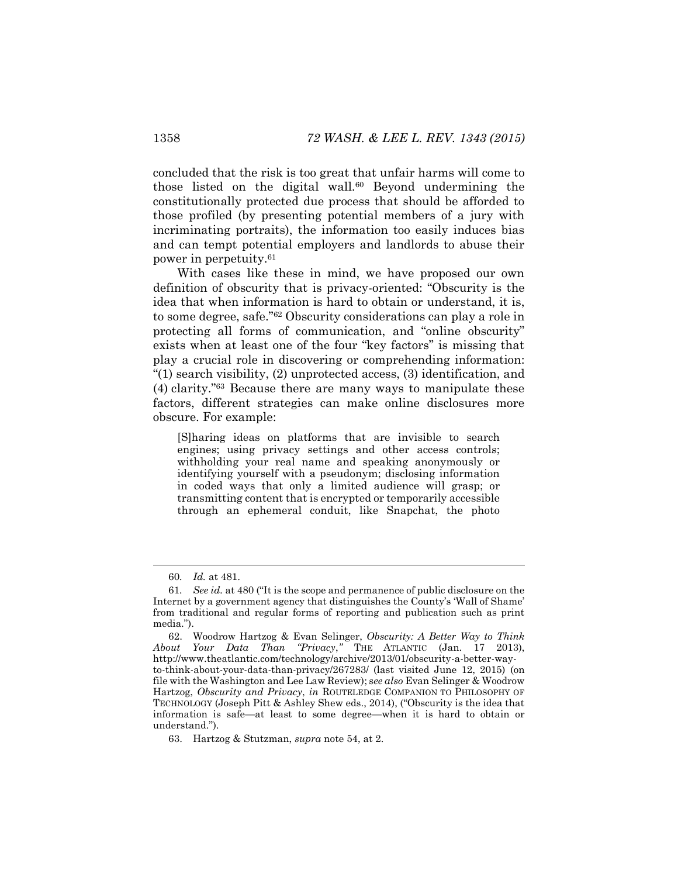concluded that the risk is too great that unfair harms will come to those listed on the digital wall.[60] Beyond undermining the constitutionally protected due process that should be afforded to those profiled (by presenting potential members of a jury with incriminating portraits), the information too easily induces bias and can tempt potential employers and landlords to abuse their power in perpetuity.[61]

With cases like these in mind, we have proposed our own definition of obscurity that is privacy-oriented: "Obscurity is the idea that when information is hard to obtain or understand, it is, to some degree, safe."[62] Obscurity considerations can play a role in protecting all forms of communication, and "online obscurity" exists when at least one of the four "key factors" is missing that play a crucial role in discovering or comprehending information: "(1) search visibility, (2) unprotected access, (3) identification, and (4) clarity."[63] Because there are many ways to manipulate these factors, different strategies can make online disclosures more obscure. For example:

> [S]haring ideas on platforms that are invisible to search engines; using privacy settings and other access controls; withholding your real name and speaking anonymously or identifying yourself with a pseudonym; disclosing information in coded ways that only a limited audience will grasp; or transmitting content that is encrypted or temporarily accessible through an ephemeral conduit, like Snapchat, the photo

---

60. *Id.* at 481.

61. *See id.* at 480 ("It is the scope and permanence of public disclosure on the Internet by a government agency that distinguishes the County's 'Wall of Shame' from traditional and regular forms of reporting and publication such as print media.").

62. Woodrow Hartzog & Evan Selinger, *Obscurity: A Better Way to Think About Your Data Than "Privacy*,*"* THE ATLANTIC (Jan. 17 2013), http://www.theatlantic.com/technology/archive/2013/01/obscurity-a-better-way-to-think-about-your-data-than-privacy/267283/ (last visited June 12, 2015) (on file with the Washington and Lee Law Review); *see also* Evan Selinger & Woodrow Hartzog, *Obscurity and Privacy*, *in* ROUTELEDGE COMPANION TO PHILOSOPHY OF TECHNOLOGY (Joseph Pitt & Ashley Shew eds., 2014), ("Obscurity is the idea that information is safe—at least to some degree—when it is hard to obtain or understand.").

63. Hartzog & Stutzman, *supra* note 54, at 2.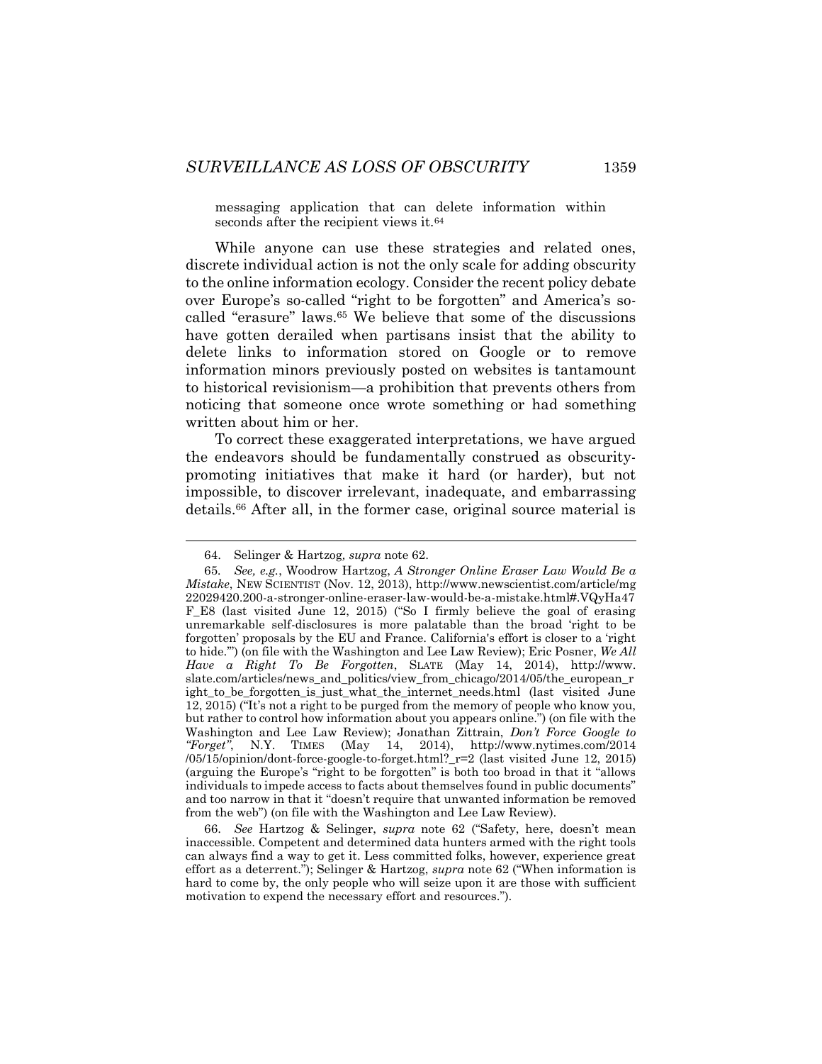messaging application that can delete information within seconds after the recipient views it.[64]

While anyone can use these strategies and related ones, discrete individual action is not the only scale for adding obscurity to the online information ecology. Consider the recent policy debate over Europe's so-called "right to be forgotten" and America's so-called "erasure" laws.[65] We believe that some of the discussions have gotten derailed when partisans insist that the ability to delete links to information stored on Google or to remove information minors previously posted on websites is tantamount to historical revisionism—a prohibition that prevents others from noticing that someone once wrote something or had something written about him or her.

To correct these exaggerated interpretations, we have argued the endeavors should be fundamentally construed as obscurity-promoting initiatives that make it hard (or harder), but not impossible, to discover irrelevant, inadequate, and embarrassing details.[66] After all, in the former case, original source material is

---

64. Selinger & Hartzog, *supra* note 62.

65. *See, e.g.*, Woodrow Hartzog, *A Stronger Online Eraser Law Would Be a Mistake*, NEW SCIENTIST (Nov. 12, 2013), http://www.newscientist.com/article/mg22029420.200-a-stronger-online-eraser-law-would-be-a-mistake.html#.VQyHa47F_E8 (last visited June 12, 2015) ("So I firmly believe the goal of erasing unremarkable self-disclosures is more palatable than the broad 'right to be forgotten' proposals by the EU and France. California's effort is closer to a 'right to hide.'") (on file with the Washington and Lee Law Review); Eric Posner, *We All Have a Right To Be Forgotten*, SLATE (May 14, 2014), http://www.slate.com/articles/news_and_politics/view_from_chicago/2014/05/the_european_right_to_be_forgotten_is_just_what_the_internet_needs.html (last visited June 12, 2015) ("It's not a right to be purged from the memory of people who know you, but rather to control how information about you appears online.") (on file with the Washington and Lee Law Review); Jonathan Zittrain, *Don't Force Google to "Forget"*, N.Y. TIMES (May 14, 2014), http://www.nytimes.com/2014/05/15/opinion/dont-force-google-to-forget.html?_r=2 (last visited June 12, 2015) (arguing the Europe's "right to be forgotten" is both too broad in that it "allows individuals to impede access to facts about themselves found in public documents" and too narrow in that it "doesn't require that unwanted information be removed from the web") (on file with the Washington and Lee Law Review).

66. *See* Hartzog & Selinger, *supra* note 62 ("Safety, here, doesn't mean inaccessible. Competent and determined data hunters armed with the right tools can always find a way to get it. Less committed folks, however, experience great effort as a deterrent."); Selinger & Hartzog, *supra* note 62 ("When information is hard to come by, the only people who will seize upon it are those with sufficient motivation to expend the necessary effort and resources.").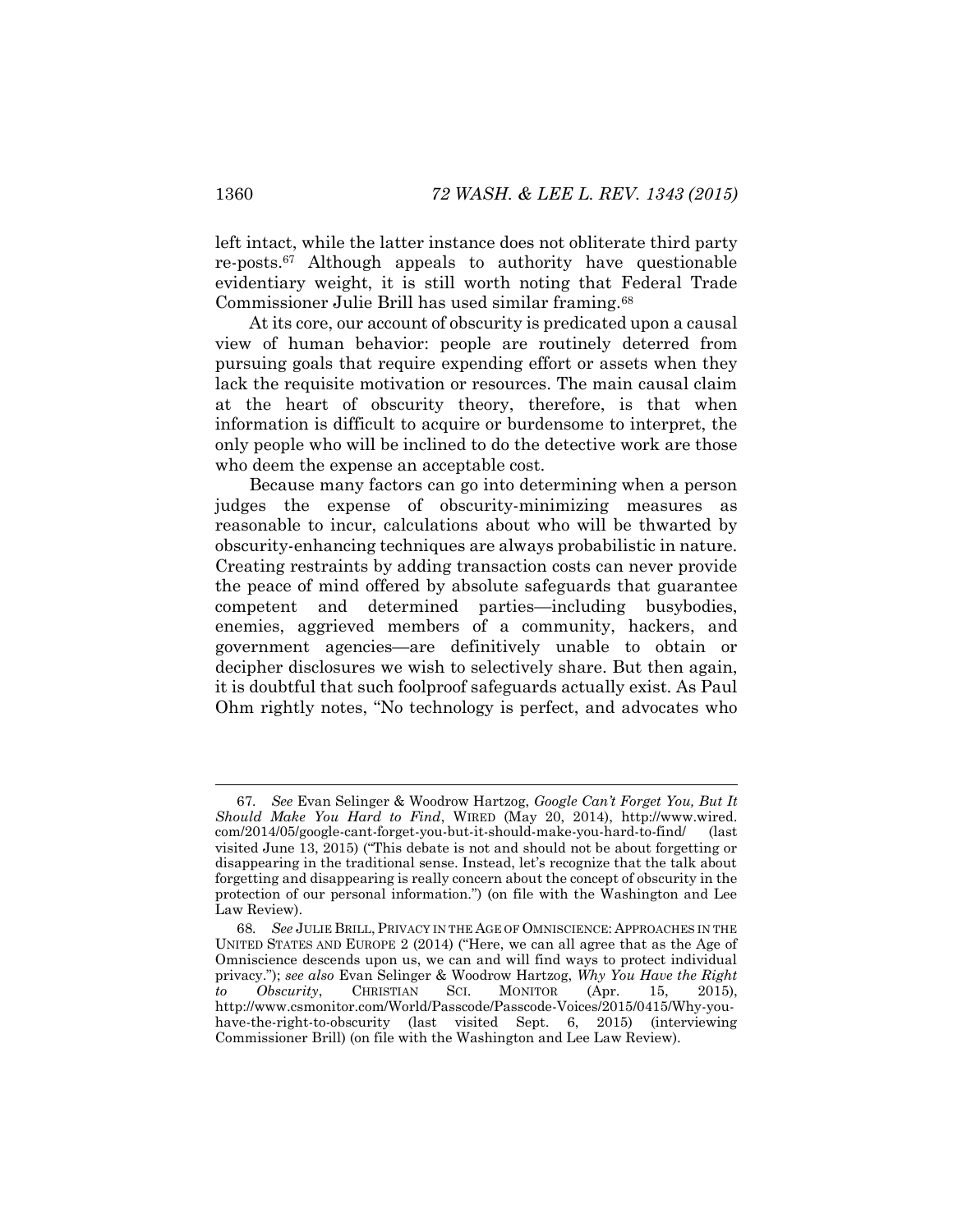left intact, while the latter instance does not obliterate third party re-posts.[67] Although appeals to authority have questionable evidentiary weight, it is still worth noting that Federal Trade Commissioner Julie Brill has used similar framing.[68]

At its core, our account of obscurity is predicated upon a causal view of human behavior: people are routinely deterred from pursuing goals that require expending effort or assets when they lack the requisite motivation or resources. The main causal claim at the heart of obscurity theory, therefore, is that when information is difficult to acquire or burdensome to interpret, the only people who will be inclined to do the detective work are those who deem the expense an acceptable cost.

Because many factors can go into determining when a person judges the expense of obscurity-minimizing measures as reasonable to incur, calculations about who will be thwarted by obscurity-enhancing techniques are always probabilistic in nature. Creating restraints by adding transaction costs can never provide the peace of mind offered by absolute safeguards that guarantee competent and determined parties—including busybodies, enemies, aggrieved members of a community, hackers, and government agencies—are definitively unable to obtain or decipher disclosures we wish to selectively share. But then again, it is doubtful that such foolproof safeguards actually exist. As Paul Ohm rightly notes, "No technology is perfect, and advocates who

---

67. *See* Evan Selinger & Woodrow Hartzog, *Google Can't Forget You, But It Should Make You Hard to Find*, WIRED (May 20, 2014), http://www.wired.com/2014/05/google-cant-forget-you-but-it-should-make-you-hard-to-find/ (last visited June 13, 2015) ("This debate is not and should not be about forgetting or disappearing in the traditional sense. Instead, let's recognize that the talk about forgetting and disappearing is really concern about the concept of obscurity in the protection of our personal information.") (on file with the Washington and Lee Law Review).

68. *See* JULIE BRILL, PRIVACY IN THE AGE OF OMNISCIENCE: APPROACHES IN THE UNITED STATES AND EUROPE 2 (2014) ("Here, we can all agree that as the Age of Omniscience descends upon us, we can and will find ways to protect individual privacy."); *see also* Evan Selinger & Woodrow Hartzog, *Why You Have the Right to Obscurity*, CHRISTIAN SCI. MONITOR (Apr. 15, 2015), http://www.csmonitor.com/World/Passcode/Passcode-Voices/2015/0415/Why-you-have-the-right-to-obscurity (last visited Sept. 6, 2015) (interviewing Commissioner Brill) (on file with the Washington and Lee Law Review).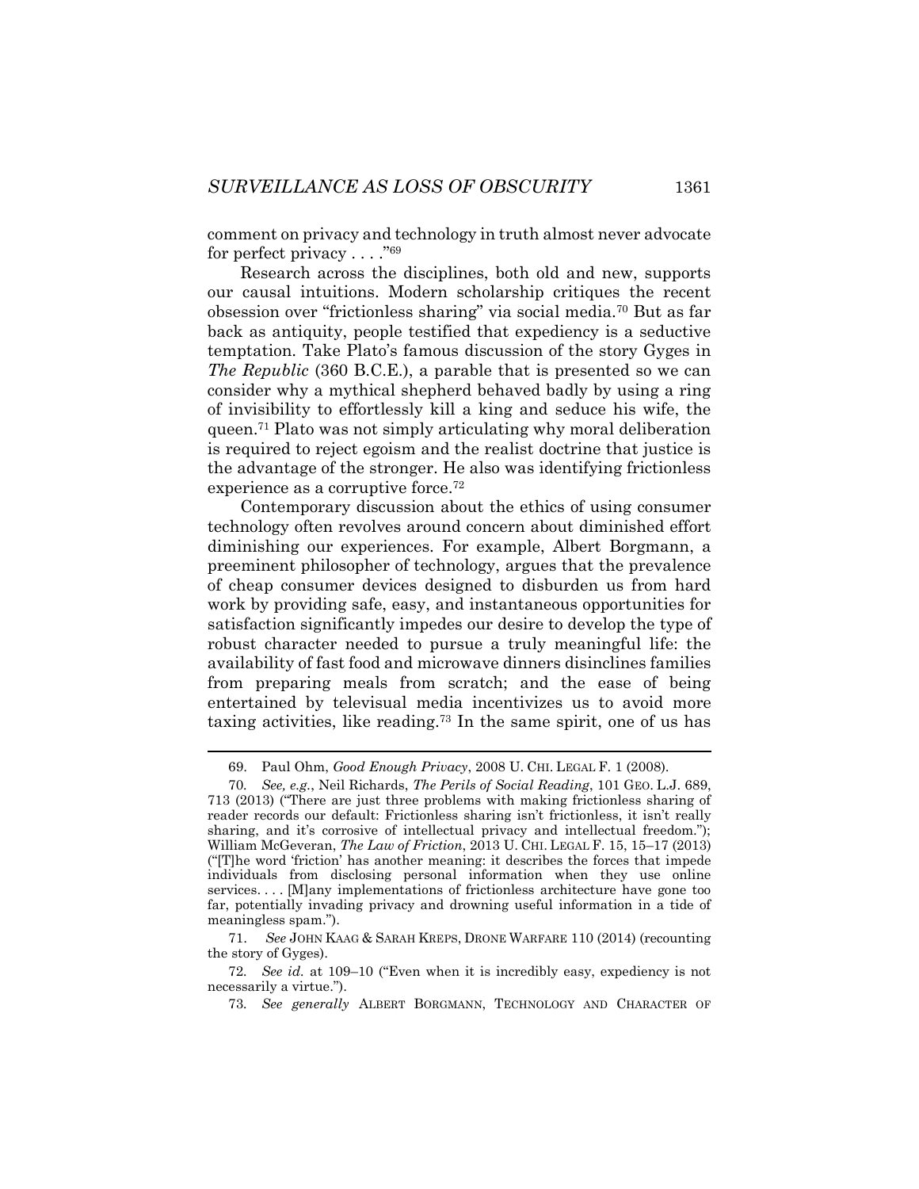comment on privacy and technology in truth almost never advocate for perfect privacy . . . ."[69]

Research across the disciplines, both old and new, supports our causal intuitions. Modern scholarship critiques the recent obsession over "frictionless sharing" via social media.[70] But as far back as antiquity, people testified that expediency is a seductive temptation. Take Plato's famous discussion of the story Gyges in *The Republic* (360 B.C.E.), a parable that is presented so we can consider why a mythical shepherd behaved badly by using a ring of invisibility to effortlessly kill a king and seduce his wife, the queen.[71] Plato was not simply articulating why moral deliberation is required to reject egoism and the realist doctrine that justice is the advantage of the stronger. He also was identifying frictionless experience as a corruptive force.[72]

Contemporary discussion about the ethics of using consumer technology often revolves around concern about diminished effort diminishing our experiences. For example, Albert Borgmann, a preeminent philosopher of technology, argues that the prevalence of cheap consumer devices designed to disburden us from hard work by providing safe, easy, and instantaneous opportunities for satisfaction significantly impedes our desire to develop the type of robust character needed to pursue a truly meaningful life: the availability of fast food and microwave dinners disinclines families from preparing meals from scratch; and the ease of being entertained by televisual media incentivizes us to avoid more taxing activities, like reading.[73] In the same spirit, one of us has

---

69. Paul Ohm, *Good Enough Privacy*, 2008 U. CHI. LEGAL F. 1 (2008).

70. *See, e.g.*, Neil Richards, *The Perils of Social Reading*, 101 GEO. L.J. 689, 713 (2013) ("There are just three problems with making frictionless sharing of reader records our default: Frictionless sharing isn't frictionless, it isn't really sharing, and it's corrosive of intellectual privacy and intellectual freedom."); William McGeveran, *The Law of Friction*, 2013 U. CHI. LEGAL F. 15, 15–17 (2013) ("[T]he word 'friction' has another meaning: it describes the forces that impede individuals from disclosing personal information when they use online services. . . . [M]any implementations of frictionless architecture have gone too far, potentially invading privacy and drowning useful information in a tide of meaningless spam.").

71. *See* JOHN KAAG & SARAH KREPS, DRONE WARFARE 110 (2014) (recounting the story of Gyges).

72. *See id.* at 109–10 ("Even when it is incredibly easy, expediency is not necessarily a virtue.").

73. *See generally* ALBERT BORGMANN, TECHNOLOGY AND CHARACTER OF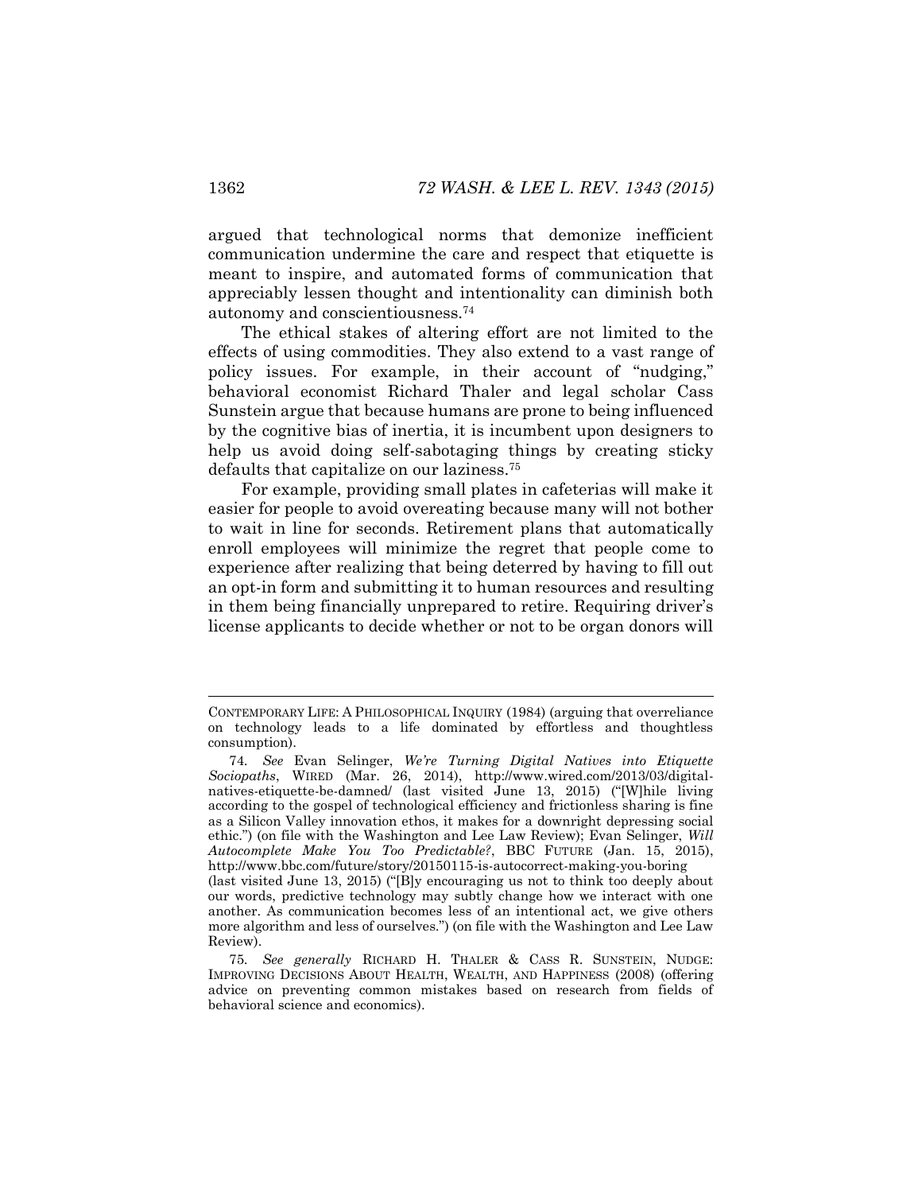argued that technological norms that demonize inefficient communication undermine the care and respect that etiquette is meant to inspire, and automated forms of communication that appreciably lessen thought and intentionality can diminish both autonomy and conscientiousness.[74]

The ethical stakes of altering effort are not limited to the effects of using commodities. They also extend to a vast range of policy issues. For example, in their account of "nudging," behavioral economist Richard Thaler and legal scholar Cass Sunstein argue that because humans are prone to being influenced by the cognitive bias of inertia, it is incumbent upon designers to help us avoid doing self-sabotaging things by creating sticky defaults that capitalize on our laziness.[75]

For example, providing small plates in cafeterias will make it easier for people to avoid overeating because many will not bother to wait in line for seconds. Retirement plans that automatically enroll employees will minimize the regret that people come to experience after realizing that being deterred by having to fill out an opt-in form and submitting it to human resources and resulting in them being financially unprepared to retire. Requiring driver's license applicants to decide whether or not to be organ donors will

---

CONTEMPORARY LIFE: A PHILOSOPHICAL INQUIRY (1984) (arguing that overreliance on technology leads to a life dominated by effortless and thoughtless consumption).

74. *See* Evan Selinger, *We're Turning Digital Natives into Etiquette Sociopaths*, WIRED (Mar. 26, 2014), http://www.wired.com/2013/03/digital-natives-etiquette-be-damned/ (last visited June 13, 2015) ("[W]hile living according to the gospel of technological efficiency and frictionless sharing is fine as a Silicon Valley innovation ethos, it makes for a downright depressing social ethic.") (on file with the Washington and Lee Law Review); Evan Selinger, *Will Autocomplete Make You Too Predictable?*, BBC FUTURE (Jan. 15, 2015), http://www.bbc.com/future/story/20150115-is-autocorrect-making-you-boring (last visited June 13, 2015) ("[B]y encouraging us not to think too deeply about our words, predictive technology may subtly change how we interact with one another. As communication becomes less of an intentional act, we give others more algorithm and less of ourselves.") (on file with the Washington and Lee Law Review).

75. *See generally* RICHARD H. THALER & CASS R. SUNSTEIN, NUDGE: IMPROVING DECISIONS ABOUT HEALTH, WEALTH, AND HAPPINESS (2008) (offering advice on preventing common mistakes based on research from fields of behavioral science and economics).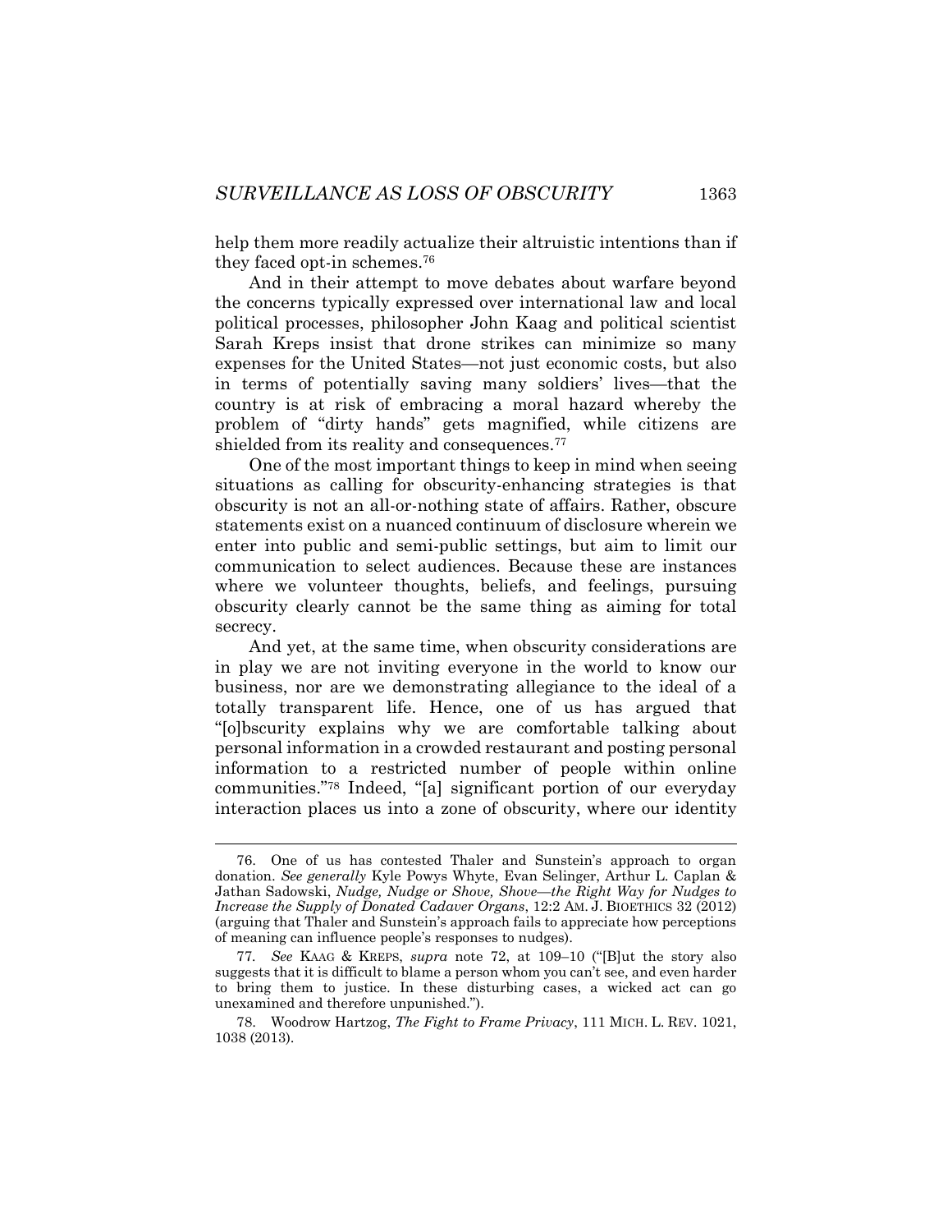help them more readily actualize their altruistic intentions than if they faced opt-in schemes.[76]

And in their attempt to move debates about warfare beyond the concerns typically expressed over international law and local political processes, philosopher John Kaag and political scientist Sarah Kreps insist that drone strikes can minimize so many expenses for the United States—not just economic costs, but also in terms of potentially saving many soldiers' lives—that the country is at risk of embracing a moral hazard whereby the problem of "dirty hands" gets magnified, while citizens are shielded from its reality and consequences.[77]

One of the most important things to keep in mind when seeing situations as calling for obscurity-enhancing strategies is that obscurity is not an all-or-nothing state of affairs. Rather, obscure statements exist on a nuanced continuum of disclosure wherein we enter into public and semi-public settings, but aim to limit our communication to select audiences. Because these are instances where we volunteer thoughts, beliefs, and feelings, pursuing obscurity clearly cannot be the same thing as aiming for total secrecy.

And yet, at the same time, when obscurity considerations are in play we are not inviting everyone in the world to know our business, nor are we demonstrating allegiance to the ideal of a totally transparent life. Hence, one of us has argued that "[o]bscurity explains why we are comfortable talking about personal information in a crowded restaurant and posting personal information to a restricted number of people within online communities."[78] Indeed, "[a] significant portion of our everyday interaction places us into a zone of obscurity, where our identity

---

76. One of us has contested Thaler and Sunstein's approach to organ donation. *See generally* Kyle Powys Whyte, Evan Selinger, Arthur L. Caplan & Jathan Sadowski, *Nudge, Nudge or Shove, Shove—the Right Way for Nudges to Increase the Supply of Donated Cadaver Organs*, 12:2 AM. J. BIOETHICS 32 (2012) (arguing that Thaler and Sunstein's approach fails to appreciate how perceptions of meaning can influence people's responses to nudges).

77. *See* KAAG & KREPS, *supra* note 72, at 109–10 ("[B]ut the story also suggests that it is difficult to blame a person whom you can't see, and even harder to bring them to justice. In these disturbing cases, a wicked act can go unexamined and therefore unpunished.").

78. Woodrow Hartzog, *The Fight to Frame Privacy*, 111 MICH. L. REV. 1021, 1038 (2013).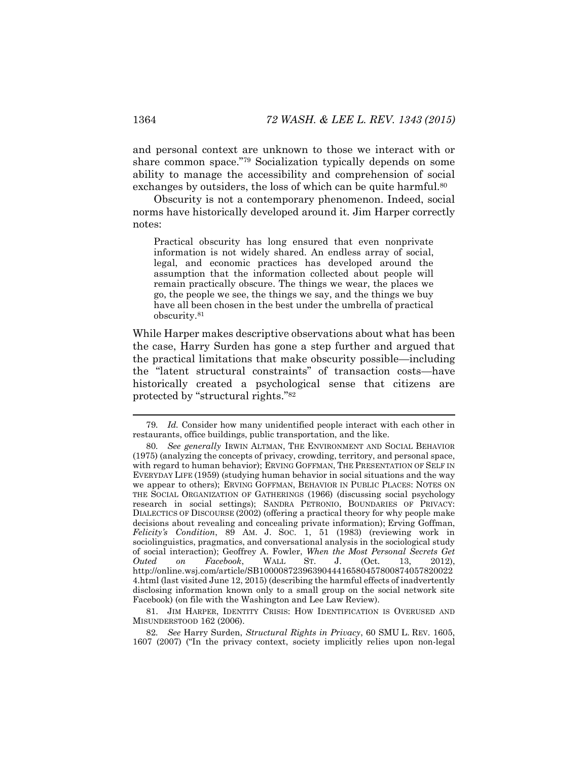and personal context are unknown to those we interact with or share common space."[79] Socialization typically depends on some ability to manage the accessibility and comprehension of social exchanges by outsiders, the loss of which can be quite harmful.[80]

Obscurity is not a contemporary phenomenon. Indeed, social norms have historically developed around it. Jim Harper correctly notes:

> Practical obscurity has long ensured that even nonprivate information is not widely shared. An endless array of social, legal, and economic practices has developed around the assumption that the information collected about people will remain practically obscure. The things we wear, the places we go, the people we see, the things we say, and the things we buy have all been chosen in the best under the umbrella of practical obscurity.[81]

While Harper makes descriptive observations about what has been the case, Harry Surden has gone a step further and argued that the practical limitations that make obscurity possible—including the "latent structural constraints" of transaction costs—have historically created a psychological sense that citizens are protected by "structural rights."[82]

---

79. *Id.* Consider how many unidentified people interact with each other in restaurants, office buildings, public transportation, and the like.

80. *See generally* IRWIN ALTMAN, THE ENVIRONMENT AND SOCIAL BEHAVIOR (1975) (analyzing the concepts of privacy, crowding, territory, and personal space, with regard to human behavior); ERVING GOFFMAN, THE PRESENTATION OF SELF IN EVERYDAY LIFE (1959) (studying human behavior in social situations and the way we appear to others); ERVING GOFFMAN, BEHAVIOR IN PUBLIC PLACES: NOTES ON THE SOCIAL ORGANIZATION OF GATHERINGS (1966) (discussing social psychology research in social settings); SANDRA PETRONIO, BOUNDARIES OF PRIVACY: DIALECTICS OF DISCOURSE (2002) (offering a practical theory for why people make decisions about revealing and concealing private information); Erving Goffman, *Felicity's Condition*, 89 AM. J. SOC. 1, 51 (1983) (reviewing work in sociolinguistics, pragmatics, and conversational analysis in the sociological study of social interaction); Geoffrey A. Fowler, *When the Most Personal Secrets Get Outed on Facebook*, WALL ST. J. (Oct. 13, 2012), http://online.wsj.com/article/SB10000872396390444165804578008740578200224.html (last visited June 12, 2015) (describing the harmful effects of inadvertently disclosing information known only to a small group on the social network site Facebook) (on file with the Washington and Lee Law Review).

81. JIM HARPER, IDENTITY CRISIS: HOW IDENTIFICATION IS OVERUSED AND MISUNDERSTOOD 162 (2006).

82. *See* Harry Surden, *Structural Rights in Privacy*, 60 SMU L. REV. 1605, 1607 (2007) ("In the privacy context, society implicitly relies upon non-legal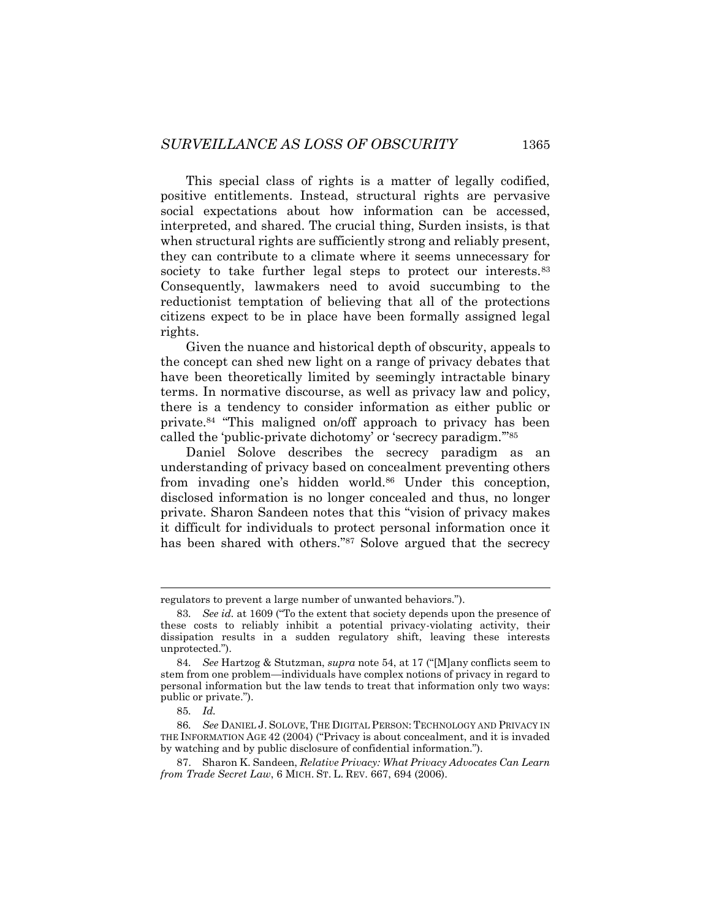This special class of rights is a matter of legally codified, positive entitlements. Instead, structural rights are pervasive social expectations about how information can be accessed, interpreted, and shared. The crucial thing, Surden insists, is that when structural rights are sufficiently strong and reliably present, they can contribute to a climate where it seems unnecessary for society to take further legal steps to protect our interests.[83] Consequently, lawmakers need to avoid succumbing to the reductionist temptation of believing that all of the protections citizens expect to be in place have been formally assigned legal rights.

Given the nuance and historical depth of obscurity, appeals to the concept can shed new light on a range of privacy debates that have been theoretically limited by seemingly intractable binary terms. In normative discourse, as well as privacy law and policy, there is a tendency to consider information as either public or private.[84] "This maligned on/off approach to privacy has been called the 'public-private dichotomy' or 'secrecy paradigm.'"[85]

Daniel Solove describes the secrecy paradigm as an understanding of privacy based on concealment preventing others from invading one's hidden world.[86] Under this conception, disclosed information is no longer concealed and thus, no longer private. Sharon Sandeen notes that this "vision of privacy makes it difficult for individuals to protect personal information once it has been shared with others."[87] Solove argued that the secrecy

---

regulators to prevent a large number of unwanted behaviors.").

83. *See id.* at 1609 ("To the extent that society depends upon the presence of these costs to reliably inhibit a potential privacy-violating activity, their dissipation results in a sudden regulatory shift, leaving these interests unprotected.").

84. *See* Hartzog & Stutzman, *supra* note 54, at 17 ("[M]any conflicts seem to stem from one problem—individuals have complex notions of privacy in regard to personal information but the law tends to treat that information only two ways: public or private.").

85. *Id.*

86. *See* DANIEL J. SOLOVE, THE DIGITAL PERSON: TECHNOLOGY AND PRIVACY IN THE INFORMATION AGE 42 (2004) ("Privacy is about concealment, and it is invaded by watching and by public disclosure of confidential information.").

87. Sharon K. Sandeen, *Relative Privacy: What Privacy Advocates Can Learn from Trade Secret Law*, 6 MICH. ST. L. REV. 667, 694 (2006).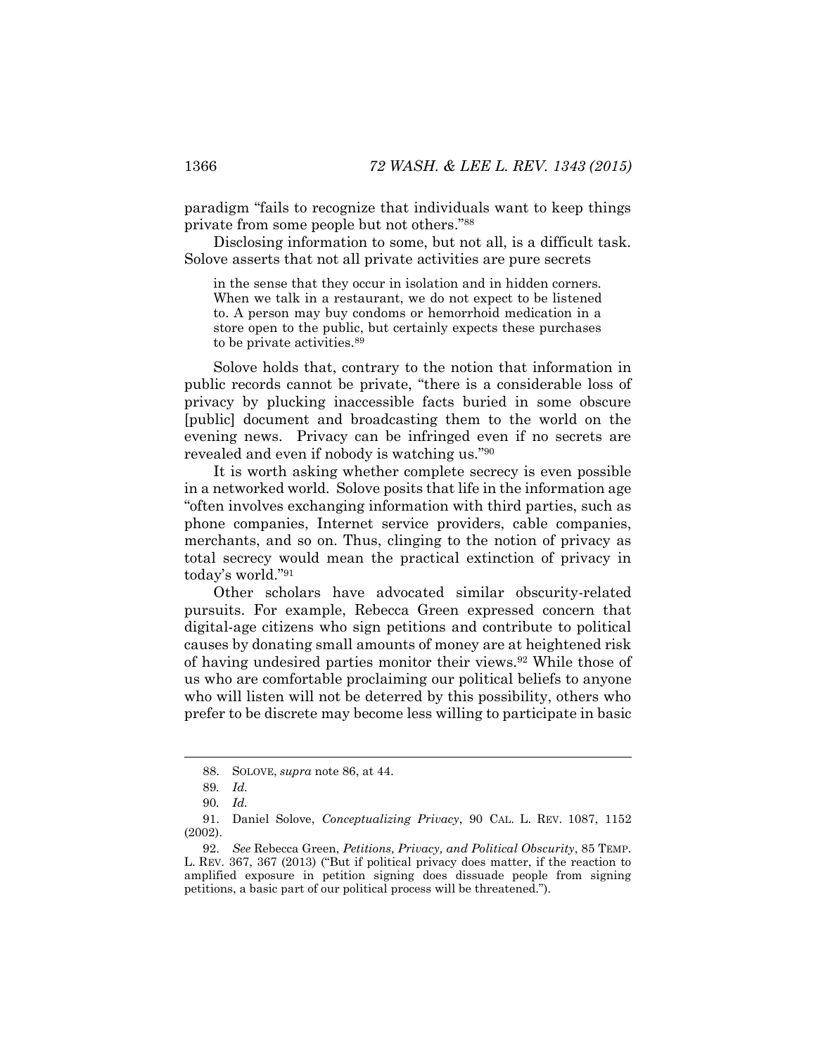paradigm "fails to recognize that individuals want to keep things private from some people but not others."[88]

Disclosing information to some, but not all, is a difficult task. Solove asserts that not all private activities are pure secrets

> in the sense that they occur in isolation and in hidden corners. When we talk in a restaurant, we do not expect to be listened to. A person may buy condoms or hemorrhoid medication in a store open to the public, but certainly expects these purchases to be private activities.[89]

Solove holds that, contrary to the notion that information in public records cannot be private, "there is a considerable loss of privacy by plucking inaccessible facts buried in some obscure [public] document and broadcasting them to the world on the evening news. Privacy can be infringed even if no secrets are revealed and even if nobody is watching us."[90]

It is worth asking whether complete secrecy is even possible in a networked world. Solove posits that life in the information age "often involves exchanging information with third parties, such as phone companies, Internet service providers, cable companies, merchants, and so on. Thus, clinging to the notion of privacy as total secrecy would mean the practical extinction of privacy in today's world."[91]

Other scholars have advocated similar obscurity-related pursuits. For example, Rebecca Green expressed concern that digital-age citizens who sign petitions and contribute to political causes by donating small amounts of money are at heightened risk of having undesired parties monitor their views.[92] While those of us who are comfortable proclaiming our political beliefs to anyone who will listen will not be deterred by this possibility, others who prefer to be discrete may become less willing to participate in basic

---

88. SOLOVE, *supra* note 86, at 44.

89. *Id.*

90. *Id.*

91. Daniel Solove, *Conceptualizing Privacy*, 90 CAL. L. REV. 1087, 1152 (2002).

92. *See* Rebecca Green, *Petitions, Privacy, and Political Obscurity*, 85 TEMP. L. REV. 367, 367 (2013) ("But if political privacy does matter, if the reaction to amplified exposure in petition signing does dissuade people from signing petitions, a basic part of our political process will be threatened.").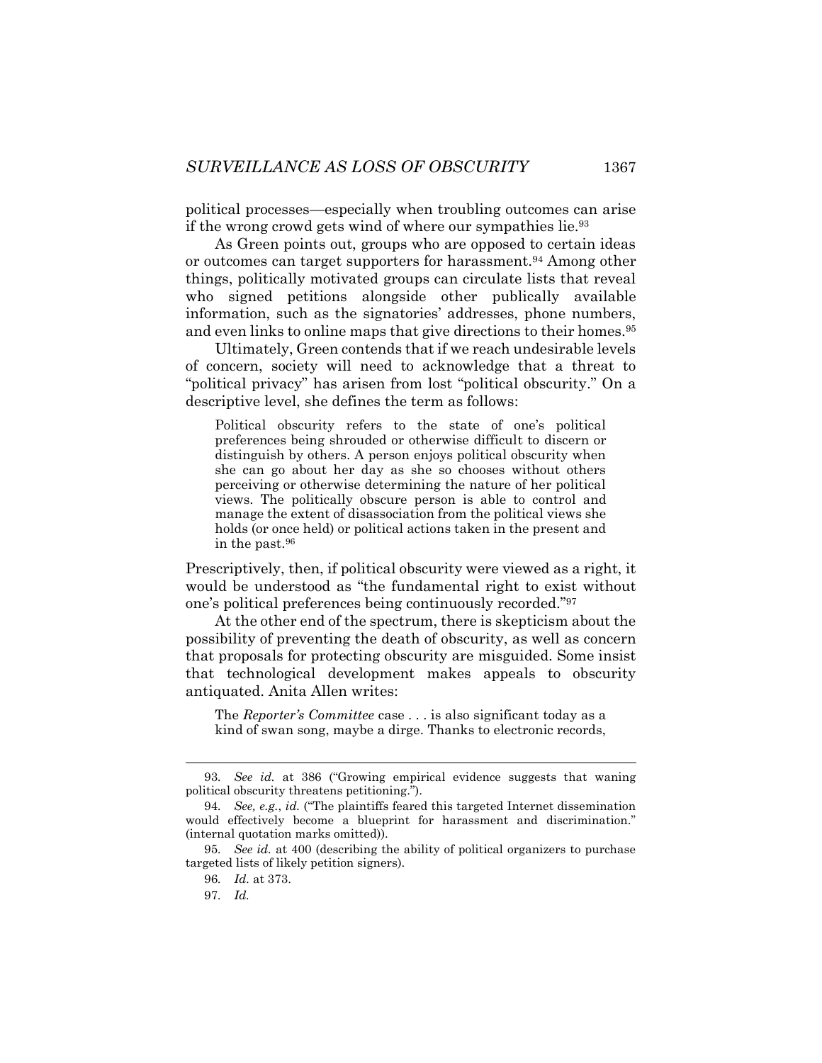political processes—especially when troubling outcomes can arise if the wrong crowd gets wind of where our sympathies lie.[93]

As Green points out, groups who are opposed to certain ideas or outcomes can target supporters for harassment.[94] Among other things, politically motivated groups can circulate lists that reveal who signed petitions alongside other publically available information, such as the signatories' addresses, phone numbers, and even links to online maps that give directions to their homes.[95]

Ultimately, Green contends that if we reach undesirable levels of concern, society will need to acknowledge that a threat to "political privacy" has arisen from lost "political obscurity." On a descriptive level, she defines the term as follows:

> Political obscurity refers to the state of one's political preferences being shrouded or otherwise difficult to discern or distinguish by others. A person enjoys political obscurity when she can go about her day as she so chooses without others perceiving or otherwise determining the nature of her political views. The politically obscure person is able to control and manage the extent of disassociation from the political views she holds (or once held) or political actions taken in the present and in the past.[96]

Prescriptively, then, if political obscurity were viewed as a right, it would be understood as "the fundamental right to exist without one's political preferences being continuously recorded."[97]

At the other end of the spectrum, there is skepticism about the possibility of preventing the death of obscurity, as well as concern that proposals for protecting obscurity are misguided. Some insist that technological development makes appeals to obscurity antiquated. Anita Allen writes:

> The *Reporter's Committee* case . . . is also significant today as a kind of swan song, maybe a dirge. Thanks to electronic records,

---

93. *See id.* at 386 ("Growing empirical evidence suggests that waning political obscurity threatens petitioning.").

94. *See, e.g.*, *id.* ("The plaintiffs feared this targeted Internet dissemination would effectively become a blueprint for harassment and discrimination." (internal quotation marks omitted)).

95. *See id.* at 400 (describing the ability of political organizers to purchase targeted lists of likely petition signers).

96. *Id.* at 373.

97. *Id.*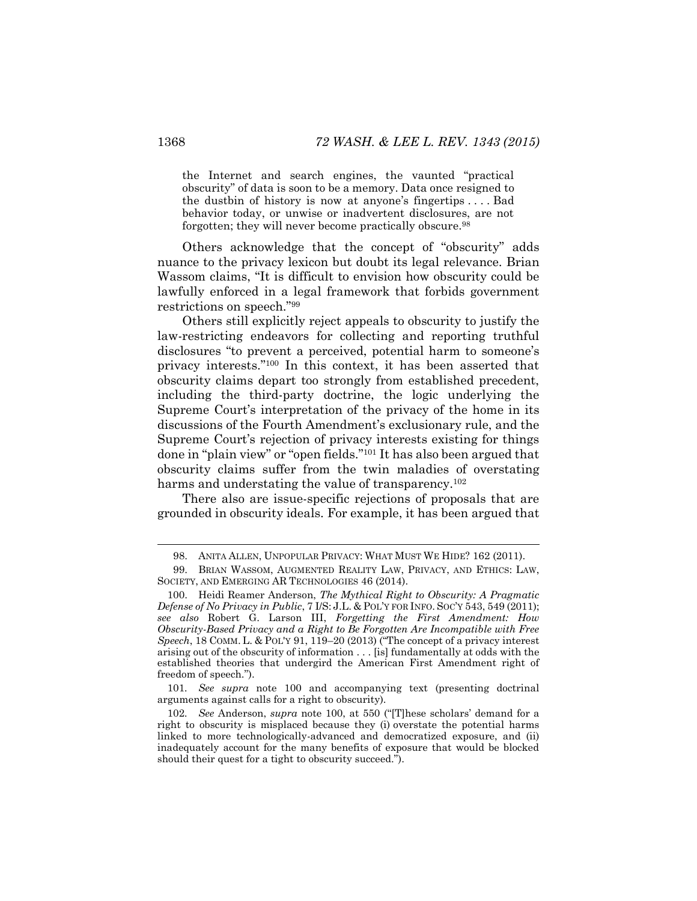> the Internet and search engines, the vaunted "practical obscurity" of data is soon to be a memory. Data once resigned to the dustbin of history is now at anyone's fingertips . . . . Bad behavior today, or unwise or inadvertent disclosures, are not forgotten; they will never become practically obscure.[98]

Others acknowledge that the concept of "obscurity" adds nuance to the privacy lexicon but doubt its legal relevance. Brian Wassom claims, "It is difficult to envision how obscurity could be lawfully enforced in a legal framework that forbids government restrictions on speech."[99]

Others still explicitly reject appeals to obscurity to justify the law-restricting endeavors for collecting and reporting truthful disclosures "to prevent a perceived, potential harm to someone's privacy interests."[100] In this context, it has been asserted that obscurity claims depart too strongly from established precedent, including the third-party doctrine, the logic underlying the Supreme Court's interpretation of the privacy of the home in its discussions of the Fourth Amendment's exclusionary rule, and the Supreme Court's rejection of privacy interests existing for things done in "plain view" or "open fields."[101] It has also been argued that obscurity claims suffer from the twin maladies of overstating harms and understating the value of transparency.[102]

There also are issue-specific rejections of proposals that are grounded in obscurity ideals. For example, it has been argued that

---

98. ANITA ALLEN, UNPOPULAR PRIVACY: WHAT MUST WE HIDE? 162 (2011).

99. BRIAN WASSOM, AUGMENTED REALITY LAW, PRIVACY, AND ETHICS: LAW, SOCIETY, AND EMERGING AR TECHNOLOGIES 46 (2014).

100. Heidi Reamer Anderson, *The Mythical Right to Obscurity: A Pragmatic Defense of No Privacy in Public*, 7 I/S: J.L. & POL'Y FOR INFO. SOC'Y 543, 549 (2011); *see also* Robert G. Larson III, *Forgetting the First Amendment: How Obscurity-Based Privacy and a Right to Be Forgotten Are Incompatible with Free Speech*, 18 COMM. L. & POL'Y 91, 119–20 (2013) ("The concept of a privacy interest arising out of the obscurity of information . . . [is] fundamentally at odds with the established theories that undergird the American First Amendment right of freedom of speech.").

101. *See supra* note 100 and accompanying text (presenting doctrinal arguments against calls for a right to obscurity).

102. *See* Anderson, *supra* note 100, at 550 ("[T]hese scholars' demand for a right to obscurity is misplaced because they (i) overstate the potential harms linked to more technologically-advanced and democratized exposure, and (ii) inadequately account for the many benefits of exposure that would be blocked should their quest for a tight to obscurity succeed.").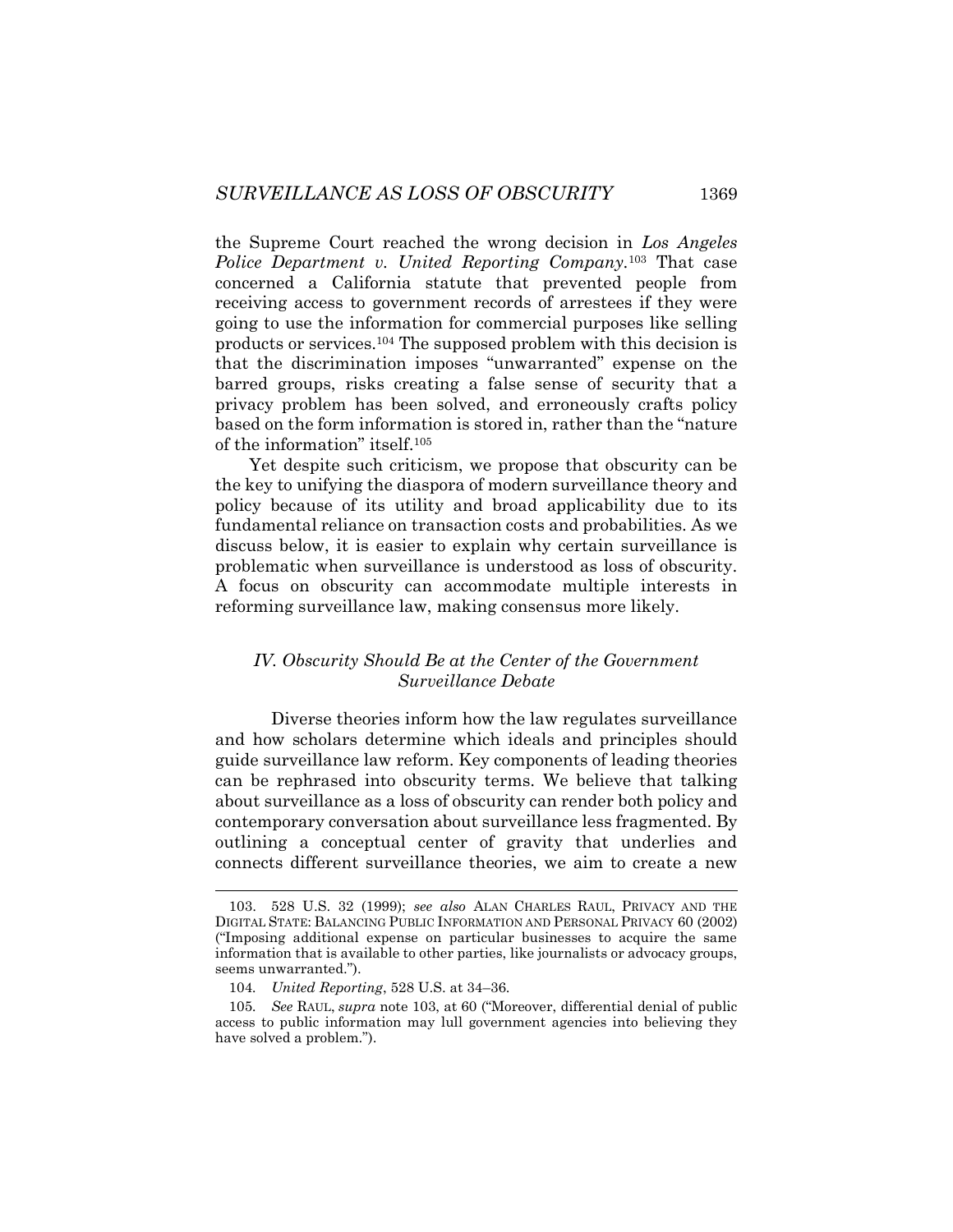the Supreme Court reached the wrong decision in *Los Angeles Police Department v. United Reporting Company*.[103] That case concerned a California statute that prevented people from receiving access to government records of arrestees if they were going to use the information for commercial purposes like selling products or services.[104] The supposed problem with this decision is that the discrimination imposes "unwarranted" expense on the barred groups, risks creating a false sense of security that a privacy problem has been solved, and erroneously crafts policy based on the form information is stored in, rather than the "nature of the information" itself.[105]

Yet despite such criticism, we propose that obscurity can be the key to unifying the diaspora of modern surveillance theory and policy because of its utility and broad applicability due to its fundamental reliance on transaction costs and probabilities. As we discuss below, it is easier to explain why certain surveillance is problematic when surveillance is understood as loss of obscurity. A focus on obscurity can accommodate multiple interests in reforming surveillance law, making consensus more likely.

## *IV. Obscurity Should Be at the Center of the Government Surveillance Debate*

Diverse theories inform how the law regulates surveillance and how scholars determine which ideals and principles should guide surveillance law reform. Key components of leading theories can be rephrased into obscurity terms. We believe that talking about surveillance as a loss of obscurity can render both policy and contemporary conversation about surveillance less fragmented. By outlining a conceptual center of gravity that underlies and connects different surveillance theories, we aim to create a new

---

103. 528 U.S. 32 (1999); *see also* ALAN CHARLES RAUL, PRIVACY AND THE DIGITAL STATE: BALANCING PUBLIC INFORMATION AND PERSONAL PRIVACY 60 (2002) ("Imposing additional expense on particular businesses to acquire the same information that is available to other parties, like journalists or advocacy groups, seems unwarranted.").

104. *United Reporting*, 528 U.S. at 34–36.

105. *See* RAUL, *supra* note 103, at 60 ("Moreover, differential denial of public access to public information may lull government agencies into believing they have solved a problem.").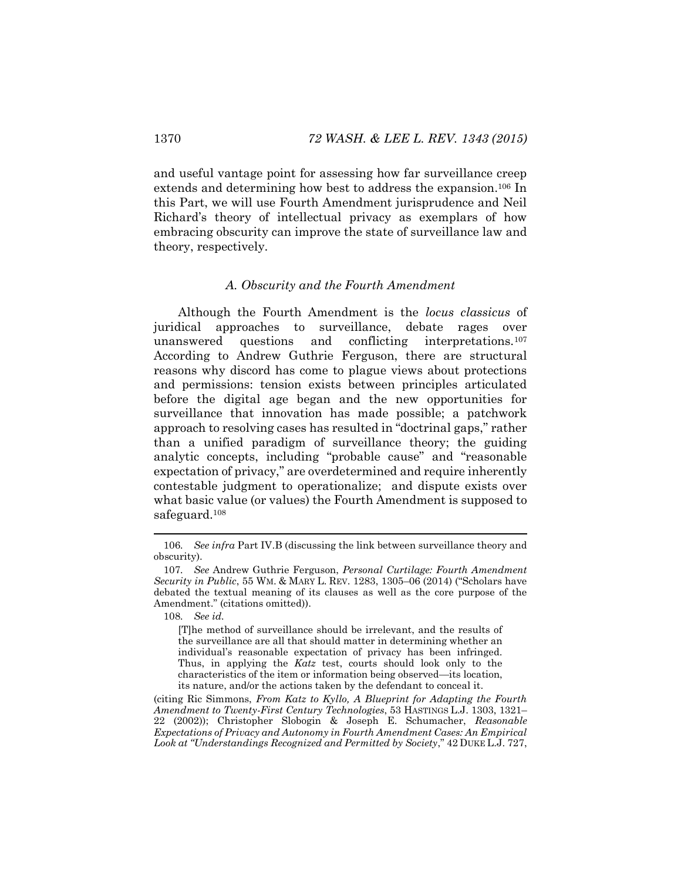and useful vantage point for assessing how far surveillance creep extends and determining how best to address the expansion.[106] In this Part, we will use Fourth Amendment jurisprudence and Neil Richard's theory of intellectual privacy as exemplars of how embracing obscurity can improve the state of surveillance law and theory, respectively.

### *A. Obscurity and the Fourth Amendment*

Although the Fourth Amendment is the *locus classicus* of juridical approaches to surveillance, debate rages over unanswered questions and conflicting interpretations.[107] According to Andrew Guthrie Ferguson, there are structural reasons why discord has come to plague views about protections and permissions: tension exists between principles articulated before the digital age began and the new opportunities for surveillance that innovation has made possible; a patchwork approach to resolving cases has resulted in "doctrinal gaps," rather than a unified paradigm of surveillance theory; the guiding analytic concepts, including "probable cause" and "reasonable expectation of privacy," are overdetermined and require inherently contestable judgment to operationalize; and dispute exists over what basic value (or values) the Fourth Amendment is supposed to safeguard.[108]

---

106. *See infra* Part IV.B (discussing the link between surveillance theory and obscurity).

107. *See* Andrew Guthrie Ferguson, *Personal Curtilage: Fourth Amendment Security in Public*, 55 WM. & MARY L. REV. 1283, 1305–06 (2014) ("Scholars have debated the textual meaning of its clauses as well as the core purpose of the Amendment." (citations omitted)).

108. *See id.*

> [T]he method of surveillance should be irrelevant, and the results of the surveillance are all that should matter in determining whether an individual's reasonable expectation of privacy has been infringed. Thus, in applying the *Katz* test, courts should look only to the characteristics of the item or information being observed—its location, its nature, and/or the actions taken by the defendant to conceal it.

(citing Ric Simmons, *From Katz to Kyllo, A Blueprint for Adapting the Fourth Amendment to Twenty-First Century Technologies*, 53 HASTINGS L.J. 1303, 1321–22 (2002)); Christopher Slobogin & Joseph E. Schumacher, *Reasonable Expectations of Privacy and Autonomy in Fourth Amendment Cases: An Empirical Look at "Understandings Recognized and Permitted by Society*," 42 DUKE L.J. 727,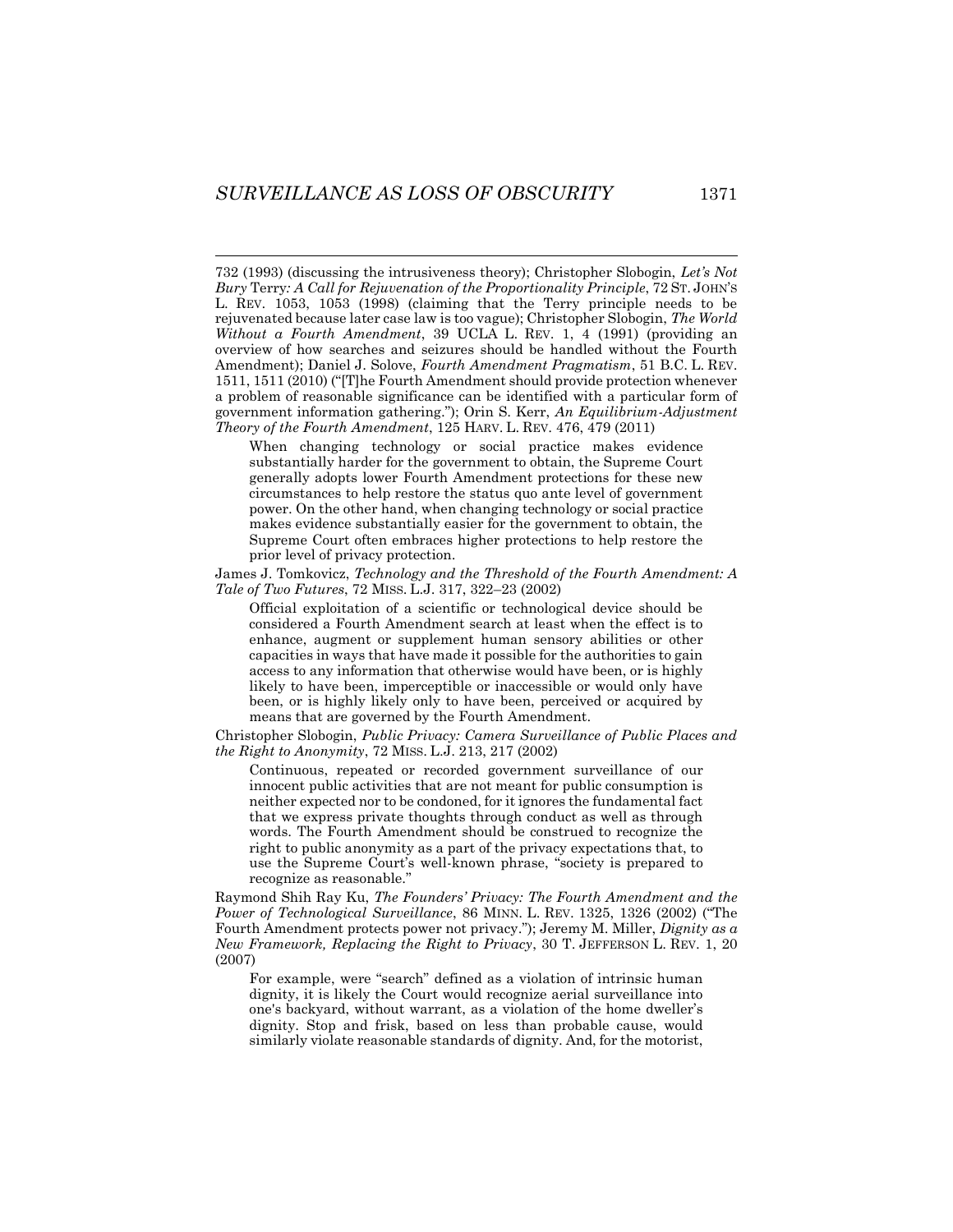732 (1993) (discussing the intrusiveness theory); Christopher Slobogin, *Let's Not Bury* Terry*: A Call for Rejuvenation of the Proportionality Principle*, 72 ST. JOHN'S L. REV. 1053, 1053 (1998) (claiming that the Terry principle needs to be rejuvenated because later case law is too vague); Christopher Slobogin, *The World Without a Fourth Amendment*, 39 UCLA L. REV. 1, 4 (1991) (providing an overview of how searches and seizures should be handled without the Fourth Amendment); Daniel J. Solove, *Fourth Amendment Pragmatism*, 51 B.C. L. REV. 1511, 1511 (2010) ("[T]he Fourth Amendment should provide protection whenever a problem of reasonable significance can be identified with a particular form of government information gathering."); Orin S. Kerr, *An Equilibrium-Adjustment Theory of the Fourth Amendment*, 125 HARV. L. REV. 476, 479 (2011)

> When changing technology or social practice makes evidence substantially harder for the government to obtain, the Supreme Court generally adopts lower Fourth Amendment protections for these new circumstances to help restore the status quo ante level of government power. On the other hand, when changing technology or social practice makes evidence substantially easier for the government to obtain, the Supreme Court often embraces higher protections to help restore the prior level of privacy protection.

James J. Tomkovicz, *Technology and the Threshold of the Fourth Amendment: A Tale of Two Futures*, 72 MISS. L.J. 317, 322–23 (2002)

> Official exploitation of a scientific or technological device should be considered a Fourth Amendment search at least when the effect is to enhance, augment or supplement human sensory abilities or other capacities in ways that have made it possible for the authorities to gain access to any information that otherwise would have been, or is highly likely to have been, imperceptible or inaccessible or would only have been, or is highly likely only to have been, perceived or acquired by means that are governed by the Fourth Amendment.

Christopher Slobogin, *Public Privacy: Camera Surveillance of Public Places and the Right to Anonymity*, 72 MISS. L.J. 213, 217 (2002)

> Continuous, repeated or recorded government surveillance of our innocent public activities that are not meant for public consumption is neither expected nor to be condoned, for it ignores the fundamental fact that we express private thoughts through conduct as well as through words. The Fourth Amendment should be construed to recognize the right to public anonymity as a part of the privacy expectations that, to use the Supreme Court's well-known phrase, "society is prepared to recognize as reasonable."

Raymond Shih Ray Ku, *The Founders' Privacy: The Fourth Amendment and the Power of Technological Surveillance*, 86 MINN. L. REV. 1325, 1326 (2002) ("The Fourth Amendment protects power not privacy."); Jeremy M. Miller, *Dignity as a New Framework, Replacing the Right to Privacy*, 30 T. JEFFERSON L. REV. 1, 20 (2007)

> For example, were "search" defined as a violation of intrinsic human dignity, it is likely the Court would recognize aerial surveillance into one's backyard, without warrant, as a violation of the home dweller's dignity. Stop and frisk, based on less than probable cause, would similarly violate reasonable standards of dignity. And, for the motorist,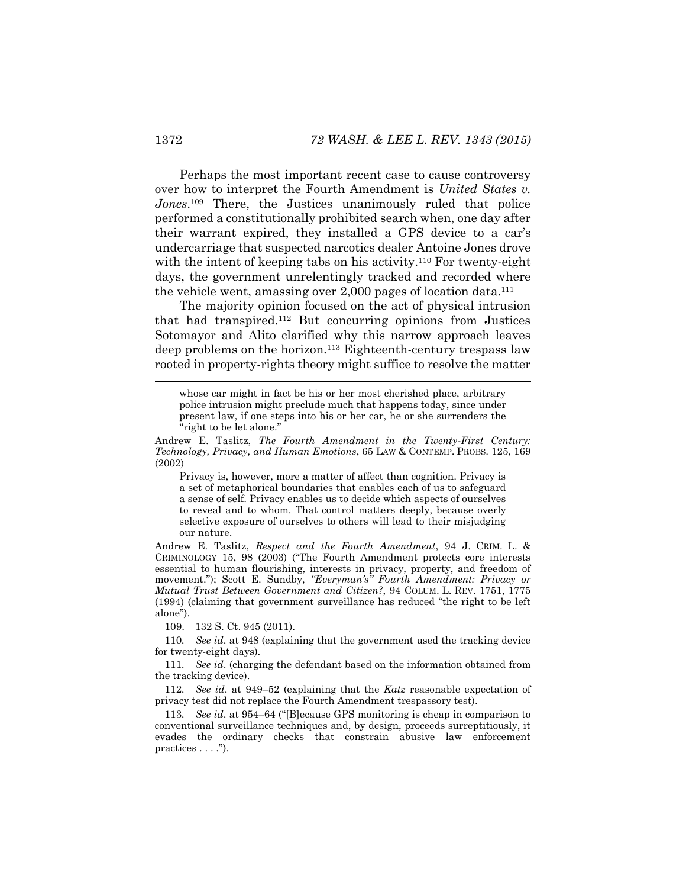Perhaps the most important recent case to cause controversy over how to interpret the Fourth Amendment is *United States v. Jones*.[109] There, the Justices unanimously ruled that police performed a constitutionally prohibited search when, one day after their warrant expired, they installed a GPS device to a car's undercarriage that suspected narcotics dealer Antoine Jones drove with the intent of keeping tabs on his activity.[110] For twenty-eight days, the government unrelentingly tracked and recorded where the vehicle went, amassing over 2,000 pages of location data.[111]

The majority opinion focused on the act of physical intrusion that had transpired.[112] But concurring opinions from Justices Sotomayor and Alito clarified why this narrow approach leaves deep problems on the horizon.[113] Eighteenth-century trespass law rooted in property-rights theory might suffice to resolve the matter

---

> whose car might in fact be his or her most cherished place, arbitrary police intrusion might preclude much that happens today, since under present law, if one steps into his or her car, he or she surrenders the "right to be let alone."

Andrew E. Taslitz, *The Fourth Amendment in the Twenty-First Century: Technology, Privacy, and Human Emotions*, 65 LAW & CONTEMP. PROBS. 125, 169 (2002)

> Privacy is, however, more a matter of affect than cognition. Privacy is a set of metaphorical boundaries that enables each of us to safeguard a sense of self. Privacy enables us to decide which aspects of ourselves to reveal and to whom. That control matters deeply, because overly selective exposure of ourselves to others will lead to their misjudging our nature.

Andrew E. Taslitz, *Respect and the Fourth Amendment*, 94 J. CRIM. L. & CRIMINOLOGY 15, 98 (2003) ("The Fourth Amendment protects core interests essential to human flourishing, interests in privacy, property, and freedom of movement."); Scott E. Sundby, *"Everyman's" Fourth Amendment: Privacy or Mutual Trust Between Government and Citizen?*, 94 COLUM. L. REV. 1751, 1775 (1994) (claiming that government surveillance has reduced "the right to be left alone").

109. 132 S. Ct. 945 (2011).

110. *See id*. at 948 (explaining that the government used the tracking device for twenty-eight days).

111. *See id*. (charging the defendant based on the information obtained from the tracking device).

112. *See id*. at 949–52 (explaining that the *Katz* reasonable expectation of privacy test did not replace the Fourth Amendment trespassory test).

113. *See id*. at 954–64 ("[B]ecause GPS monitoring is cheap in comparison to conventional surveillance techniques and, by design, proceeds surreptitiously, it evades the ordinary checks that constrain abusive law enforcement practices . . . .").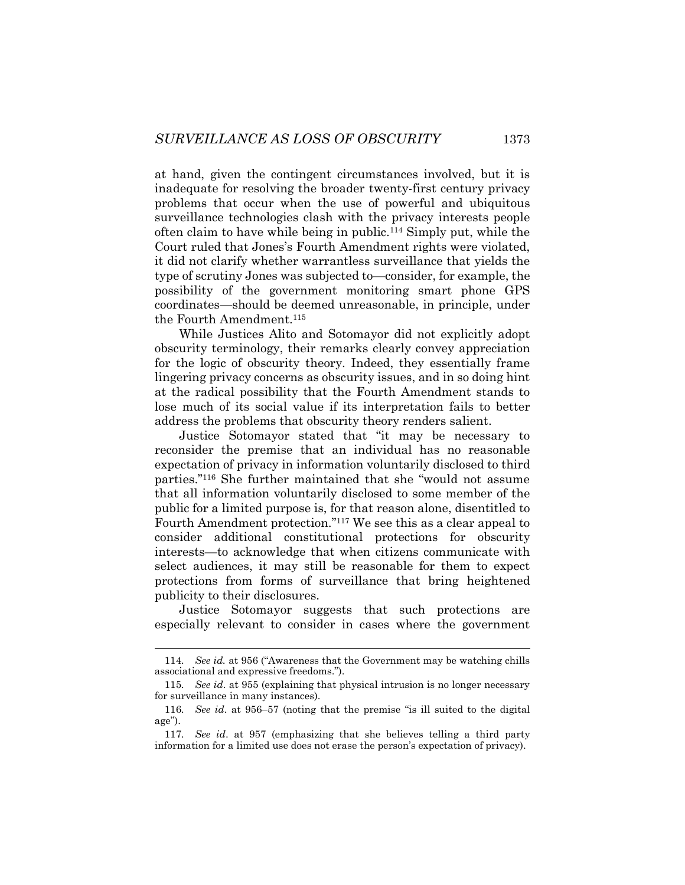at hand, given the contingent circumstances involved, but it is inadequate for resolving the broader twenty-first century privacy problems that occur when the use of powerful and ubiquitous surveillance technologies clash with the privacy interests people often claim to have while being in public.[114] Simply put, while the Court ruled that Jones's Fourth Amendment rights were violated, it did not clarify whether warrantless surveillance that yields the type of scrutiny Jones was subjected to—consider, for example, the possibility of the government monitoring smart phone GPS coordinates—should be deemed unreasonable, in principle, under the Fourth Amendment.[115]

While Justices Alito and Sotomayor did not explicitly adopt obscurity terminology, their remarks clearly convey appreciation for the logic of obscurity theory. Indeed, they essentially frame lingering privacy concerns as obscurity issues, and in so doing hint at the radical possibility that the Fourth Amendment stands to lose much of its social value if its interpretation fails to better address the problems that obscurity theory renders salient.

Justice Sotomayor stated that "it may be necessary to reconsider the premise that an individual has no reasonable expectation of privacy in information voluntarily disclosed to third parties."[116] She further maintained that she "would not assume that all information voluntarily disclosed to some member of the public for a limited purpose is, for that reason alone, disentitled to Fourth Amendment protection."[117] We see this as a clear appeal to consider additional constitutional protections for obscurity interests—to acknowledge that when citizens communicate with select audiences, it may still be reasonable for them to expect protections from forms of surveillance that bring heightened publicity to their disclosures.

Justice Sotomayor suggests that such protections are especially relevant to consider in cases where the government

---

114. *See id.* at 956 ("Awareness that the Government may be watching chills associational and expressive freedoms.").

115. *See id*. at 955 (explaining that physical intrusion is no longer necessary for surveillance in many instances).

116. *See id*. at 956–57 (noting that the premise "is ill suited to the digital age").

117. *See id*. at 957 (emphasizing that she believes telling a third party information for a limited use does not erase the person's expectation of privacy).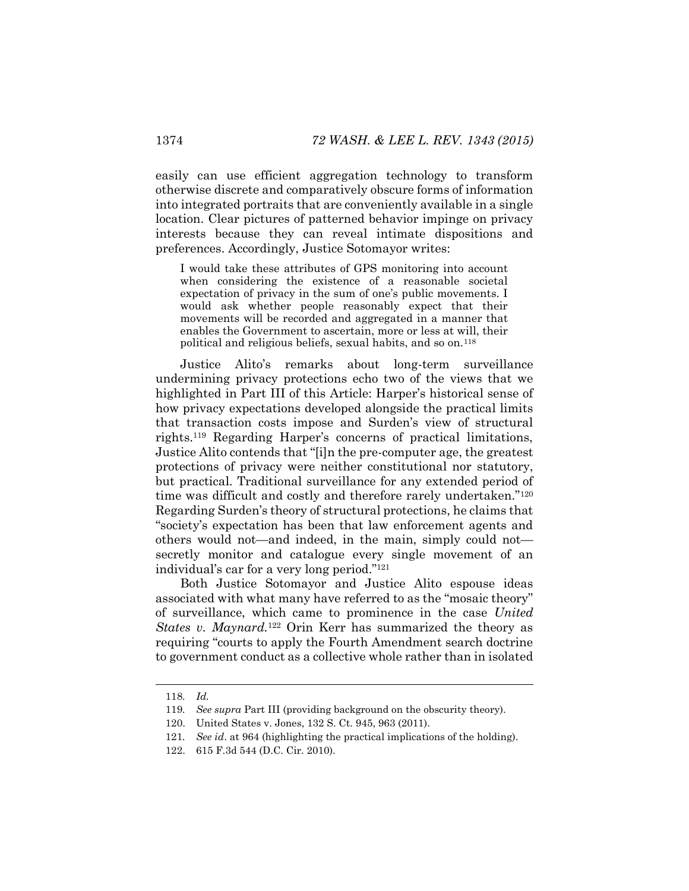easily can use efficient aggregation technology to transform otherwise discrete and comparatively obscure forms of information into integrated portraits that are conveniently available in a single location. Clear pictures of patterned behavior impinge on privacy interests because they can reveal intimate dispositions and preferences. Accordingly, Justice Sotomayor writes:

> I would take these attributes of GPS monitoring into account when considering the existence of a reasonable societal expectation of privacy in the sum of one's public movements. I would ask whether people reasonably expect that their movements will be recorded and aggregated in a manner that enables the Government to ascertain, more or less at will, their political and religious beliefs, sexual habits, and so on.[118]

Justice Alito's remarks about long-term surveillance undermining privacy protections echo two of the views that we highlighted in Part III of this Article: Harper's historical sense of how privacy expectations developed alongside the practical limits that transaction costs impose and Surden's view of structural rights.[119] Regarding Harper's concerns of practical limitations, Justice Alito contends that "[i]n the pre-computer age, the greatest protections of privacy were neither constitutional nor statutory, but practical. Traditional surveillance for any extended period of time was difficult and costly and therefore rarely undertaken."[120] Regarding Surden's theory of structural protections, he claims that "society's expectation has been that law enforcement agents and others would not—and indeed, in the main, simply could not—secretly monitor and catalogue every single movement of an individual's car for a very long period."[121]

Both Justice Sotomayor and Justice Alito espouse ideas associated with what many have referred to as the "mosaic theory" of surveillance, which came to prominence in the case *United States v. Maynard.*[122] Orin Kerr has summarized the theory as requiring "courts to apply the Fourth Amendment search doctrine to government conduct as a collective whole rather than in isolated

---

118. *Id.*

119. *See supra* Part III (providing background on the obscurity theory).

120. United States v. Jones, 132 S. Ct. 945, 963 (2011).

121. *See id*. at 964 (highlighting the practical implications of the holding).

122. 615 F.3d 544 (D.C. Cir. 2010).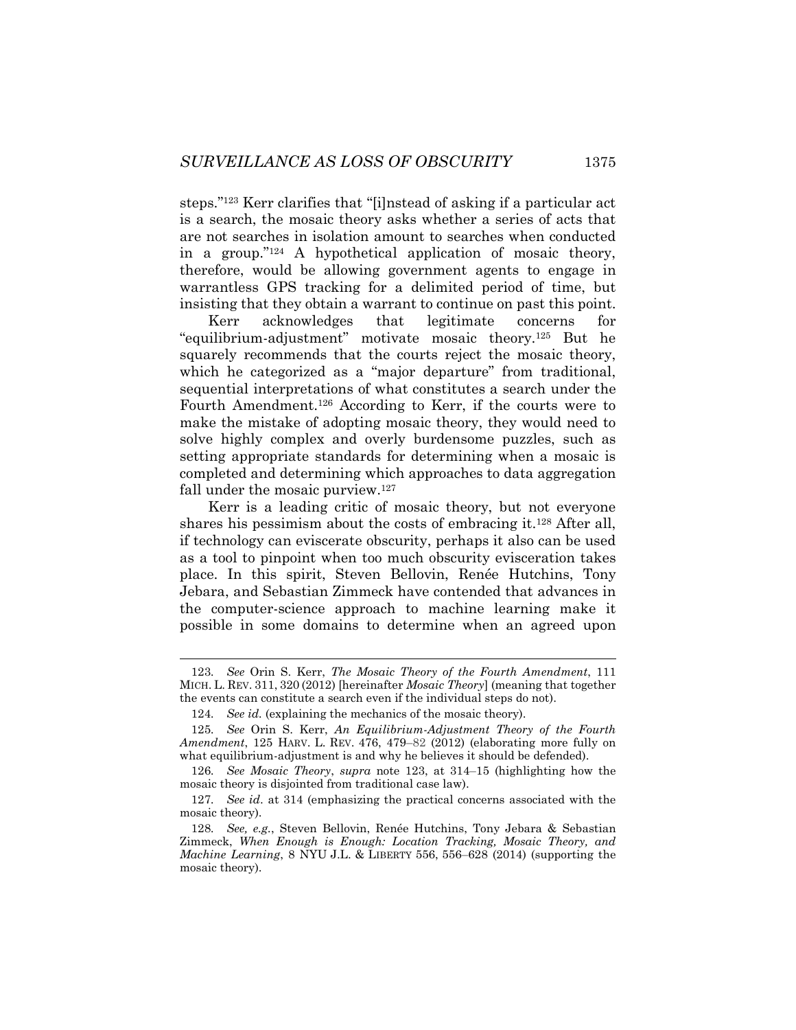steps."[123] Kerr clarifies that "[i]nstead of asking if a particular act is a search, the mosaic theory asks whether a series of acts that are not searches in isolation amount to searches when conducted in a group."[124] A hypothetical application of mosaic theory, therefore, would be allowing government agents to engage in warrantless GPS tracking for a delimited period of time, but insisting that they obtain a warrant to continue on past this point.

Kerr acknowledges that legitimate concerns for "equilibrium-adjustment" motivate mosaic theory.[125] But he squarely recommends that the courts reject the mosaic theory, which he categorized as a "major departure" from traditional, sequential interpretations of what constitutes a search under the Fourth Amendment.[126] According to Kerr, if the courts were to make the mistake of adopting mosaic theory, they would need to solve highly complex and overly burdensome puzzles, such as setting appropriate standards for determining when a mosaic is completed and determining which approaches to data aggregation fall under the mosaic purview.[127]

Kerr is a leading critic of mosaic theory, but not everyone shares his pessimism about the costs of embracing it.[128] After all, if technology can eviscerate obscurity, perhaps it also can be used as a tool to pinpoint when too much obscurity evisceration takes place. In this spirit, Steven Bellovin, Renée Hutchins, Tony Jebara, and Sebastian Zimmeck have contended that advances in the computer-science approach to machine learning make it possible in some domains to determine when an agreed upon

---

123. *See* Orin S. Kerr, *The Mosaic Theory of the Fourth Amendment*, 111 MICH. L. REV. 311, 320 (2012) [hereinafter *Mosaic Theory*] (meaning that together the events can constitute a search even if the individual steps do not).

124. *See id.* (explaining the mechanics of the mosaic theory).

125. *See* Orin S. Kerr, *An Equilibrium-Adjustment Theory of the Fourth Amendment*, 125 HARV. L. REV. 476, 479–82 (2012) (elaborating more fully on what equilibrium-adjustment is and why he believes it should be defended).

126. *See Mosaic Theory*, *supra* note 123, at 314–15 (highlighting how the mosaic theory is disjointed from traditional case law).

127. *See id*. at 314 (emphasizing the practical concerns associated with the mosaic theory).

128. *See, e.g.*, Steven Bellovin, Renée Hutchins, Tony Jebara & Sebastian Zimmeck, *When Enough is Enough: Location Tracking, Mosaic Theory, and Machine Learning*, 8 NYU J.L. & LIBERTY 556, 556–628 (2014) (supporting the mosaic theory).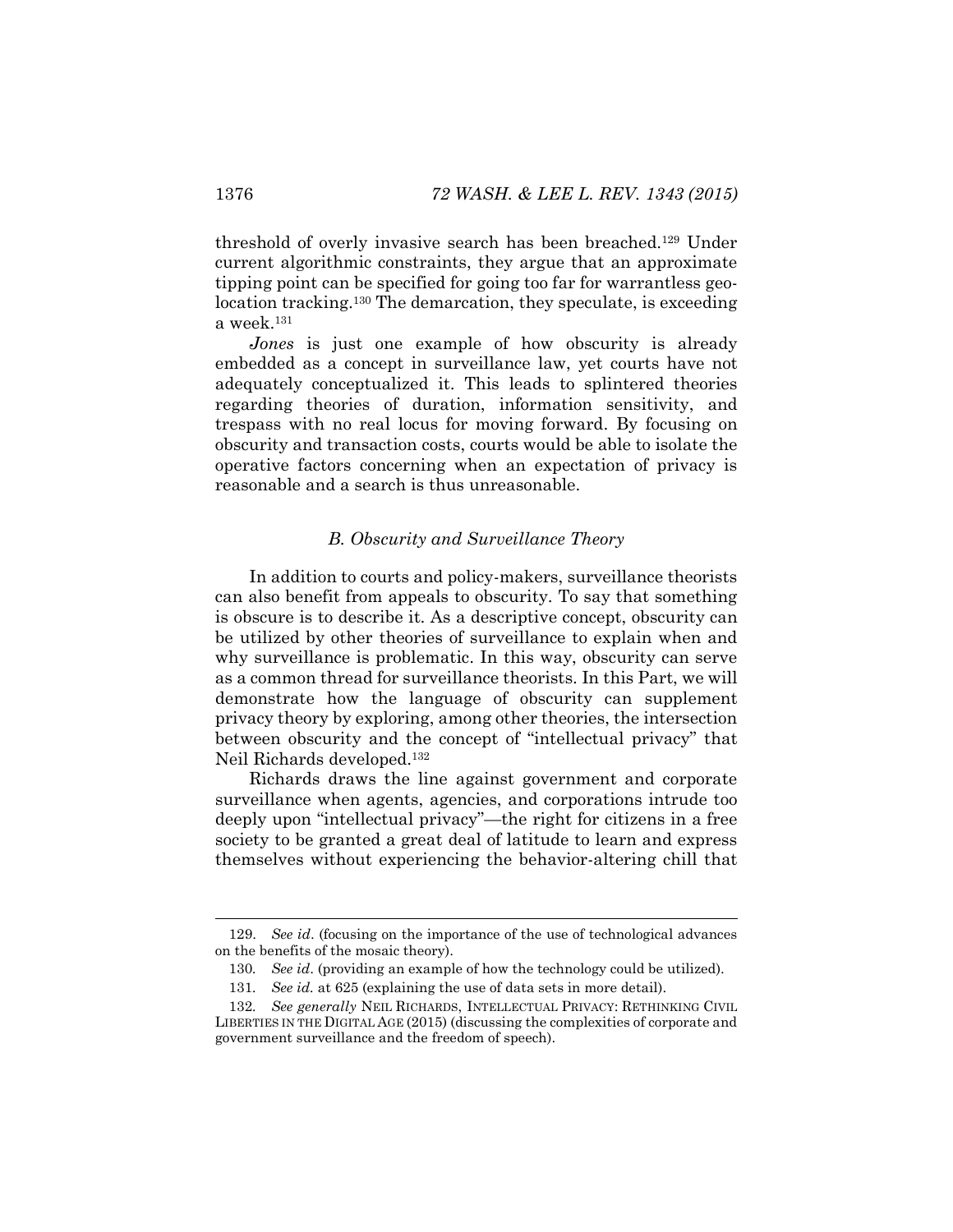threshold of overly invasive search has been breached.[129] Under current algorithmic constraints, they argue that an approximate tipping point can be specified for going too far for warrantless geo-location tracking.[130] The demarcation, they speculate, is exceeding a week.[131]

*Jones* is just one example of how obscurity is already embedded as a concept in surveillance law, yet courts have not adequately conceptualized it. This leads to splintered theories regarding theories of duration, information sensitivity, and trespass with no real locus for moving forward. By focusing on obscurity and transaction costs, courts would be able to isolate the operative factors concerning when an expectation of privacy is reasonable and a search is thus unreasonable.

### *B. Obscurity and Surveillance Theory*

In addition to courts and policy-makers, surveillance theorists can also benefit from appeals to obscurity. To say that something is obscure is to describe it. As a descriptive concept, obscurity can be utilized by other theories of surveillance to explain when and why surveillance is problematic. In this way, obscurity can serve as a common thread for surveillance theorists. In this Part, we will demonstrate how the language of obscurity can supplement privacy theory by exploring, among other theories, the intersection between obscurity and the concept of "intellectual privacy" that Neil Richards developed.[132]

Richards draws the line against government and corporate surveillance when agents, agencies, and corporations intrude too deeply upon "intellectual privacy"—the right for citizens in a free society to be granted a great deal of latitude to learn and express themselves without experiencing the behavior-altering chill that

---

129. *See id.* (focusing on the importance of the use of technological advances on the benefits of the mosaic theory).

130. *See id.* (providing an example of how the technology could be utilized).

131. *See id.* at 625 (explaining the use of data sets in more detail).

132. *See generally* NEIL RICHARDS, INTELLECTUAL PRIVACY: RETHINKING CIVIL LIBERTIES IN THE DIGITAL AGE (2015) (discussing the complexities of corporate and government surveillance and the freedom of speech).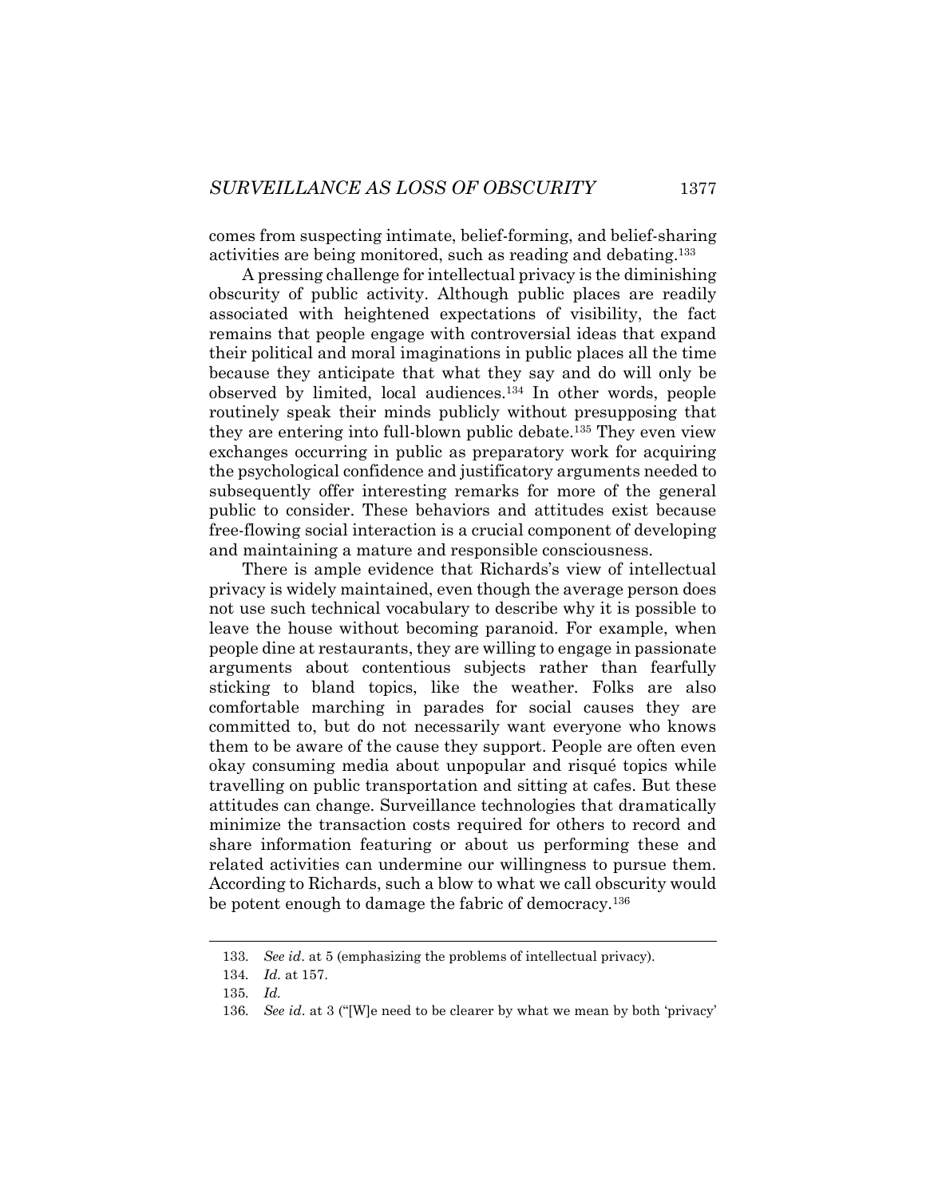comes from suspecting intimate, belief-forming, and belief-sharing activities are being monitored, such as reading and debating.[133]

A pressing challenge for intellectual privacy is the diminishing obscurity of public activity. Although public places are readily associated with heightened expectations of visibility, the fact remains that people engage with controversial ideas that expand their political and moral imaginations in public places all the time because they anticipate that what they say and do will only be observed by limited, local audiences.[134] In other words, people routinely speak their minds publicly without presupposing that they are entering into full-blown public debate.[135] They even view exchanges occurring in public as preparatory work for acquiring the psychological confidence and justificatory arguments needed to subsequently offer interesting remarks for more of the general public to consider. These behaviors and attitudes exist because free-flowing social interaction is a crucial component of developing and maintaining a mature and responsible consciousness.

There is ample evidence that Richards's view of intellectual privacy is widely maintained, even though the average person does not use such technical vocabulary to describe why it is possible to leave the house without becoming paranoid. For example, when people dine at restaurants, they are willing to engage in passionate arguments about contentious subjects rather than fearfully sticking to bland topics, like the weather. Folks are also comfortable marching in parades for social causes they are committed to, but do not necessarily want everyone who knows them to be aware of the cause they support. People are often even okay consuming media about unpopular and risqué topics while travelling on public transportation and sitting at cafes. But these attitudes can change. Surveillance technologies that dramatically minimize the transaction costs required for others to record and share information featuring or about us performing these and related activities can undermine our willingness to pursue them. According to Richards, such a blow to what we call obscurity would be potent enough to damage the fabric of democracy.[136]

---

133. *See id*. at 5 (emphasizing the problems of intellectual privacy).

134. *Id.* at 157.

135. *Id.*

136. *See id*. at 3 ("[W]e need to be clearer by what we mean by both 'privacy'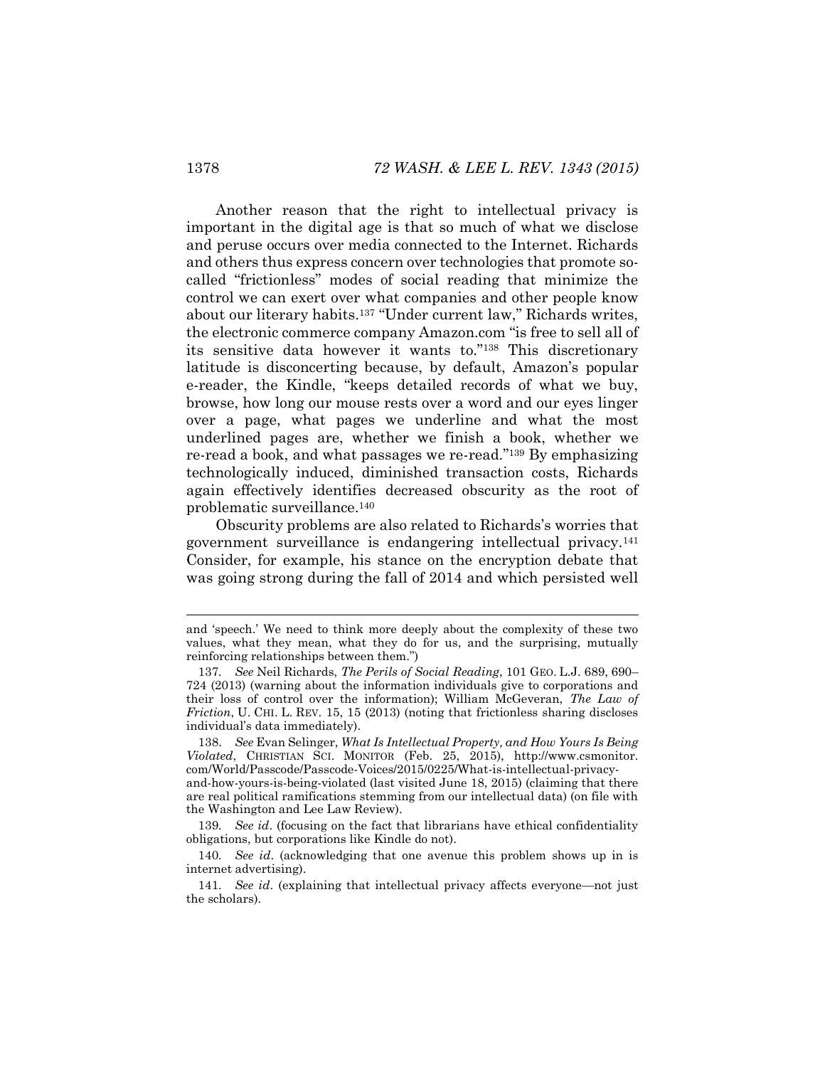Another reason that the right to intellectual privacy is important in the digital age is that so much of what we disclose and peruse occurs over media connected to the Internet. Richards and others thus express concern over technologies that promote so-called "frictionless" modes of social reading that minimize the control we can exert over what companies and other people know about our literary habits.[137] "Under current law," Richards writes, the electronic commerce company Amazon.com "is free to sell all of its sensitive data however it wants to."[138] This discretionary latitude is disconcerting because, by default, Amazon's popular e-reader, the Kindle, "keeps detailed records of what we buy, browse, how long our mouse rests over a word and our eyes linger over a page, what pages we underline and what the most underlined pages are, whether we finish a book, whether we re-read a book, and what passages we re-read."[139] By emphasizing technologically induced, diminished transaction costs, Richards again effectively identifies decreased obscurity as the root of problematic surveillance.[140]

Obscurity problems are also related to Richards's worries that government surveillance is endangering intellectual privacy.[141] Consider, for example, his stance on the encryption debate that was going strong during the fall of 2014 and which persisted well

---

and 'speech.' We need to think more deeply about the complexity of these two values, what they mean, what they do for us, and the surprising, mutually reinforcing relationships between them.")

137. *See* Neil Richards, *The Perils of Social Reading*, 101 GEO. L.J. 689, 690–724 (2013) (warning about the information individuals give to corporations and their loss of control over the information); William McGeveran, *The Law of Friction*, U. CHI. L. REV. 15, 15 (2013) (noting that frictionless sharing discloses individual's data immediately).

138. *See* Evan Selinger, *What Is Intellectual Property, and How Yours Is Being Violated*, CHRISTIAN SCI. MONITOR (Feb. 25, 2015), http://www.csmonitor.com/World/Passcode/Passcode-Voices/2015/0225/What-is-intellectual-privacy-and-how-yours-is-being-violated (last visited June 18, 2015) (claiming that there are real political ramifications stemming from our intellectual data) (on file with the Washington and Lee Law Review).

139. *See id*. (focusing on the fact that librarians have ethical confidentiality obligations, but corporations like Kindle do not).

140. *See id*. (acknowledging that one avenue this problem shows up in is internet advertising).

141. *See id*. (explaining that intellectual privacy affects everyone—not just the scholars).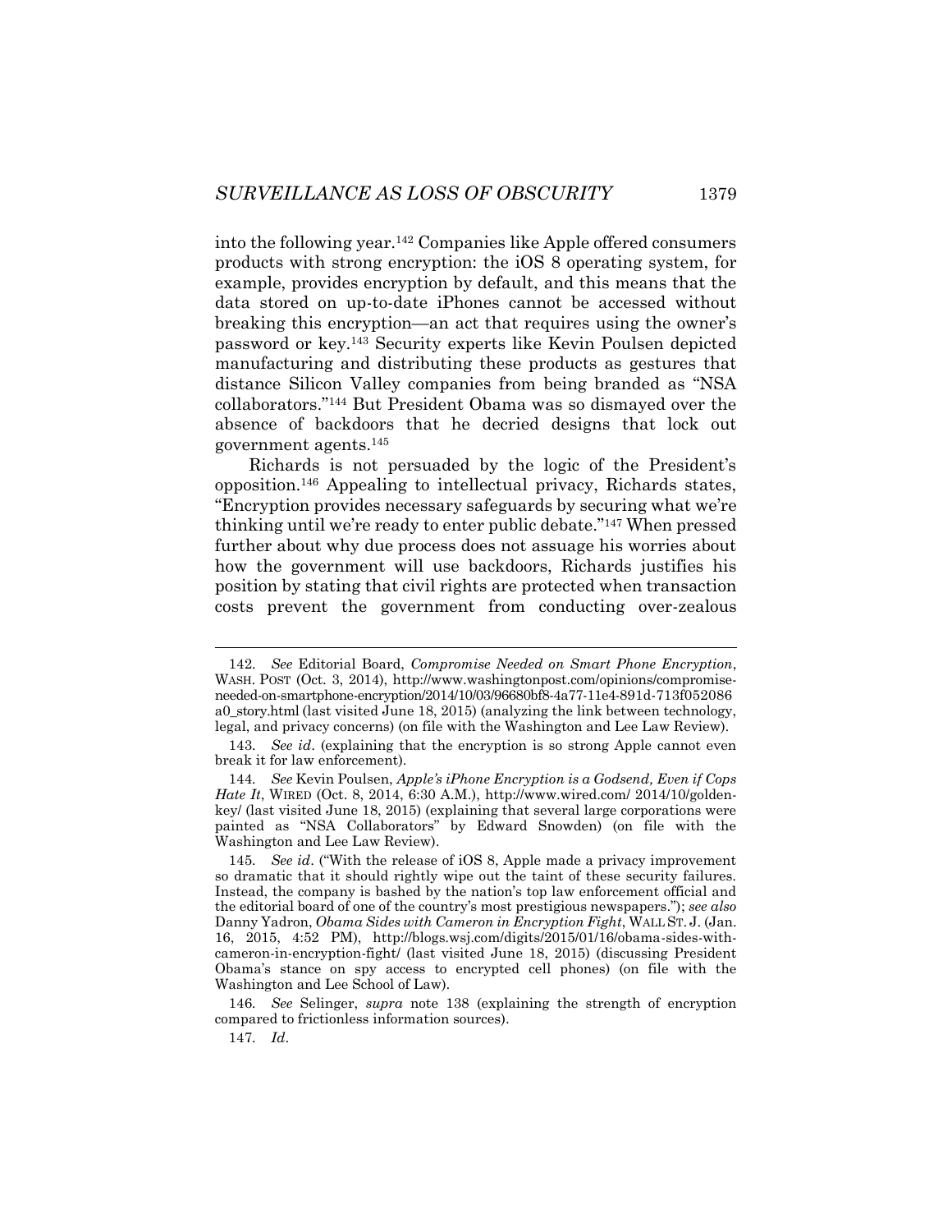into the following year.[142] Companies like Apple offered consumers products with strong encryption: the iOS 8 operating system, for example, provides encryption by default, and this means that the data stored on up-to-date iPhones cannot be accessed without breaking this encryption—an act that requires using the owner's password or key.[143] Security experts like Kevin Poulsen depicted manufacturing and distributing these products as gestures that distance Silicon Valley companies from being branded as "NSA collaborators."[144] But President Obama was so dismayed over the absence of backdoors that he decried designs that lock out government agents.[145]

Richards is not persuaded by the logic of the President's opposition.[146] Appealing to intellectual privacy, Richards states, "Encryption provides necessary safeguards by securing what we're thinking until we're ready to enter public debate."[147] When pressed further about why due process does not assuage his worries about how the government will use backdoors, Richards justifies his position by stating that civil rights are protected when transaction costs prevent the government from conducting over-zealous

---

142. *See* Editorial Board, *Compromise Needed on Smart Phone Encryption*, WASH. POST (Oct. 3, 2014), http://www.washingtonpost.com/opinions/compromise-needed-on-smartphone-encryption/2014/10/03/96680bf8-4a77-11e4-891d-713f052086a0_story.html (last visited June 18, 2015) (analyzing the link between technology, legal, and privacy concerns) (on file with the Washington and Lee Law Review).

143. *See id*. (explaining that the encryption is so strong Apple cannot even break it for law enforcement).

144. *See* Kevin Poulsen, *Apple's iPhone Encryption is a Godsend, Even if Cops Hate It*, WIRED (Oct. 8, 2014, 6:30 A.M.), http://www.wired.com/ 2014/10/golden-key/ (last visited June 18, 2015) (explaining that several large corporations were painted as "NSA Collaborators" by Edward Snowden) (on file with the Washington and Lee Law Review).

145. *See id*. ("With the release of iOS 8, Apple made a privacy improvement so dramatic that it should rightly wipe out the taint of these security failures. Instead, the company is bashed by the nation's top law enforcement official and the editorial board of one of the country's most prestigious newspapers."); *see also* Danny Yadron, *Obama Sides with Cameron in Encryption Fight*, WALL ST. J. (Jan. 16, 2015, 4:52 PM), http://blogs.wsj.com/digits/2015/01/16/obama-sides-with-cameron-in-encryption-fight/ (last visited June 18, 2015) (discussing President Obama's stance on spy access to encrypted cell phones) (on file with the Washington and Lee School of Law).

146. *See* Selinger, *supra* note 138 (explaining the strength of encryption compared to frictionless information sources).

147. *Id*.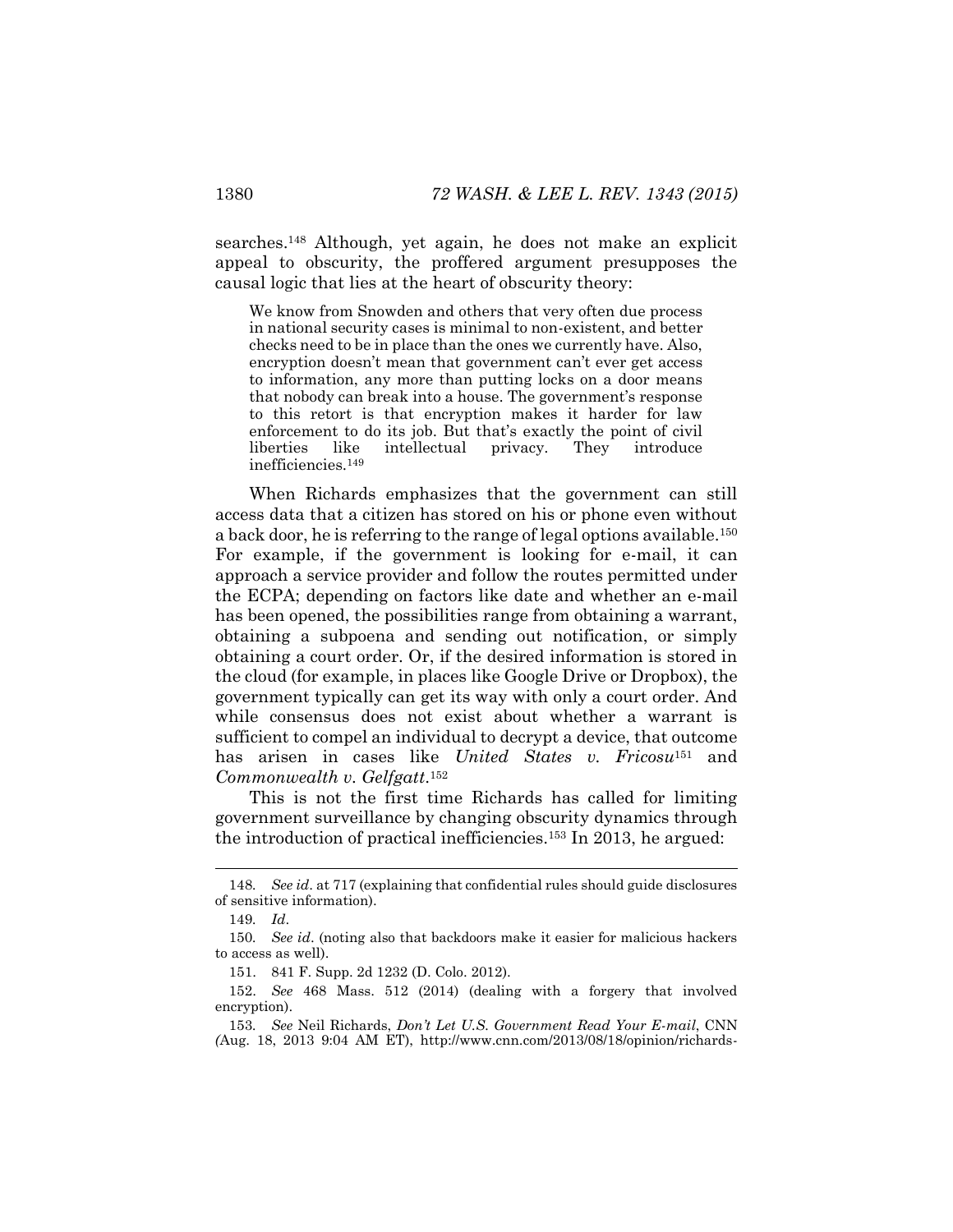searches.[148] Although, yet again, he does not make an explicit appeal to obscurity, the proffered argument presupposes the causal logic that lies at the heart of obscurity theory:

> We know from Snowden and others that very often due process in national security cases is minimal to non-existent, and better checks need to be in place than the ones we currently have. Also, encryption doesn't mean that government can't ever get access to information, any more than putting locks on a door means that nobody can break into a house. The government's response to this retort is that encryption makes it harder for law enforcement to do its job. But that's exactly the point of civil liberties like intellectual privacy. They introduce inefficiencies.[149]

When Richards emphasizes that the government can still access data that a citizen has stored on his or phone even without a back door, he is referring to the range of legal options available.[150] For example, if the government is looking for e-mail, it can approach a service provider and follow the routes permitted under the ECPA; depending on factors like date and whether an e-mail has been opened, the possibilities range from obtaining a warrant, obtaining a subpoena and sending out notification, or simply obtaining a court order. Or, if the desired information is stored in the cloud (for example, in places like Google Drive or Dropbox), the government typically can get its way with only a court order. And while consensus does not exist about whether a warrant is sufficient to compel an individual to decrypt a device, that outcome has arisen in cases like *United States v. Fricosu*[151] and *Commonwealth v. Gelfgatt*.[152]

This is not the first time Richards has called for limiting government surveillance by changing obscurity dynamics through the introduction of practical inefficiencies.[153] In 2013, he argued:

---

148. *See id*. at 717 (explaining that confidential rules should guide disclosures of sensitive information).

149. *Id*.

150. *See id*. (noting also that backdoors make it easier for malicious hackers to access as well).

151. 841 F. Supp. 2d 1232 (D. Colo. 2012).

152. *See* 468 Mass. 512 (2014) (dealing with a forgery that involved encryption).

153. *See* Neil Richards, *Don't Let U.S. Government Read Your E-mail*, CNN (Aug. 18, 2013 9:04 AM ET), http://www.cnn.com/2013/08/18/opinion/richards-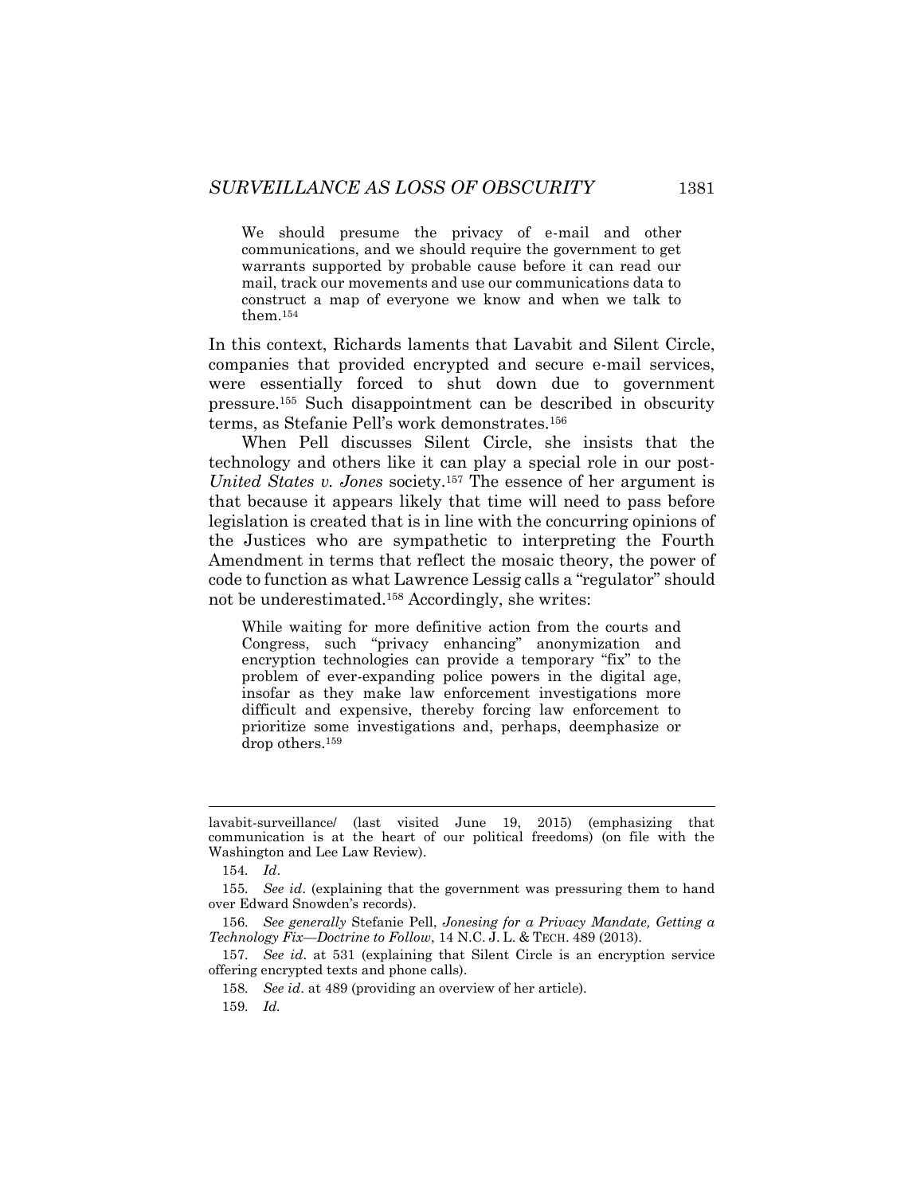> We should presume the privacy of e-mail and other communications, and we should require the government to get warrants supported by probable cause before it can read our mail, track our movements and use our communications data to construct a map of everyone we know and when we talk to them.[154]

In this context, Richards laments that Lavabit and Silent Circle, companies that provided encrypted and secure e-mail services, were essentially forced to shut down due to government pressure.[155] Such disappointment can be described in obscurity terms, as Stefanie Pell's work demonstrates.[156]

When Pell discusses Silent Circle, she insists that the technology and others like it can play a special role in our post-*United States v. Jones* society.[157] The essence of her argument is that because it appears likely that time will need to pass before legislation is created that is in line with the concurring opinions of the Justices who are sympathetic to interpreting the Fourth Amendment in terms that reflect the mosaic theory, the power of code to function as what Lawrence Lessig calls a "regulator" should not be underestimated.[158] Accordingly, she writes:

> While waiting for more definitive action from the courts and Congress, such "privacy enhancing" anonymization and encryption technologies can provide a temporary "fix" to the problem of ever-expanding police powers in the digital age, insofar as they make law enforcement investigations more difficult and expensive, thereby forcing law enforcement to prioritize some investigations and, perhaps, deemphasize or drop others.[159]

---

lavabit-surveillance/ (last visited June 19, 2015) (emphasizing that communication is at the heart of our political freedoms) (on file with the Washington and Lee Law Review).

154. *Id*.

155. *See id*. (explaining that the government was pressuring them to hand over Edward Snowden's records).

156. *See generally* Stefanie Pell, *Jonesing for a Privacy Mandate, Getting a Technology Fix—Doctrine to Follow*, 14 N.C. J. L. & TECH. 489 (2013).

157. *See id*. at 531 (explaining that Silent Circle is an encryption service offering encrypted texts and phone calls).

158. *See id*. at 489 (providing an overview of her article).

159. *Id.*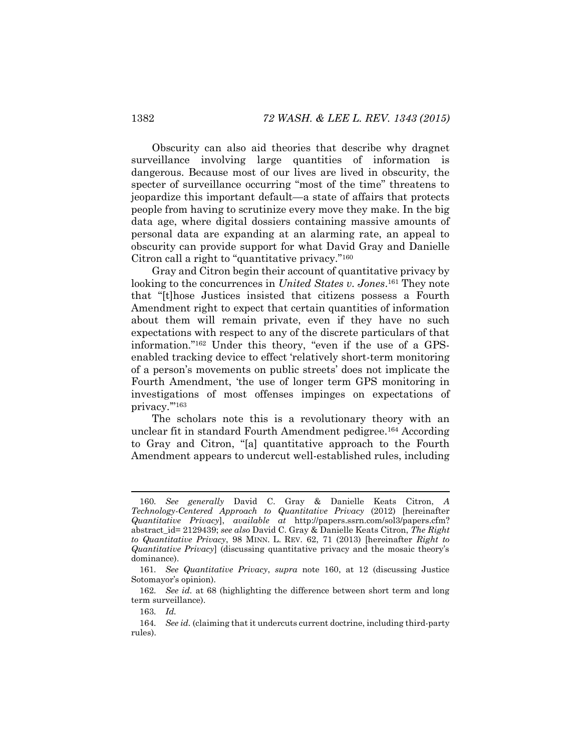Obscurity can also aid theories that describe why dragnet surveillance involving large quantities of information is dangerous. Because most of our lives are lived in obscurity, the specter of surveillance occurring "most of the time" threatens to jeopardize this important default—a state of affairs that protects people from having to scrutinize every move they make. In the big data age, where digital dossiers containing massive amounts of personal data are expanding at an alarming rate, an appeal to obscurity can provide support for what David Gray and Danielle Citron call a right to "quantitative privacy."[160]

Gray and Citron begin their account of quantitative privacy by looking to the concurrences in *United States v. Jones*.[161] They note that "[t]hose Justices insisted that citizens possess a Fourth Amendment right to expect that certain quantities of information about them will remain private, even if they have no such expectations with respect to any of the discrete particulars of that information."[162] Under this theory, "even if the use of a GPS-enabled tracking device to effect 'relatively short-term monitoring of a person's movements on public streets' does not implicate the Fourth Amendment, 'the use of longer term GPS monitoring in investigations of most offenses impinges on expectations of privacy.'"[163]

The scholars note this is a revolutionary theory with an unclear fit in standard Fourth Amendment pedigree.[164] According to Gray and Citron, "[a] quantitative approach to the Fourth Amendment appears to undercut well-established rules, including

---

160. *See generally* David C. Gray & Danielle Keats Citron, *A Technology-Centered Approach to Quantitative Privacy* (2012) [hereinafter *Quantitative Privacy*], *available at* http://papers.ssrn.com/sol3/papers.cfm?abstract_id= 2129439; *see also* David C. Gray & Danielle Keats Citron, *The Right to Quantitative Privacy*, 98 MINN. L. REV. 62, 71 (2013) [hereinafter *Right to Quantitative Privacy*] (discussing quantitative privacy and the mosaic theory's dominance).

161. *See Quantitative Privacy*, *supra* note 160, at 12 (discussing Justice Sotomayor's opinion).

162. *See id.* at 68 (highlighting the difference between short term and long term surveillance).

163. *Id.*

164. *See id.* (claiming that it undercuts current doctrine, including third-party rules).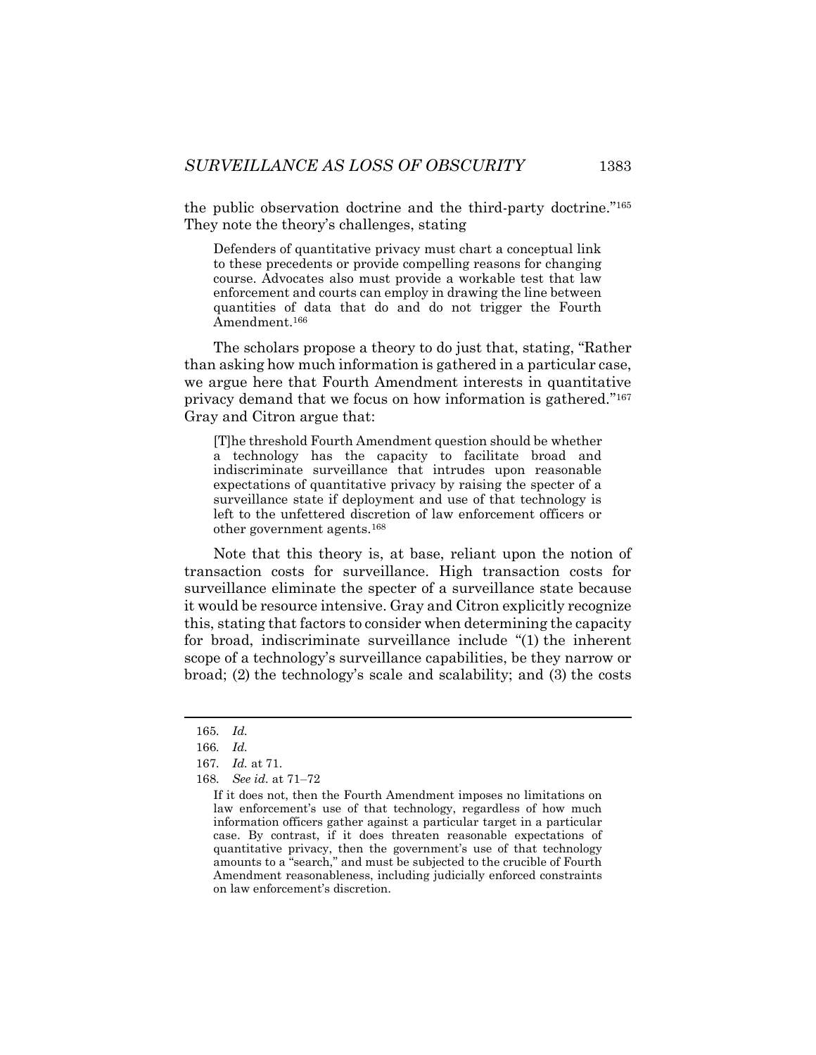the public observation doctrine and the third-party doctrine."[165] They note the theory's challenges, stating

> Defenders of quantitative privacy must chart a conceptual link to these precedents or provide compelling reasons for changing course. Advocates also must provide a workable test that law enforcement and courts can employ in drawing the line between quantities of data that do and do not trigger the Fourth Amendment.[166]

The scholars propose a theory to do just that, stating, "Rather than asking how much information is gathered in a particular case, we argue here that Fourth Amendment interests in quantitative privacy demand that we focus on how information is gathered."[167] Gray and Citron argue that:

> [T]he threshold Fourth Amendment question should be whether a technology has the capacity to facilitate broad and indiscriminate surveillance that intrudes upon reasonable expectations of quantitative privacy by raising the specter of a surveillance state if deployment and use of that technology is left to the unfettered discretion of law enforcement officers or other government agents.[168]

Note that this theory is, at base, reliant upon the notion of transaction costs for surveillance. High transaction costs for surveillance eliminate the specter of a surveillance state because it would be resource intensive. Gray and Citron explicitly recognize this, stating that factors to consider when determining the capacity for broad, indiscriminate surveillance include "(1) the inherent scope of a technology's surveillance capabilities, be they narrow or broad; (2) the technology's scale and scalability; and (3) the costs

---

165. *Id.*

166. *Id.*

167. *Id.* at 71.

168. *See id.* at 71–72

> If it does not, then the Fourth Amendment imposes no limitations on law enforcement's use of that technology, regardless of how much information officers gather against a particular target in a particular case. By contrast, if it does threaten reasonable expectations of quantitative privacy, then the government's use of that technology amounts to a "search," and must be subjected to the crucible of Fourth Amendment reasonableness, including judicially enforced constraints on law enforcement's discretion.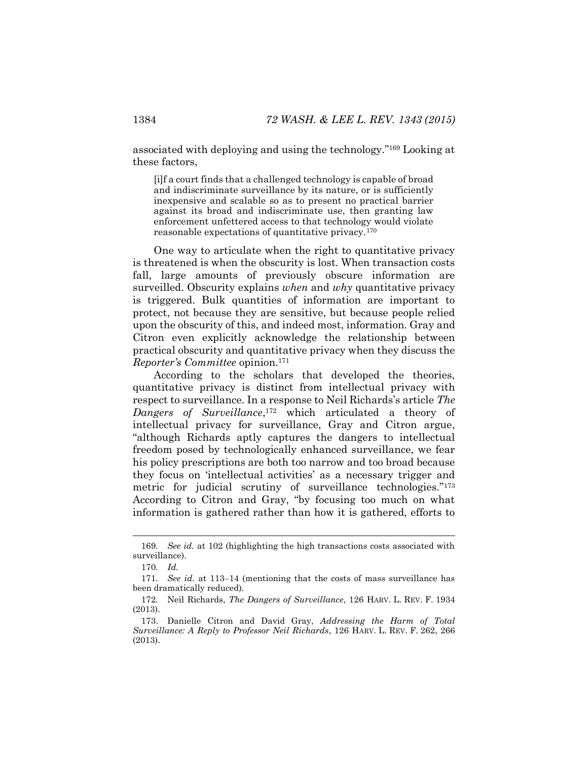associated with deploying and using the technology."[169] Looking at these factors,

> [i]f a court finds that a challenged technology is capable of broad and indiscriminate surveillance by its nature, or is sufficiently inexpensive and scalable so as to present no practical barrier against its broad and indiscriminate use, then granting law enforcement unfettered access to that technology would violate reasonable expectations of quantitative privacy.[170]

One way to articulate when the right to quantitative privacy is threatened is when the obscurity is lost. When transaction costs fall, large amounts of previously obscure information are surveilled. Obscurity explains *when* and *why* quantitative privacy is triggered. Bulk quantities of information are important to protect, not because they are sensitive, but because people relied upon the obscurity of this, and indeed most, information. Gray and Citron even explicitly acknowledge the relationship between practical obscurity and quantitative privacy when they discuss the *Reporter's Committee* opinion.[171]

According to the scholars that developed the theories, quantitative privacy is distinct from intellectual privacy with respect to surveillance. In a response to Neil Richards's article *The Dangers of Surveillance*,[172] which articulated a theory of intellectual privacy for surveillance, Gray and Citron argue, "although Richards aptly captures the dangers to intellectual freedom posed by technologically enhanced surveillance, we fear his policy prescriptions are both too narrow and too broad because they focus on 'intellectual activities' as a necessary trigger and metric for judicial scrutiny of surveillance technologies."[173] According to Citron and Gray, "by focusing too much on what information is gathered rather than how it is gathered, efforts to

---

169. *See id.* at 102 (highlighting the high transactions costs associated with surveillance).

170. *Id.*

171. *See id.* at 113–14 (mentioning that the costs of mass surveillance has been dramatically reduced).

172. Neil Richards, *The Dangers of Surveillance*, 126 HARV. L. REV. F. 1934 (2013).

173. Danielle Citron and David Gray, *Addressing the Harm of Total Surveillance: A Reply to Professor Neil Richards*, 126 HARV. L. REV. F. 262, 266 (2013).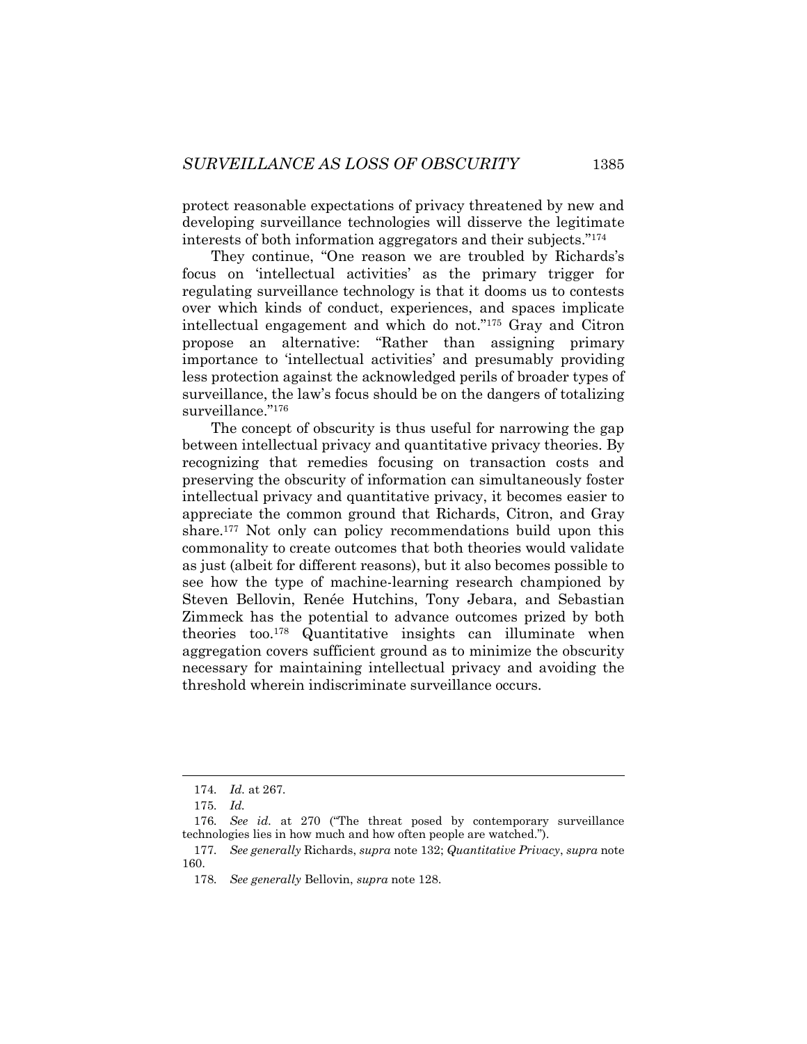protect reasonable expectations of privacy threatened by new and developing surveillance technologies will disserve the legitimate interests of both information aggregators and their subjects."[174]

They continue, "One reason we are troubled by Richards's focus on 'intellectual activities' as the primary trigger for regulating surveillance technology is that it dooms us to contests over which kinds of conduct, experiences, and spaces implicate intellectual engagement and which do not."[175] Gray and Citron propose an alternative: "Rather than assigning primary importance to 'intellectual activities' and presumably providing less protection against the acknowledged perils of broader types of surveillance, the law's focus should be on the dangers of totalizing surveillance."[176]

The concept of obscurity is thus useful for narrowing the gap between intellectual privacy and quantitative privacy theories. By recognizing that remedies focusing on transaction costs and preserving the obscurity of information can simultaneously foster intellectual privacy and quantitative privacy, it becomes easier to appreciate the common ground that Richards, Citron, and Gray share.[177] Not only can policy recommendations build upon this commonality to create outcomes that both theories would validate as just (albeit for different reasons), but it also becomes possible to see how the type of machine-learning research championed by Steven Bellovin, Renée Hutchins, Tony Jebara, and Sebastian Zimmeck has the potential to advance outcomes prized by both theories too.[178] Quantitative insights can illuminate when aggregation covers sufficient ground as to minimize the obscurity necessary for maintaining intellectual privacy and avoiding the threshold wherein indiscriminate surveillance occurs.

---

174. *Id.* at 267.

175. *Id.*

176. *See id.* at 270 ("The threat posed by contemporary surveillance technologies lies in how much and how often people are watched.").

177. *See generally* Richards, *supra* note 132; *Quantitative Privacy*, *supra* note 160.

178. *See generally* Bellovin, *supra* note 128.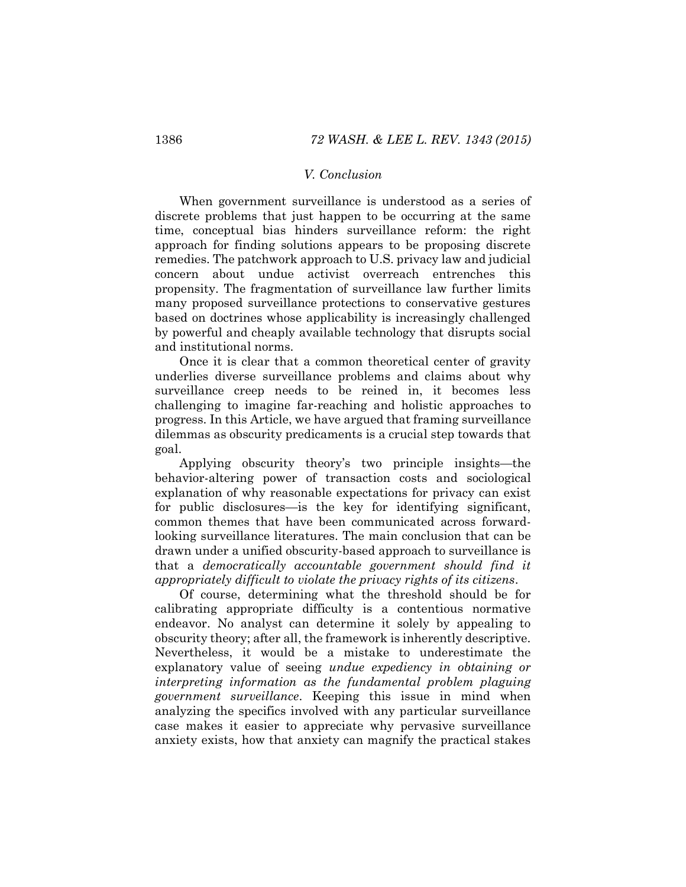### V. Conclusion

When government surveillance is understood as a series of discrete problems that just happen to be occurring at the same time, conceptual bias hinders surveillance reform: the right approach for finding solutions appears to be proposing discrete remedies. The patchwork approach to U.S. privacy law and judicial concern about undue activist overreach entrenches this propensity. The fragmentation of surveillance law further limits many proposed surveillance protections to conservative gestures based on doctrines whose applicability is increasingly challenged by powerful and cheaply available technology that disrupts social and institutional norms.

Once it is clear that a common theoretical center of gravity underlies diverse surveillance problems and claims about why surveillance creep needs to be reined in, it becomes less challenging to imagine far-reaching and holistic approaches to progress. In this Article, we have argued that framing surveillance dilemmas as obscurity predicaments is a crucial step towards that goal.

Applying obscurity theory's two principle insights—the behavior-altering power of transaction costs and sociological explanation of why reasonable expectations for privacy can exist for public disclosures—is the key for identifying significant, common themes that have been communicated across forward-looking surveillance literatures. The main conclusion that can be drawn under a unified obscurity-based approach to surveillance is that a *democratically accountable government should find it appropriately difficult to violate the privacy rights of its citizens*.

Of course, determining what the threshold should be for calibrating appropriate difficulty is a contentious normative endeavor. No analyst can determine it solely by appealing to obscurity theory; after all, the framework is inherently descriptive. Nevertheless, it would be a mistake to underestimate the explanatory value of seeing *undue expediency in obtaining or interpreting information as the fundamental problem plaguing government surveillance*. Keeping this issue in mind when analyzing the specifics involved with any particular surveillance case makes it easier to appreciate why pervasive surveillance anxiety exists, how that anxiety can magnify the practical stakes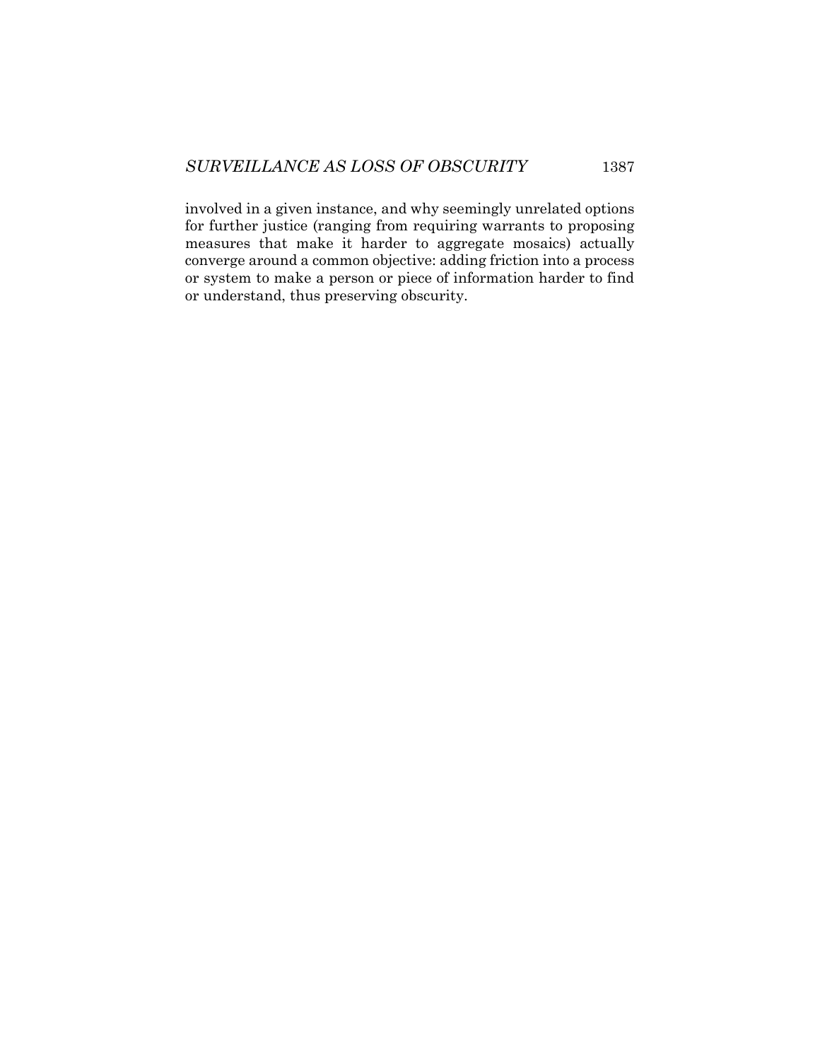involved in a given instance, and why seemingly unrelated options for further justice (ranging from requiring warrants to proposing measures that make it harder to aggregate mosaics) actually converge around a common objective: adding friction into a process or system to make a person or piece of information harder to find or understand, thus preserving obscurity.